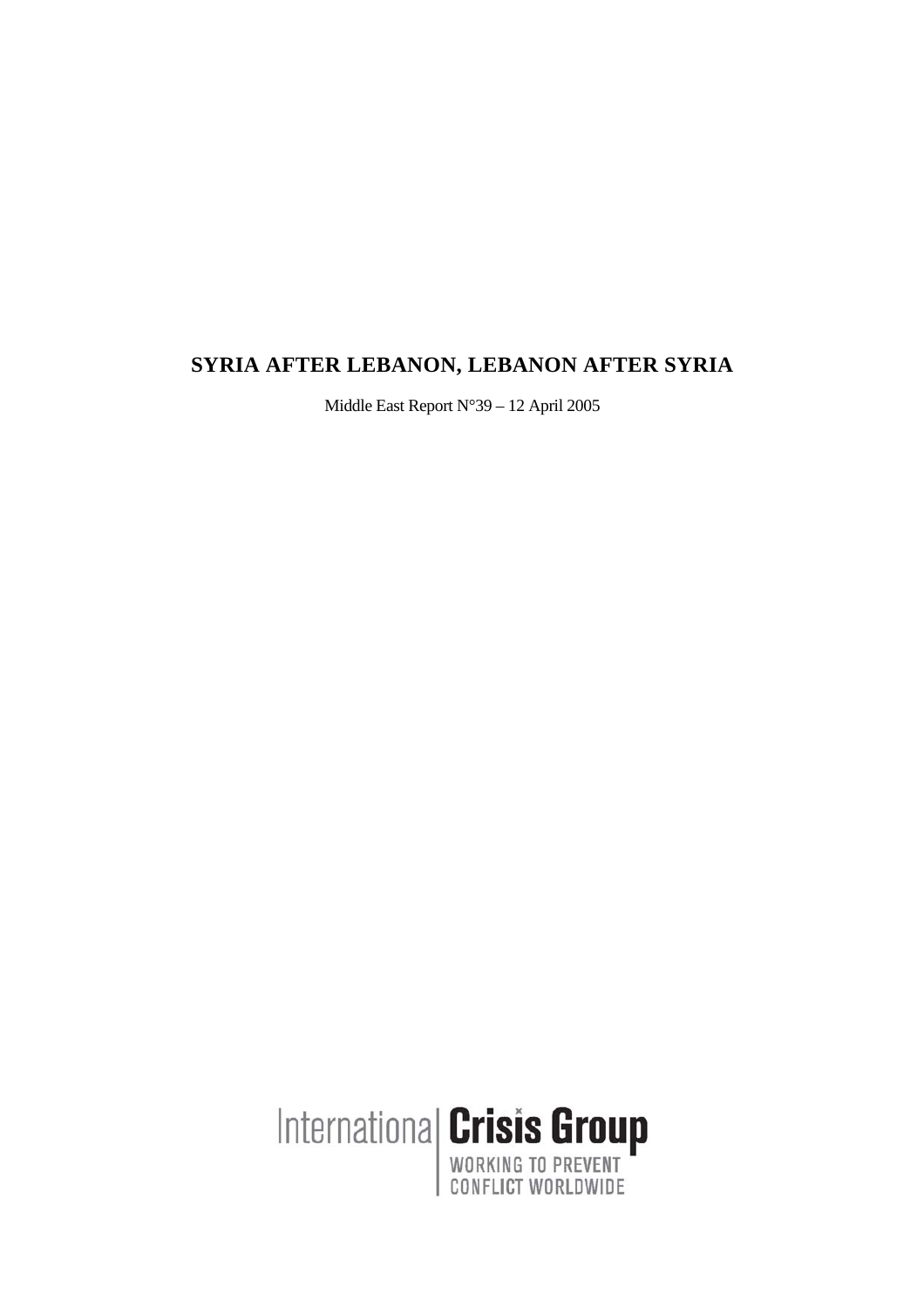# SYRIA AFTER LEBANON, LEBANON AFTER SYRIA

Middle East Report N°39 – 12 April 2005

International Crisis Group

WORKING TO PREVENT CONFLICT WORLDWIDE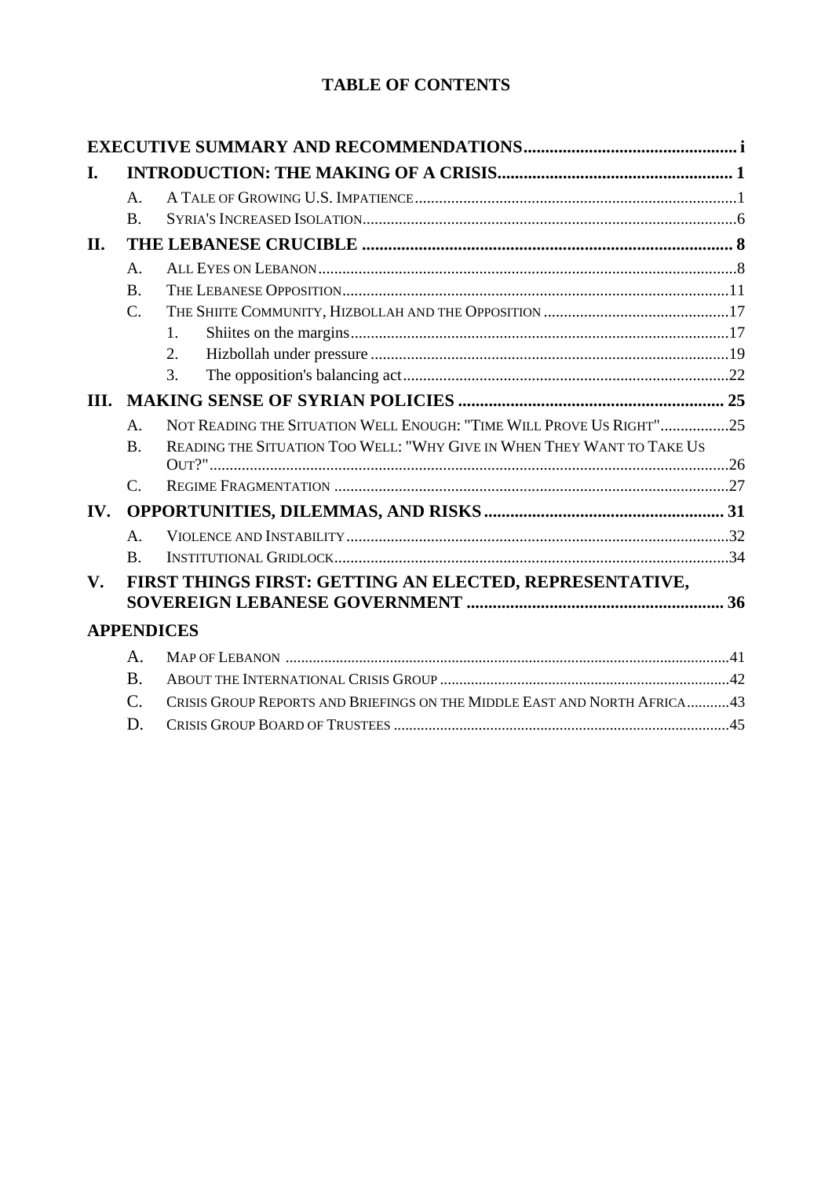# TABLE OF CONTENTS

**EXECUTIVE SUMMARY AND RECOMMENDATIONS** ..... i

**I. INTRODUCTION: THE MAKING OF A CRISIS** ..... 1

- A. A Tale of Growing U.S. Impatience ..... 1
- B. Syria's Increased Isolation ..... 6

**II. THE LEBANESE CRUCIBLE** ..... 8

- A. All Eyes on Lebanon ..... 8
- B. The Lebanese Opposition ..... 11
- C. The Shiite Community, Hizbollah and the Opposition ..... 17
  1. Shiites on the margins ..... 17
  2. Hizbollah under pressure ..... 19
  3. The opposition's balancing act ..... 22

**III. MAKING SENSE OF SYRIAN POLICIES** ..... 25

- A. Not Reading the Situation Well Enough: "Time Will Prove Us Right" ..... 25
- B. Reading the Situation Too Well: "Why Give in When They Want to Take Us Out?" ..... 26
- C. Regime Fragmentation ..... 27

**IV. OPPORTUNITIES, DILEMMAS, AND RISKS** ..... 31

- A. Violence and Instability ..... 32
- B. Institutional Gridlock ..... 34

**V. FIRST THINGS FIRST: GETTING AN ELECTED, REPRESENTATIVE, SOVEREIGN LEBANESE GOVERNMENT** ..... 36

**APPENDICES**

- A. Map of Lebanon ..... 41
- B. About the International Crisis Group ..... 42
- C. Crisis Group Reports and Briefings on the Middle East and North Africa ..... 43
- D. Crisis Group Board of Trustees ..... 45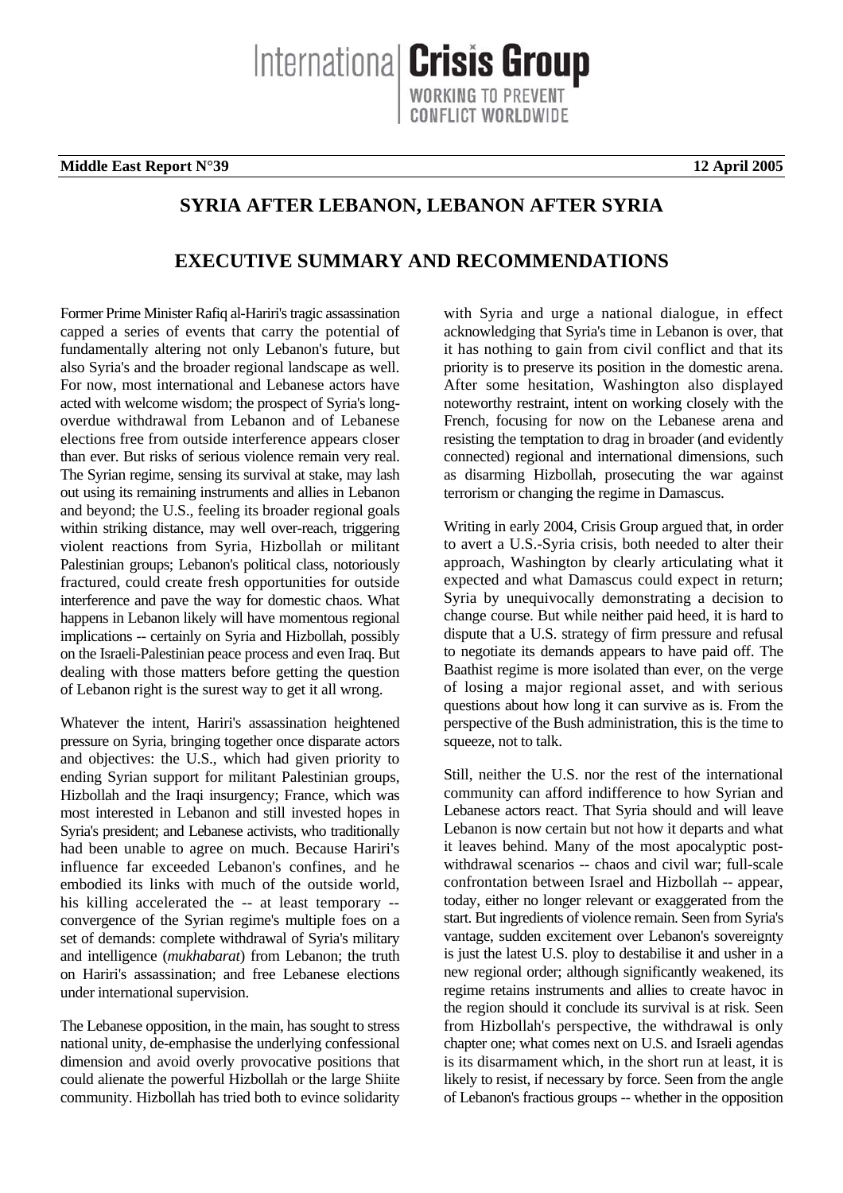International Crisis Group

WORKING TO PREVENT CONFLICT WORLDWIDE

**Middle East Report N°39** **12 April 2005**

# SYRIA AFTER LEBANON, LEBANON AFTER SYRIA

## EXECUTIVE SUMMARY AND RECOMMENDATIONS

Former Prime Minister Rafiq al-Hariri's tragic assassination capped a series of events that carry the potential of fundamentally altering not only Lebanon's future, but also Syria's and the broader regional landscape as well. For now, most international and Lebanese actors have acted with welcome wisdom; the prospect of Syria's long-overdue withdrawal from Lebanon and of Lebanese elections free from outside interference appears closer than ever. But risks of serious violence remain very real. The Syrian regime, sensing its survival at stake, may lash out using its remaining instruments and allies in Lebanon and beyond; the U.S., feeling its broader regional goals within striking distance, may well over-reach, triggering violent reactions from Syria, Hizbollah or militant Palestinian groups; Lebanon's political class, notoriously fractured, could create fresh opportunities for outside interference and pave the way for domestic chaos. What happens in Lebanon likely will have momentous regional implications -- certainly on Syria and Hizbollah, possibly on the Israeli-Palestinian peace process and even Iraq. But dealing with those matters before getting the question of Lebanon right is the surest way to get it all wrong.

Whatever the intent, Hariri's assassination heightened pressure on Syria, bringing together once disparate actors and objectives: the U.S., which had given priority to ending Syrian support for militant Palestinian groups, Hizbollah and the Iraqi insurgency; France, which was most interested in Lebanon and still invested hopes in Syria's president; and Lebanese activists, who traditionally had been unable to agree on much. Because Hariri's influence far exceeded Lebanon's confines, and he embodied its links with much of the outside world, his killing accelerated the -- at least temporary -- convergence of the Syrian regime's multiple foes on a set of demands: complete withdrawal of Syria's military and intelligence (*mukhabarat*) from Lebanon; the truth on Hariri's assassination; and free Lebanese elections under international supervision.

The Lebanese opposition, in the main, has sought to stress national unity, de-emphasise the underlying confessional dimension and avoid overly provocative positions that could alienate the powerful Hizbollah or the large Shiite community. Hizbollah has tried both to evince solidarity with Syria and urge a national dialogue, in effect acknowledging that Syria's time in Lebanon is over, that it has nothing to gain from civil conflict and that its priority is to preserve its position in the domestic arena. After some hesitation, Washington also displayed noteworthy restraint, intent on working closely with the French, focusing for now on the Lebanese arena and resisting the temptation to drag in broader (and evidently connected) regional and international dimensions, such as disarming Hizbollah, prosecuting the war against terrorism or changing the regime in Damascus.

Writing in early 2004, Crisis Group argued that, in order to avert a U.S.-Syria crisis, both needed to alter their approach, Washington by clearly articulating what it expected and what Damascus could expect in return; Syria by unequivocally demonstrating a decision to change course. But while neither paid heed, it is hard to dispute that a U.S. strategy of firm pressure and refusal to negotiate its demands appears to have paid off. The Baathist regime is more isolated than ever, on the verge of losing a major regional asset, and with serious questions about how long it can survive as is. From the perspective of the Bush administration, this is the time to squeeze, not to talk.

Still, neither the U.S. nor the rest of the international community can afford indifference to how Syrian and Lebanese actors react. That Syria should and will leave Lebanon is now certain but not how it departs and what it leaves behind. Many of the most apocalyptic post-withdrawal scenarios -- chaos and civil war; full-scale confrontation between Israel and Hizbollah -- appear, today, either no longer relevant or exaggerated from the start. But ingredients of violence remain. Seen from Syria's vantage, sudden excitement over Lebanon's sovereignty is just the latest U.S. ploy to destabilise it and usher in a new regional order; although significantly weakened, its regime retains instruments and allies to create havoc in the region should it conclude its survival is at risk. Seen from Hizbollah's perspective, the withdrawal is only chapter one; what comes next on U.S. and Israeli agendas is its disarmament which, in the short run at least, it is likely to resist, if necessary by force. Seen from the angle of Lebanon's fractious groups -- whether in the opposition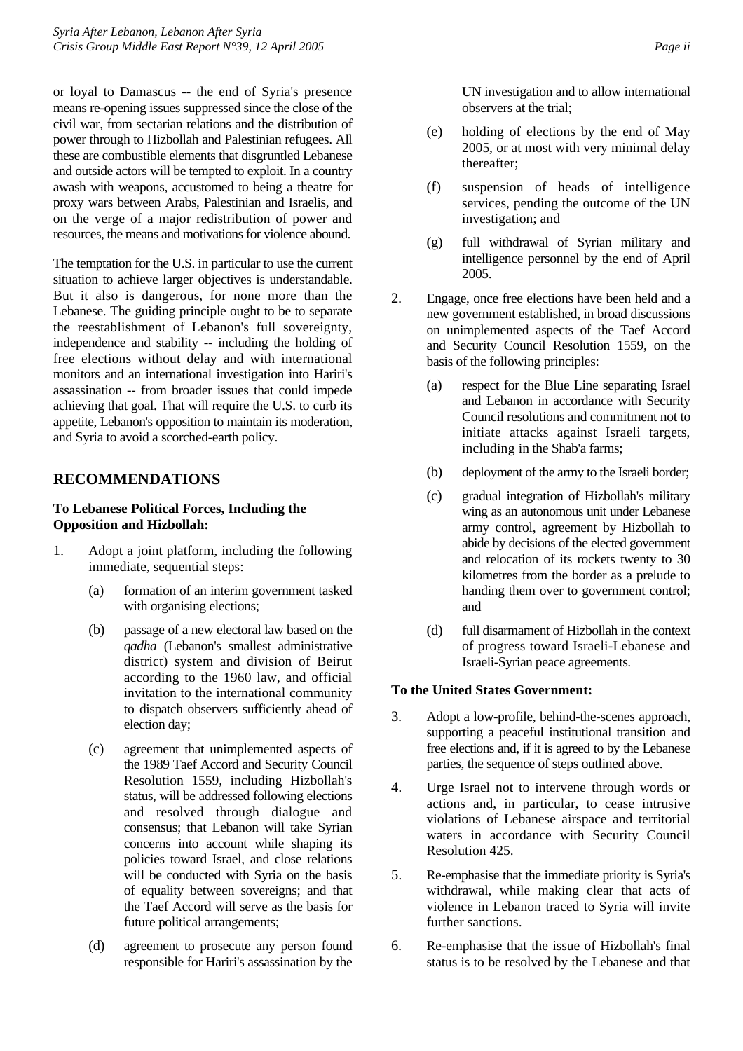or loyal to Damascus -- the end of Syria's presence means re-opening issues suppressed since the close of the civil war, from sectarian relations and the distribution of power through to Hizbollah and Palestinian refugees. All these are combustible elements that disgruntled Lebanese and outside actors will be tempted to exploit. In a country awash with weapons, accustomed to being a theatre for proxy wars between Arabs, Palestinian and Israelis, and on the verge of a major redistribution of power and resources, the means and motivations for violence abound.

The temptation for the U.S. in particular to use the current situation to achieve larger objectives is understandable. But it also is dangerous, for none more than the Lebanese. The guiding principle ought to be to separate the reestablishment of Lebanon's full sovereignty, independence and stability -- including the holding of free elections without delay and with international monitors and an international investigation into Hariri's assassination -- from broader issues that could impede achieving that goal. That will require the U.S. to curb its appetite, Lebanon's opposition to maintain its moderation, and Syria to avoid a scorched-earth policy.

## RECOMMENDATIONS

### To Lebanese Political Forces, Including the Opposition and Hizbollah:

1. Adopt a joint platform, including the following immediate, sequential steps:

   (a) formation of an interim government tasked with organising elections;

   (b) passage of a new electoral law based on the *qadha* (Lebanon's smallest administrative district) system and division of Beirut according to the 1960 law, and official invitation to the international community to dispatch observers sufficiently ahead of election day;

   (c) agreement that unimplemented aspects of the 1989 Taef Accord and Security Council Resolution 1559, including Hizbollah's status, will be addressed following elections and resolved through dialogue and consensus; that Lebanon will take Syrian concerns into account while shaping its policies toward Israel, and close relations will be conducted with Syria on the basis of equality between sovereigns; and that the Taef Accord will serve as the basis for future political arrangements;

   (d) agreement to prosecute any person found responsible for Hariri's assassination by the UN investigation and to allow international observers at the trial;

   (e) holding of elections by the end of May 2005, or at most with very minimal delay thereafter;

   (f) suspension of heads of intelligence services, pending the outcome of the UN investigation; and

   (g) full withdrawal of Syrian military and intelligence personnel by the end of April 2005.

2. Engage, once free elections have been held and a new government established, in broad discussions on unimplemented aspects of the Taef Accord and Security Council Resolution 1559, on the basis of the following principles:

   (a) respect for the Blue Line separating Israel and Lebanon in accordance with Security Council resolutions and commitment not to initiate attacks against Israeli targets, including in the Shab'a farms;

   (b) deployment of the army to the Israeli border;

   (c) gradual integration of Hizbollah's military wing as an autonomous unit under Lebanese army control, agreement by Hizbollah to abide by decisions of the elected government and relocation of its rockets twenty to 30 kilometres from the border as a prelude to handing them over to government control; and

   (d) full disarmament of Hizbollah in the context of progress toward Israeli-Lebanese and Israeli-Syrian peace agreements.

### To the United States Government:

3. Adopt a low-profile, behind-the-scenes approach, supporting a peaceful institutional transition and free elections and, if it is agreed to by the Lebanese parties, the sequence of steps outlined above.

4. Urge Israel not to intervene through words or actions and, in particular, to cease intrusive violations of Lebanese airspace and territorial waters in accordance with Security Council Resolution 425.

5. Re-emphasise that the immediate priority is Syria's withdrawal, while making clear that acts of violence in Lebanon traced to Syria will invite further sanctions.

6. Re-emphasise that the issue of Hizbollah's final status is to be resolved by the Lebanese and that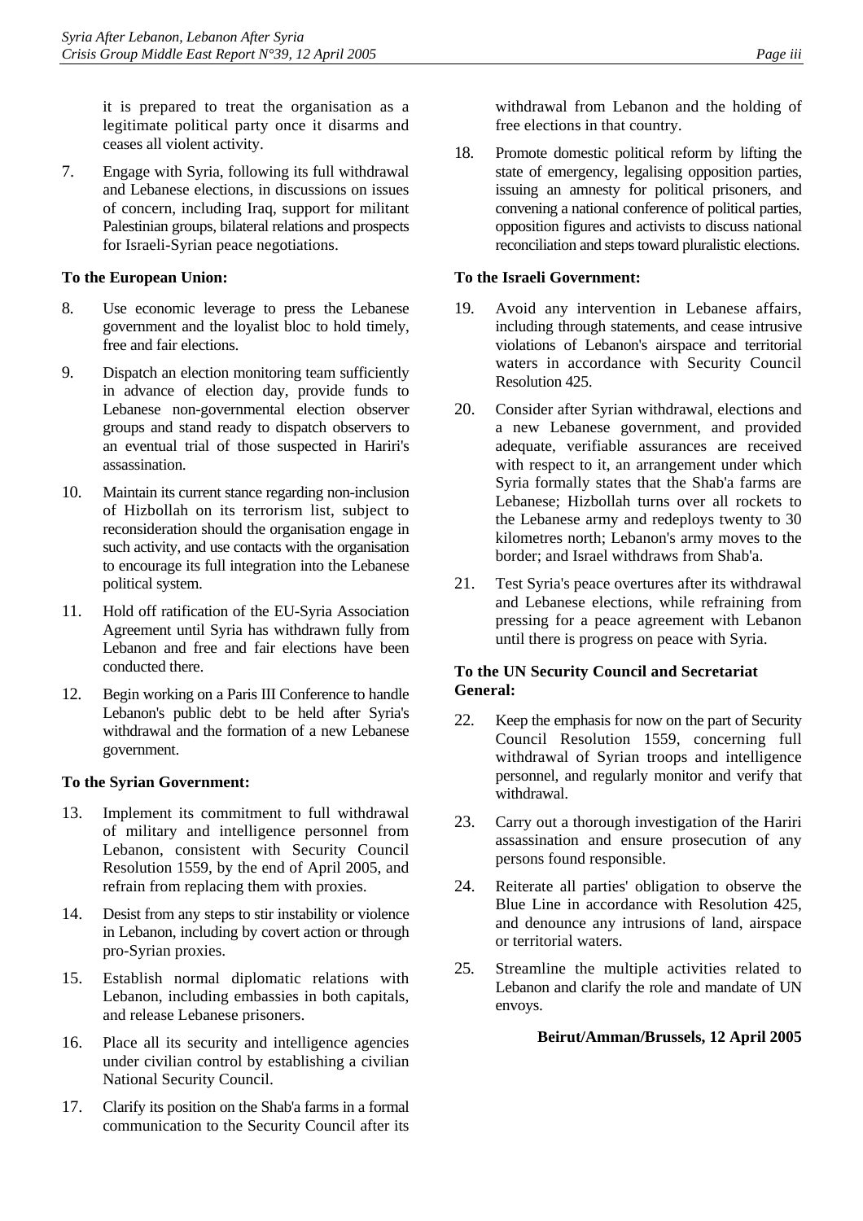it is prepared to treat the organisation as a legitimate political party once it disarms and ceases all violent activity.

7. Engage with Syria, following its full withdrawal and Lebanese elections, in discussions on issues of concern, including Iraq, support for militant Palestinian groups, bilateral relations and prospects for Israeli-Syrian peace negotiations.

**To the European Union:**

8. Use economic leverage to press the Lebanese government and the loyalist bloc to hold timely, free and fair elections.

9. Dispatch an election monitoring team sufficiently in advance of election day, provide funds to Lebanese non-governmental election observer groups and stand ready to dispatch observers to an eventual trial of those suspected in Hariri's assassination.

10. Maintain its current stance regarding non-inclusion of Hizbollah on its terrorism list, subject to reconsideration should the organisation engage in such activity, and use contacts with the organisation to encourage its full integration into the Lebanese political system.

11. Hold off ratification of the EU-Syria Association Agreement until Syria has withdrawn fully from Lebanon and free and fair elections have been conducted there.

12. Begin working on a Paris III Conference to handle Lebanon's public debt to be held after Syria's withdrawal and the formation of a new Lebanese government.

**To the Syrian Government:**

13. Implement its commitment to full withdrawal of military and intelligence personnel from Lebanon, consistent with Security Council Resolution 1559, by the end of April 2005, and refrain from replacing them with proxies.

14. Desist from any steps to stir instability or violence in Lebanon, including by covert action or through pro-Syrian proxies.

15. Establish normal diplomatic relations with Lebanon, including embassies in both capitals, and release Lebanese prisoners.

16. Place all its security and intelligence agencies under civilian control by establishing a civilian National Security Council.

17. Clarify its position on the Shab'a farms in a formal communication to the Security Council after its withdrawal from Lebanon and the holding of free elections in that country.

18. Promote domestic political reform by lifting the state of emergency, legalising opposition parties, issuing an amnesty for political prisoners, and convening a national conference of political parties, opposition figures and activists to discuss national reconciliation and steps toward pluralistic elections.

**To the Israeli Government:**

19. Avoid any intervention in Lebanese affairs, including through statements, and cease intrusive violations of Lebanon's airspace and territorial waters in accordance with Security Council Resolution 425.

20. Consider after Syrian withdrawal, elections and a new Lebanese government, and provided adequate, verifiable assurances are received with respect to it, an arrangement under which Syria formally states that the Shab'a farms are Lebanese; Hizbollah turns over all rockets to the Lebanese army and redeploys twenty to 30 kilometres north; Lebanon's army moves to the border; and Israel withdraws from Shab'a.

21. Test Syria's peace overtures after its withdrawal and Lebanese elections, while refraining from pressing for a peace agreement with Lebanon until there is progress on peace with Syria.

**To the UN Security Council and Secretariat General:**

22. Keep the emphasis for now on the part of Security Council Resolution 1559, concerning full withdrawal of Syrian troops and intelligence personnel, and regularly monitor and verify that withdrawal.

23. Carry out a thorough investigation of the Hariri assassination and ensure prosecution of any persons found responsible.

24. Reiterate all parties' obligation to observe the Blue Line in accordance with Resolution 425, and denounce any intrusions of land, airspace or territorial waters.

25. Streamline the multiple activities related to Lebanon and clarify the role and mandate of UN envoys.

**Beirut/Amman/Brussels, 12 April 2005**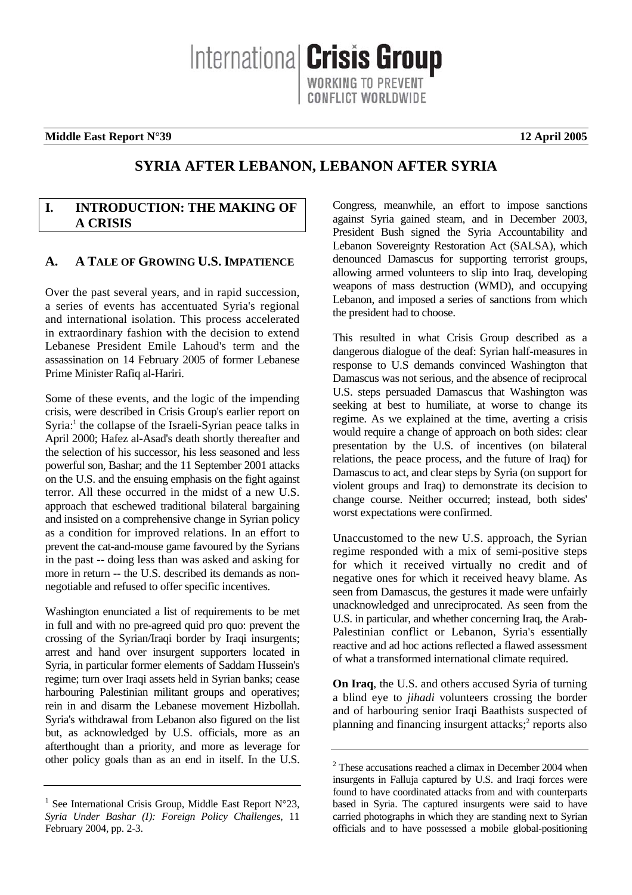**Middle East Report N°39** **12 April 2005**

# SYRIA AFTER LEBANON, LEBANON AFTER SYRIA

## I. INTRODUCTION: THE MAKING OF A CRISIS

### A. A TALE OF GROWING U.S. IMPATIENCE

Over the past several years, and in rapid succession, a series of events has accentuated Syria's regional and international isolation. This process accelerated in extraordinary fashion with the decision to extend Lebanese President Emile Lahoud's term and the assassination on 14 February 2005 of former Lebanese Prime Minister Rafiq al-Hariri.

Some of these events, and the logic of the impending crisis, were described in Crisis Group's earlier report on Syria:[1] the collapse of the Israeli-Syrian peace talks in April 2000; Hafez al-Asad's death shortly thereafter and the selection of his successor, his less seasoned and less powerful son, Bashar; and the 11 September 2001 attacks on the U.S. and the ensuing emphasis on the fight against terror. All these occurred in the midst of a new U.S. approach that eschewed traditional bilateral bargaining and insisted on a comprehensive change in Syrian policy as a condition for improved relations. In an effort to prevent the cat-and-mouse game favoured by the Syrians in the past -- doing less than was asked and asking for more in return -- the U.S. described its demands as non-negotiable and refused to offer specific incentives.

Washington enunciated a list of requirements to be met in full and with no pre-agreed quid pro quo: prevent the crossing of the Syrian/Iraqi border by Iraqi insurgents; arrest and hand over insurgent supporters located in Syria, in particular former elements of Saddam Hussein's regime; turn over Iraqi assets held in Syrian banks; cease harbouring Palestinian militant groups and operatives; rein in and disarm the Lebanese movement Hizbollah. Syria's withdrawal from Lebanon also figured on the list but, as acknowledged by U.S. officials, more as an afterthought than a priority, and more as leverage for other policy goals than as an end in itself. In the U.S. Congress, meanwhile, an effort to impose sanctions against Syria gained steam, and in December 2003, President Bush signed the Syria Accountability and Lebanon Sovereignty Restoration Act (SALSA), which denounced Damascus for supporting terrorist groups, allowing armed volunteers to slip into Iraq, developing weapons of mass destruction (WMD), and occupying Lebanon, and imposed a series of sanctions from which the president had to choose.

This resulted in what Crisis Group described as a dangerous dialogue of the deaf: Syrian half-measures in response to U.S demands convinced Washington that Damascus was not serious, and the absence of reciprocal U.S. steps persuaded Damascus that Washington was seeking at best to humiliate, at worse to change its regime. As we explained at the time, averting a crisis would require a change of approach on both sides: clear presentation by the U.S. of incentives (on bilateral relations, the peace process, and the future of Iraq) for Damascus to act, and clear steps by Syria (on support for violent groups and Iraq) to demonstrate its decision to change course. Neither occurred; instead, both sides' worst expectations were confirmed.

Unaccustomed to the new U.S. approach, the Syrian regime responded with a mix of semi-positive steps for which it received virtually no credit and of negative ones for which it received heavy blame. As seen from Damascus, the gestures it made were unfairly unacknowledged and unreciprocated. As seen from the U.S. in particular, and whether concerning Iraq, the Arab-Palestinian conflict or Lebanon, Syria's essentially reactive and ad hoc actions reflected a flawed assessment of what a transformed international climate required.

**On Iraq**, the U.S. and others accused Syria of turning a blind eye to *jihadi* volunteers crossing the border and of harbouring senior Iraqi Baathists suspected of planning and financing insurgent attacks;[2] reports also

---

[1] See International Crisis Group, Middle East Report N°23, *Syria Under Bashar (I): Foreign Policy Challenges*, 11 February 2004, pp. 2-3.

[2] These accusations reached a climax in December 2004 when insurgents in Falluja captured by U.S. and Iraqi forces were found to have coordinated attacks from and with counterparts based in Syria. The captured insurgents were said to have carried photographs in which they are standing next to Syrian officials and to have possessed a mobile global-positioning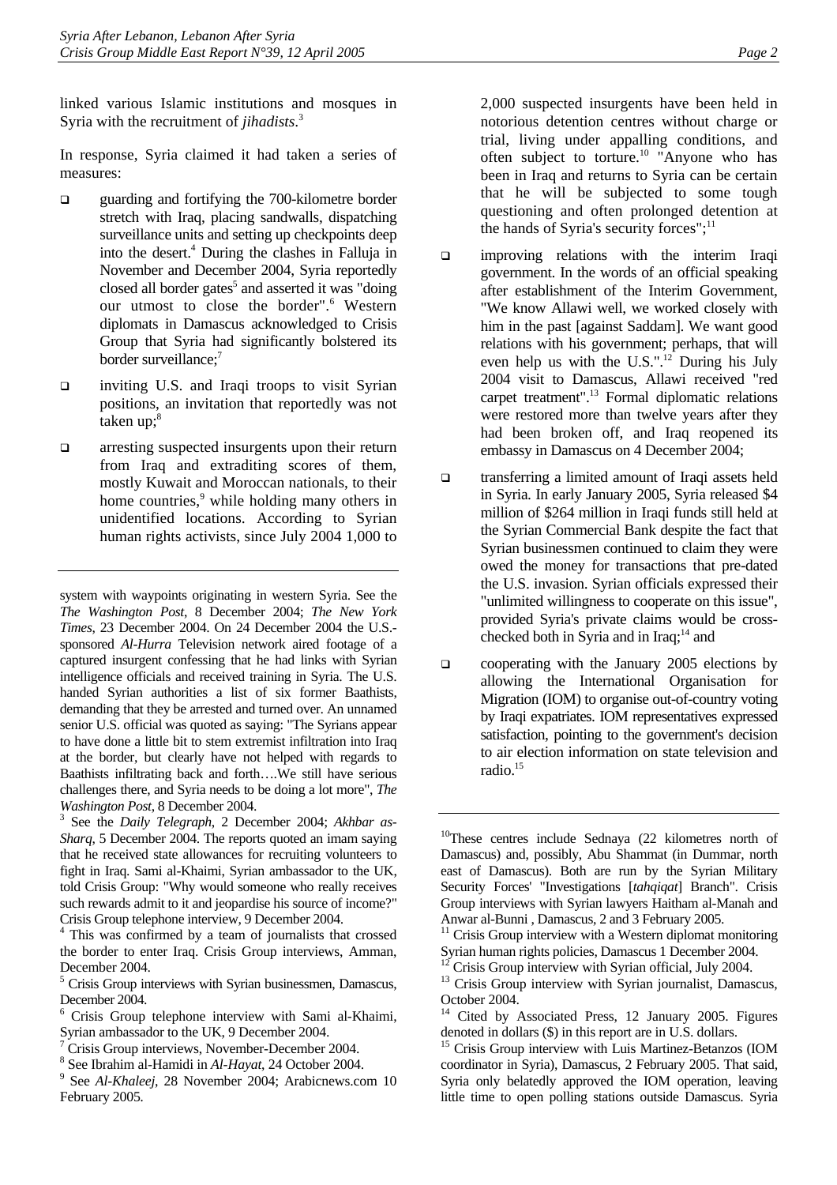linked various Islamic institutions and mosques in Syria with the recruitment of *jihadists*.[3]

In response, Syria claimed it had taken a series of measures:

- guarding and fortifying the 700-kilometre border stretch with Iraq, placing sandwalls, dispatching surveillance units and setting up checkpoints deep into the desert.[4] During the clashes in Falluja in November and December 2004, Syria reportedly closed all border gates[5] and asserted it was "doing our utmost to close the border".[6] Western diplomats in Damascus acknowledged to Crisis Group that Syria had significantly bolstered its border surveillance;[7]

- inviting U.S. and Iraqi troops to visit Syrian positions, an invitation that reportedly was not taken up;[8]

- arresting suspected insurgents upon their return from Iraq and extraditing scores of them, mostly Kuwait and Moroccan nationals, to their home countries,[9] while holding many others in unidentified locations. According to Syrian human rights activists, since July 2004 1,000 to 2,000 suspected insurgents have been held in notorious detention centres without charge or trial, living under appalling conditions, and often subject to torture.[10] "Anyone who has been in Iraq and returns to Syria can be certain that he will be subjected to some tough questioning and often prolonged detention at the hands of Syria's security forces";[11]

- improving relations with the interim Iraqi government. In the words of an official speaking after establishment of the Interim Government, "We know Allawi well, we worked closely with him in the past [against Saddam]. We want good relations with his government; perhaps, that will even help us with the U.S.".[12] During his July 2004 visit to Damascus, Allawi received "red carpet treatment".[13] Formal diplomatic relations were restored more than twelve years after they had been broken off, and Iraq reopened its embassy in Damascus on 4 December 2004;

- transferring a limited amount of Iraqi assets held in Syria. In early January 2005, Syria released $4 million of $264 million in Iraqi funds still held at the Syrian Commercial Bank despite the fact that Syrian businessmen continued to claim they were owed the money for transactions that pre-dated the U.S. invasion. Syrian officials expressed their "unlimited willingness to cooperate on this issue", provided Syria's private claims would be cross-checked both in Syria and in Iraq;[14] and

- cooperating with the January 2005 elections by allowing the International Organisation for Migration (IOM) to organise out-of-country voting by Iraqi expatriates. IOM representatives expressed satisfaction, pointing to the government's decision to air election information on state television and radio.[15]

---

system with waypoints originating in western Syria. See the *The Washington Post*, 8 December 2004; *The New York Times*, 23 December 2004. On 24 December 2004 the U.S.-sponsored *Al-Hurra* Television network aired footage of a captured insurgent confessing that he had links with Syrian intelligence officials and received training in Syria. The U.S. handed Syrian authorities a list of six former Baathists, demanding that they be arrested and turned over. An unnamed senior U.S. official was quoted as saying: "The Syrians appear to have done a little bit to stem extremist infiltration into Iraq at the border, but clearly have not helped with regards to Baathists infiltrating back and forth….We still have serious challenges there, and Syria needs to be doing a lot more", *The Washington Post*, 8 December 2004.

[3] See the *Daily Telegraph*, 2 December 2004; *Akhbar as-Sharq*, 5 December 2004. The reports quoted an imam saying that he received state allowances for recruiting volunteers to fight in Iraq. Sami al-Khaimi, Syrian ambassador to the UK, told Crisis Group: "Why would someone who really receives such rewards admit to it and jeopardise his source of income?" Crisis Group telephone interview, 9 December 2004.

[4] This was confirmed by a team of journalists that crossed the border to enter Iraq. Crisis Group interviews, Amman, December 2004.

[5] Crisis Group interviews with Syrian businessmen, Damascus, December 2004.

[6] Crisis Group telephone interview with Sami al-Khaimi, Syrian ambassador to the UK, 9 December 2004.

[7] Crisis Group interviews, November-December 2004.

[8] See Ibrahim al-Hamidi in *Al-Hayat*, 24 October 2004.

[9] See *Al-Khaleej*, 28 November 2004; Arabicnews.com 10 February 2005.

[10] These centres include Sednaya (22 kilometres north of Damascus) and, possibly, Abu Shammat (in Dummar, north east of Damascus). Both are run by the Syrian Military Security Forces' "Investigations [*tahqiqat*] Branch". Crisis Group interviews with Syrian lawyers Haitham al-Manah and Anwar al-Bunni , Damascus, 2 and 3 February 2005.

[11] Crisis Group interview with a Western diplomat monitoring Syrian human rights policies, Damascus 1 December 2004.

[12] Crisis Group interview with Syrian official, July 2004.

[13] Crisis Group interview with Syrian journalist, Damascus, October 2004.

[14] Cited by Associated Press, 12 January 2005. Figures denoted in dollars ($) in this report are in U.S. dollars.

[15] Crisis Group interview with Luis Martinez-Betanzos (IOM coordinator in Syria), Damascus, 2 February 2005. That said, Syria only belatedly approved the IOM operation, leaving little time to open polling stations outside Damascus. Syria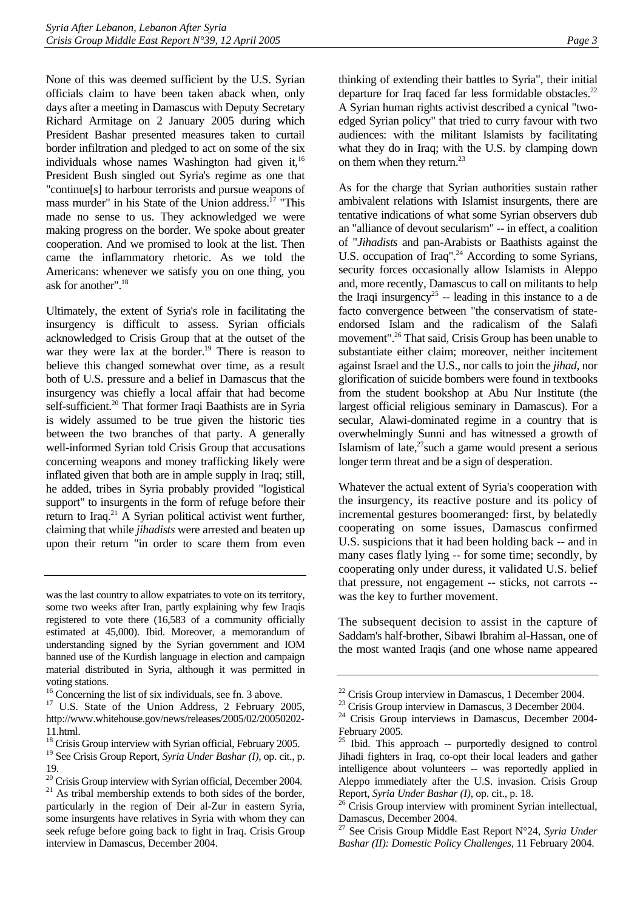None of this was deemed sufficient by the U.S. Syrian officials claim to have been taken aback when, only days after a meeting in Damascus with Deputy Secretary Richard Armitage on 2 January 2005 during which President Bashar presented measures taken to curtail border infiltration and pledged to act on some of the six individuals whose names Washington had given it,[16] President Bush singled out Syria's regime as one that "continue[s] to harbour terrorists and pursue weapons of mass murder" in his State of the Union address.[17] "This made no sense to us. They acknowledged we were making progress on the border. We spoke about greater cooperation. And we promised to look at the list. Then came the inflammatory rhetoric. As we told the Americans: whenever we satisfy you on one thing, you ask for another".[18]

Ultimately, the extent of Syria's role in facilitating the insurgency is difficult to assess. Syrian officials acknowledged to Crisis Group that at the outset of the war they were lax at the border.[19] There is reason to believe this changed somewhat over time, as a result both of U.S. pressure and a belief in Damascus that the insurgency was chiefly a local affair that had become self-sufficient.[20] That former Iraqi Baathists are in Syria is widely assumed to be true given the historic ties between the two branches of that party. A generally well-informed Syrian told Crisis Group that accusations concerning weapons and money trafficking likely were inflated given that both are in ample supply in Iraq; still, he added, tribes in Syria probably provided "logistical support" to insurgents in the form of refuge before their return to Iraq.[21] A Syrian political activist went further, claiming that while *jihadists* were arrested and beaten up upon their return "in order to scare them from even thinking of extending their battles to Syria", their initial departure for Iraq faced far less formidable obstacles.[22] A Syrian human rights activist described a cynical "two-edged Syrian policy" that tried to curry favour with two audiences: with the militant Islamists by facilitating what they do in Iraq; with the U.S. by clamping down on them when they return.[23]

As for the charge that Syrian authorities sustain rather ambivalent relations with Islamist insurgents, there are tentative indications of what some Syrian observers dub an "alliance of devout secularism" -- in effect, a coalition of "*Jihadists* and pan-Arabists or Baathists against the U.S. occupation of Iraq".[24] According to some Syrians, security forces occasionally allow Islamists in Aleppo and, more recently, Damascus to call on militants to help the Iraqi insurgency[25] -- leading in this instance to a de facto convergence between "the conservatism of state-endorsed Islam and the radicalism of the Salafi movement".[26] That said, Crisis Group has been unable to substantiate either claim; moreover, neither incitement against Israel and the U.S., nor calls to join the *jihad*, nor glorification of suicide bombers were found in textbooks from the student bookshop at Abu Nur Institute (the largest official religious seminary in Damascus). For a secular, Alawi-dominated regime in a country that is overwhelmingly Sunni and has witnessed a growth of Islamism of late,[27] such a game would present a serious longer term threat and be a sign of desperation.

Whatever the actual extent of Syria's cooperation with the insurgency, its reactive posture and its policy of incremental gestures boomeranged: first, by belatedly cooperating on some issues, Damascus confirmed U.S. suspicions that it had been holding back -- and in many cases flatly lying -- for some time; secondly, by cooperating only under duress, it validated U.S. belief that pressure, not engagement -- sticks, not carrots -- was the key to further movement.

The subsequent decision to assist in the capture of Saddam's half-brother, Sibawi Ibrahim al-Hassan, one of the most wanted Iraqis (and one whose name appeared

---

was the last country to allow expatriates to vote on its territory, some two weeks after Iran, partly explaining why few Iraqis registered to vote there (16,583 of a community officially estimated at 45,000). Ibid. Moreover, a memorandum of understanding signed by the Syrian government and IOM banned use of the Kurdish language in election and campaign material distributed in Syria, although it was permitted in voting stations.

[16] Concerning the list of six individuals, see fn. 3 above.

[17] U.S. State of the Union Address, 2 February 2005, http://www.whitehouse.gov/news/releases/2005/02/20050202-11.html.

[18] Crisis Group interview with Syrian official, February 2005.

[19] See Crisis Group Report, *Syria Under Bashar (I)*, op. cit., p. 19.

[20] Crisis Group interview with Syrian official, December 2004.

[21] As tribal membership extends to both sides of the border, particularly in the region of Deir al-Zur in eastern Syria, some insurgents have relatives in Syria with whom they can seek refuge before going back to fight in Iraq. Crisis Group interview in Damascus, December 2004.

[22] Crisis Group interview in Damascus, 1 December 2004.

[23] Crisis Group interview in Damascus, 3 December 2004.

[24] Crisis Group interviews in Damascus, December 2004-February 2005.

[25] Ibid. This approach -- purportedly designed to control Jihadi fighters in Iraq, co-opt their local leaders and gather intelligence about volunteers -- was reportedly applied in Aleppo immediately after the U.S. invasion. Crisis Group Report, *Syria Under Bashar (I)*, op. cit., p. 18.

[26] Crisis Group interview with prominent Syrian intellectual, Damascus, December 2004.

[27] See Crisis Group Middle East Report N°24, *Syria Under Bashar (II): Domestic Policy Challenges*, 11 February 2004.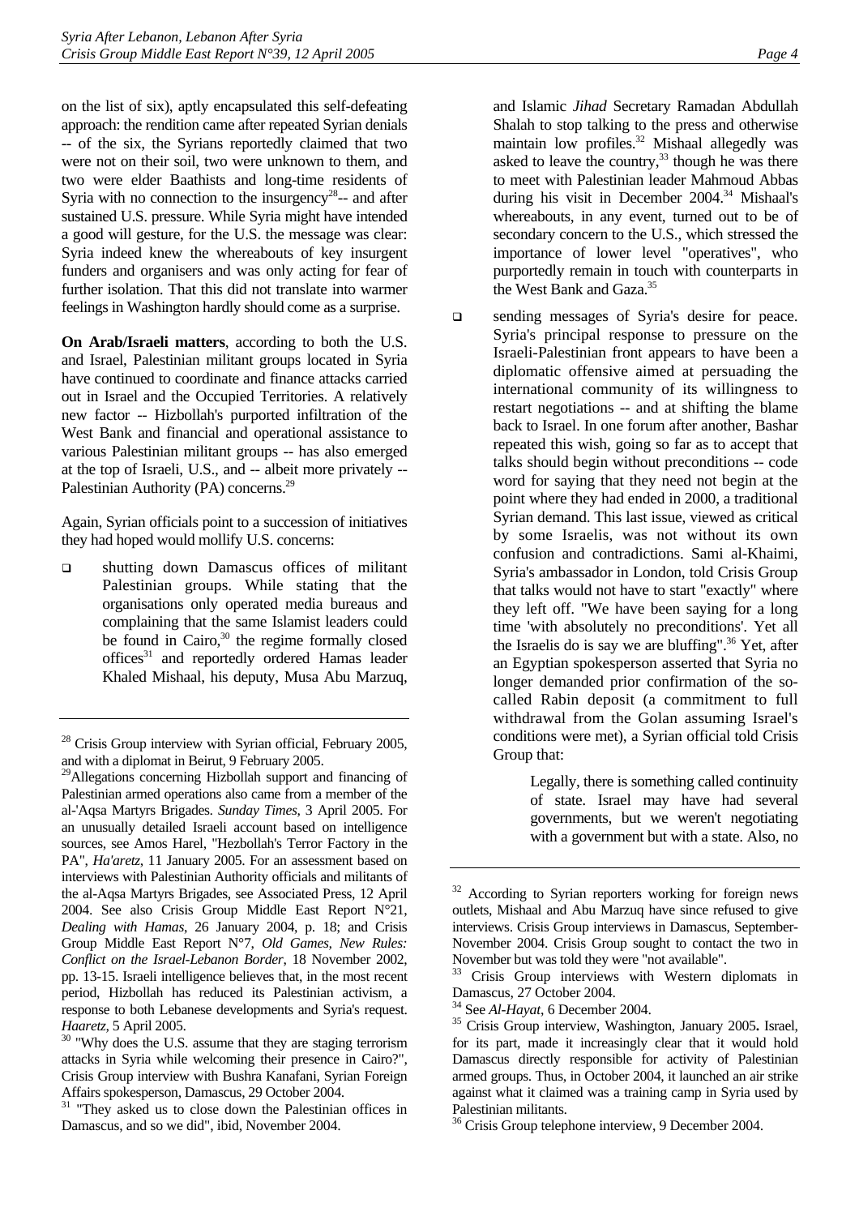on the list of six), aptly encapsulated this self-defeating approach: the rendition came after repeated Syrian denials -- of the six, the Syrians reportedly claimed that two were not on their soil, two were unknown to them, and two were elder Baathists and long-time residents of Syria with no connection to the insurgency[28]-- and after sustained U.S. pressure. While Syria might have intended a good will gesture, for the U.S. the message was clear: Syria indeed knew the whereabouts of key insurgent funders and organisers and was only acting for fear of further isolation. That this did not translate into warmer feelings in Washington hardly should come as a surprise.

**On Arab/Israeli matters**, according to both the U.S. and Israel, Palestinian militant groups located in Syria have continued to coordinate and finance attacks carried out in Israel and the Occupied Territories. A relatively new factor -- Hizbollah's purported infiltration of the West Bank and financial and operational assistance to various Palestinian militant groups -- has also emerged at the top of Israeli, U.S., and -- albeit more privately -- Palestinian Authority (PA) concerns.[29]

Again, Syrian officials point to a succession of initiatives they had hoped would mollify U.S. concerns:

- shutting down Damascus offices of militant Palestinian groups. While stating that the organisations only operated media bureaus and complaining that the same Islamist leaders could be found in Cairo,[30] the regime formally closed offices[31] and reportedly ordered Hamas leader Khaled Mishaal, his deputy, Musa Abu Marzuq, and Islamic *Jihad* Secretary Ramadan Abdullah Shalah to stop talking to the press and otherwise maintain low profiles.[32] Mishaal allegedly was asked to leave the country,[33] though he was there to meet with Palestinian leader Mahmoud Abbas during his visit in December 2004.[34] Mishaal's whereabouts, in any event, turned out to be of secondary concern to the U.S., which stressed the importance of lower level "operatives", who purportedly remain in touch with counterparts in the West Bank and Gaza.[35]

- sending messages of Syria's desire for peace. Syria's principal response to pressure on the Israeli-Palestinian front appears to have been a diplomatic offensive aimed at persuading the international community of its willingness to restart negotiations -- and at shifting the blame back to Israel. In one forum after another, Bashar repeated this wish, going so far as to accept that talks should begin without preconditions -- code word for saying that they need not begin at the point where they had ended in 2000, a traditional Syrian demand. This last issue, viewed as critical by some Israelis, was not without its own confusion and contradictions. Sami al-Khaimi, Syria's ambassador in London, told Crisis Group that talks would not have to start "exactly" where they left off. "We have been saying for a long time 'with absolutely no preconditions'. Yet all the Israelis do is say we are bluffing".[36] Yet, after an Egyptian spokesperson asserted that Syria no longer demanded prior confirmation of the so-called Rabin deposit (a commitment to full withdrawal from the Golan assuming Israel's conditions were met), a Syrian official told Crisis Group that:

> Legally, there is something called continuity of state. Israel may have had several governments, but we weren't negotiating with a government but with a state. Also, no

---

[28] Crisis Group interview with Syrian official, February 2005, and with a diplomat in Beirut, 9 February 2005.

[29] Allegations concerning Hizbollah support and financing of Palestinian armed operations also came from a member of the al-'Aqsa Martyrs Brigades. *Sunday Times*, 3 April 2005. For an unusually detailed Israeli account based on intelligence sources, see Amos Harel, "Hezbollah's Terror Factory in the PA", *Ha'aretz*, 11 January 2005. For an assessment based on interviews with Palestinian Authority officials and militants of the al-Aqsa Martyrs Brigades, see Associated Press, 12 April 2004. See also Crisis Group Middle East Report N°21, *Dealing with Hamas*, 26 January 2004, p. 18; and Crisis Group Middle East Report N°7, *Old Games, New Rules: Conflict on the Israel-Lebanon Border*, 18 November 2002, pp. 13-15. Israeli intelligence believes that, in the most recent period, Hizbollah has reduced its Palestinian activism, a response to both Lebanese developments and Syria's request. *Haaretz*, 5 April 2005.

[30] "Why does the U.S. assume that they are staging terrorism attacks in Syria while welcoming their presence in Cairo?", Crisis Group interview with Bushra Kanafani, Syrian Foreign Affairs spokesperson, Damascus, 29 October 2004.

[31] "They asked us to close down the Palestinian offices in Damascus, and so we did", ibid, November 2004.

[32] According to Syrian reporters working for foreign news outlets, Mishaal and Abu Marzuq have since refused to give interviews. Crisis Group interviews in Damascus, September-November 2004. Crisis Group sought to contact the two in November but was told they were "not available".

[33] Crisis Group interviews with Western diplomats in Damascus, 27 October 2004.

[34] See *Al-Hayat*, 6 December 2004.

[35] Crisis Group interview, Washington, January 2005. Israel, for its part, made it increasingly clear that it would hold Damascus directly responsible for activity of Palestinian armed groups. Thus, in October 2004, it launched an air strike against what it claimed was a training camp in Syria used by Palestinian militants.

[36] Crisis Group telephone interview, 9 December 2004.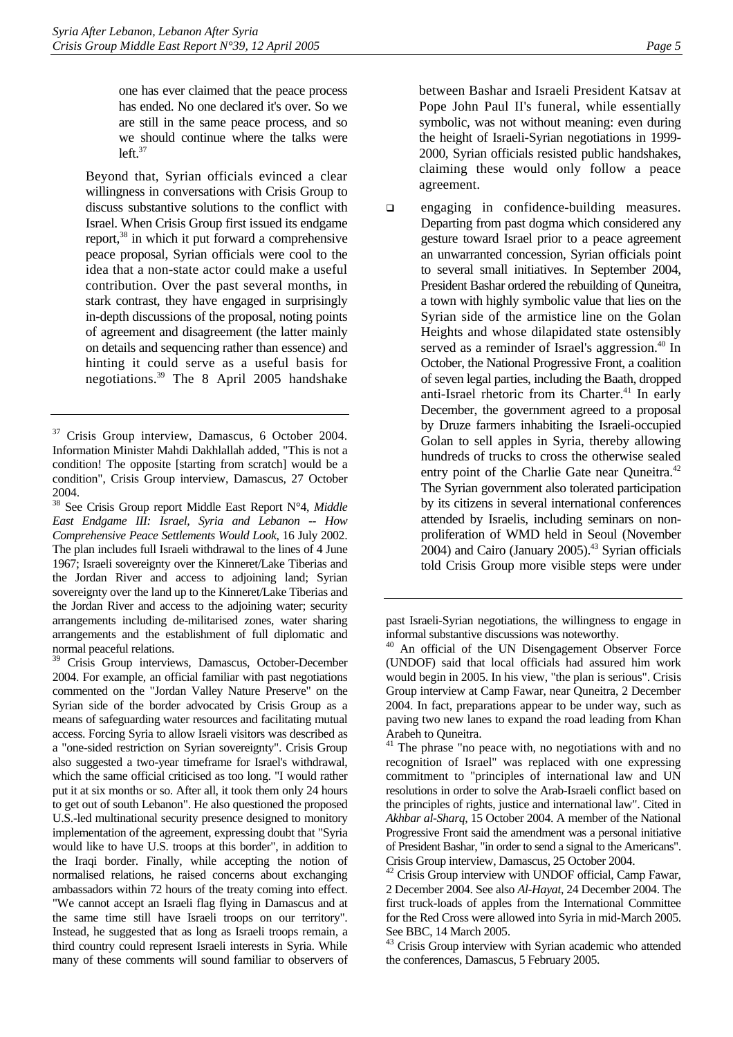> one has ever claimed that the peace process has ended. No one declared it's over. So we are still in the same peace process, and so we should continue where the talks were left.[37]

Beyond that, Syrian officials evinced a clear willingness in conversations with Crisis Group to discuss substantive solutions to the conflict with Israel. When Crisis Group first issued its endgame report,[38] in which it put forward a comprehensive peace proposal, Syrian officials were cool to the idea that a non-state actor could make a useful contribution. Over the past several months, in stark contrast, they have engaged in surprisingly in-depth discussions of the proposal, noting points of agreement and disagreement (the latter mainly on details and sequencing rather than essence) and hinting it could serve as a useful basis for negotiations.[39] The 8 April 2005 handshake between Bashar and Israeli President Katsav at Pope John Paul II's funeral, while essentially symbolic, was not without meaning: even during the height of Israeli-Syrian negotiations in 1999-2000, Syrian officials resisted public handshakes, claiming these would only follow a peace agreement.

- engaging in confidence-building measures. Departing from past dogma which considered any gesture toward Israel prior to a peace agreement an unwarranted concession, Syrian officials point to several small initiatives. In September 2004, President Bashar ordered the rebuilding of Quneitra, a town with highly symbolic value that lies on the Syrian side of the armistice line on the Golan Heights and whose dilapidated state ostensibly served as a reminder of Israel's aggression.[40] In October, the National Progressive Front, a coalition of seven legal parties, including the Baath, dropped anti-Israel rhetoric from its Charter.[41] In early December, the government agreed to a proposal by Druze farmers inhabiting the Israeli-occupied Golan to sell apples in Syria, thereby allowing hundreds of trucks to cross the otherwise sealed entry point of the Charlie Gate near Quneitra.[42] The Syrian government also tolerated participation by its citizens in several international conferences attended by Israelis, including seminars on non-proliferation of WMD held in Seoul (November 2004) and Cairo (January 2005).[43] Syrian officials told Crisis Group more visible steps were under

---

[37] Crisis Group interview, Damascus, 6 October 2004. Information Minister Mahdi Dakhlallah added, "This is not a condition! The opposite [starting from scratch] would be a condition", Crisis Group interview, Damascus, 27 October 2004.

[38] See Crisis Group report Middle East Report N°4, *Middle East Endgame III: Israel, Syria and Lebanon -- How Comprehensive Peace Settlements Would Look*, 16 July 2002. The plan includes full Israeli withdrawal to the lines of 4 June 1967; Israeli sovereignty over the Kinneret/Lake Tiberias and the Jordan River and access to adjoining land; Syrian sovereignty over the land up to the Kinneret/Lake Tiberias and the Jordan River and access to the adjoining water; security arrangements including de-militarised zones, water sharing arrangements and the establishment of full diplomatic and normal peaceful relations.

[39] Crisis Group interviews, Damascus, October-December 2004. For example, an official familiar with past negotiations commented on the "Jordan Valley Nature Preserve" on the Syrian side of the border advocated by Crisis Group as a means of safeguarding water resources and facilitating mutual access. Forcing Syria to allow Israeli visitors was described as a "one-sided restriction on Syrian sovereignty". Crisis Group also suggested a two-year timeframe for Israel's withdrawal, which the same official criticised as too long. "I would rather put it at six months or so. After all, it took them only 24 hours to get out of south Lebanon". He also questioned the proposed U.S.-led multinational security presence designed to monitory implementation of the agreement, expressing doubt that "Syria would like to have U.S. troops at this border", in addition to the Iraqi border. Finally, while accepting the notion of normalised relations, he raised concerns about exchanging ambassadors within 72 hours of the treaty coming into effect. "We cannot accept an Israeli flag flying in Damascus and at the same time still have Israeli troops on our territory". Instead, he suggested that as long as Israeli troops remain, a third country could represent Israeli interests in Syria. While many of these comments will sound familiar to observers of past Israeli-Syrian negotiations, the willingness to engage in informal substantive discussions was noteworthy.

[40] An official of the UN Disengagement Observer Force (UNDOF) said that local officials had assured him work would begin in 2005. In his view, "the plan is serious". Crisis Group interview at Camp Fawar, near Quneitra, 2 December 2004. In fact, preparations appear to be under way, such as paving two new lanes to expand the road leading from Khan Arabeh to Quneitra.

[41] The phrase "no peace with, no negotiations with and no recognition of Israel" was replaced with one expressing commitment to "principles of international law and UN resolutions in order to solve the Arab-Israeli conflict based on the principles of rights, justice and international law". Cited in *Akhbar al-Sharq*, 15 October 2004. A member of the National Progressive Front said the amendment was a personal initiative of President Bashar, "in order to send a signal to the Americans". Crisis Group interview, Damascus, 25 October 2004.

[42] Crisis Group interview with UNDOF official, Camp Fawar, 2 December 2004. See also *Al-Hayat*, 24 December 2004. The first truck-loads of apples from the International Committee for the Red Cross were allowed into Syria in mid-March 2005. See BBC, 14 March 2005.

[43] Crisis Group interview with Syrian academic who attended the conferences, Damascus, 5 February 2005.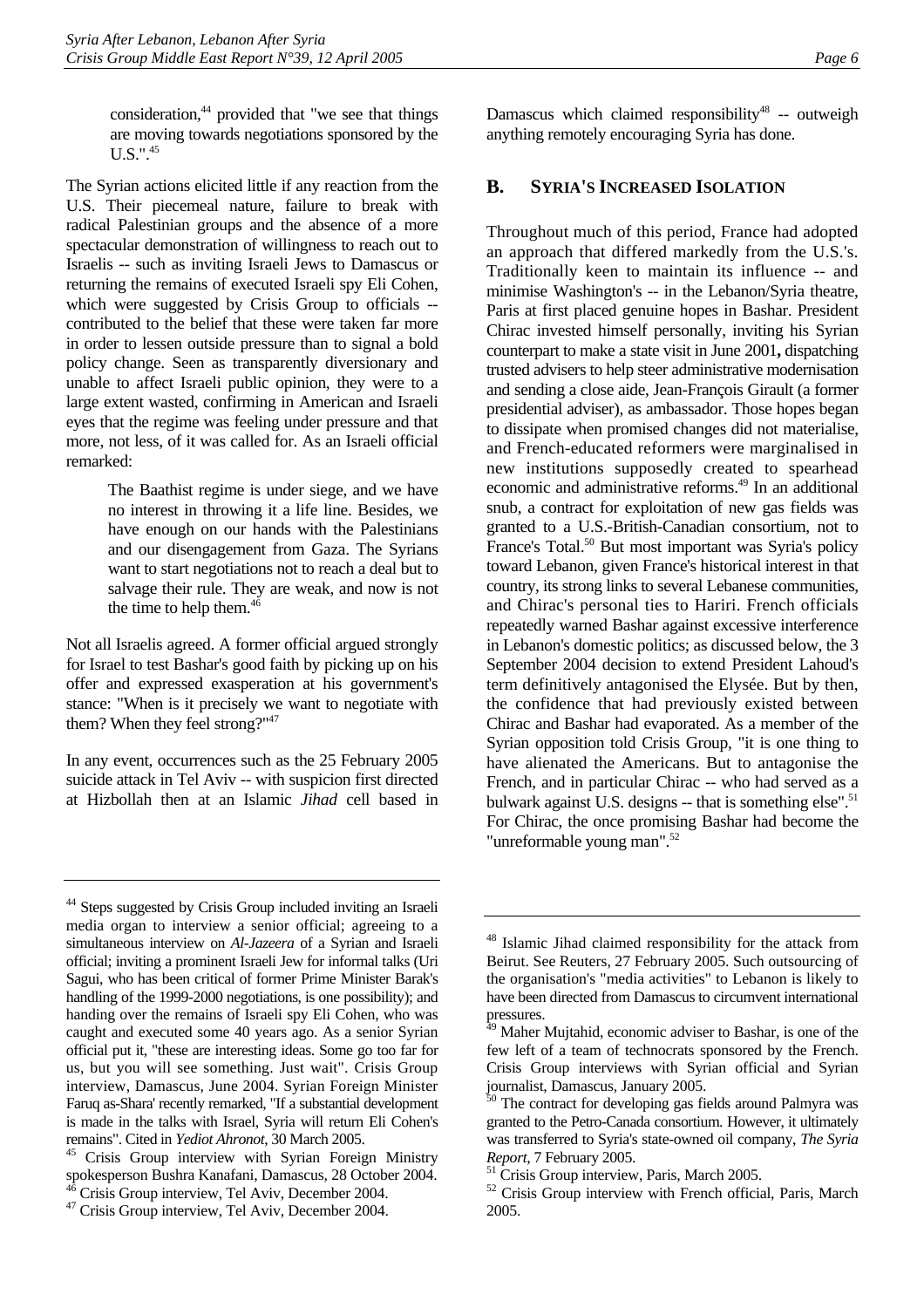consideration,[44] provided that "we see that things are moving towards negotiations sponsored by the U.S.".[45]

The Syrian actions elicited little if any reaction from the U.S. Their piecemeal nature, failure to break with radical Palestinian groups and the absence of a more spectacular demonstration of willingness to reach out to Israelis -- such as inviting Israeli Jews to Damascus or returning the remains of executed Israeli spy Eli Cohen, which were suggested by Crisis Group to officials -- contributed to the belief that these were taken far more in order to lessen outside pressure than to signal a bold policy change. Seen as transparently diversionary and unable to affect Israeli public opinion, they were to a large extent wasted, confirming in American and Israeli eyes that the regime was feeling under pressure and that more, not less, of it was called for. As an Israeli official remarked:

> The Baathist regime is under siege, and we have no interest in throwing it a life line. Besides, we have enough on our hands with the Palestinians and our disengagement from Gaza. The Syrians want to start negotiations not to reach a deal but to salvage their rule. They are weak, and now is not the time to help them.[46]

Not all Israelis agreed. A former official argued strongly for Israel to test Bashar's good faith by picking up on his offer and expressed exasperation at his government's stance: "When is it precisely we want to negotiate with them? When they feel strong?"[47]

In any event, occurrences such as the 25 February 2005 suicide attack in Tel Aviv -- with suspicion first directed at Hizbollah then at an Islamic *Jihad* cell based in Damascus which claimed responsibility[48] -- outweigh anything remotely encouraging Syria has done.

## B. Syria's Increased Isolation

Throughout much of this period, France had adopted an approach that differed markedly from the U.S.'s. Traditionally keen to maintain its influence -- and minimise Washington's -- in the Lebanon/Syria theatre, Paris at first placed genuine hopes in Bashar. President Chirac invested himself personally, inviting his Syrian counterpart to make a state visit in June 2001, dispatching trusted advisers to help steer administrative modernisation and sending a close aide, Jean-François Girault (a former presidential adviser), as ambassador. Those hopes began to dissipate when promised changes did not materialise, and French-educated reformers were marginalised in new institutions supposedly created to spearhead economic and administrative reforms.[49] In an additional snub, a contract for exploitation of new gas fields was granted to a U.S.-British-Canadian consortium, not to France's Total.[50] But most important was Syria's policy toward Lebanon, given France's historical interest in that country, its strong links to several Lebanese communities, and Chirac's personal ties to Hariri. French officials repeatedly warned Bashar against excessive interference in Lebanon's domestic politics; as discussed below, the 3 September 2004 decision to extend President Lahoud's term definitively antagonised the Elysée. But by then, the confidence that had previously existed between Chirac and Bashar had evaporated. As a member of the Syrian opposition told Crisis Group, "it is one thing to have alienated the Americans. But to antagonise the French, and in particular Chirac -- who had served as a bulwark against U.S. designs -- that is something else".[51] For Chirac, the once promising Bashar had become the "unreformable young man".[52]

---

[44] Steps suggested by Crisis Group included inviting an Israeli media organ to interview a senior official; agreeing to a simultaneous interview on *Al-Jazeera* of a Syrian and Israeli official; inviting a prominent Israeli Jew for informal talks (Uri Sagui, who has been critical of former Prime Minister Barak's handling of the 1999-2000 negotiations, is one possibility); and handing over the remains of Israeli spy Eli Cohen, who was caught and executed some 40 years ago. As a senior Syrian official put it, "these are interesting ideas. Some go too far for us, but you will see something. Just wait". Crisis Group interview, Damascus, June 2004. Syrian Foreign Minister Faruq as-Shara' recently remarked, "If a substantial development is made in the talks with Israel, Syria will return Eli Cohen's remains". Cited in *Yediot Ahronot*, 30 March 2005.

[45] Crisis Group interview with Syrian Foreign Ministry spokesperson Bushra Kanafani, Damascus, 28 October 2004.

[46] Crisis Group interview, Tel Aviv, December 2004.

[47] Crisis Group interview, Tel Aviv, December 2004.

[48] Islamic Jihad claimed responsibility for the attack from Beirut. See Reuters, 27 February 2005. Such outsourcing of the organisation's "media activities" to Lebanon is likely to have been directed from Damascus to circumvent international pressures.

[49] Maher Mujtahid, economic adviser to Bashar, is one of the few left of a team of technocrats sponsored by the French. Crisis Group interviews with Syrian official and Syrian journalist, Damascus, January 2005.

[50] The contract for developing gas fields around Palmyra was granted to the Petro-Canada consortium. However, it ultimately was transferred to Syria's state-owned oil company, *The Syria Report*, 7 February 2005.

[51] Crisis Group interview, Paris, March 2005.

[52] Crisis Group interview with French official, Paris, March 2005.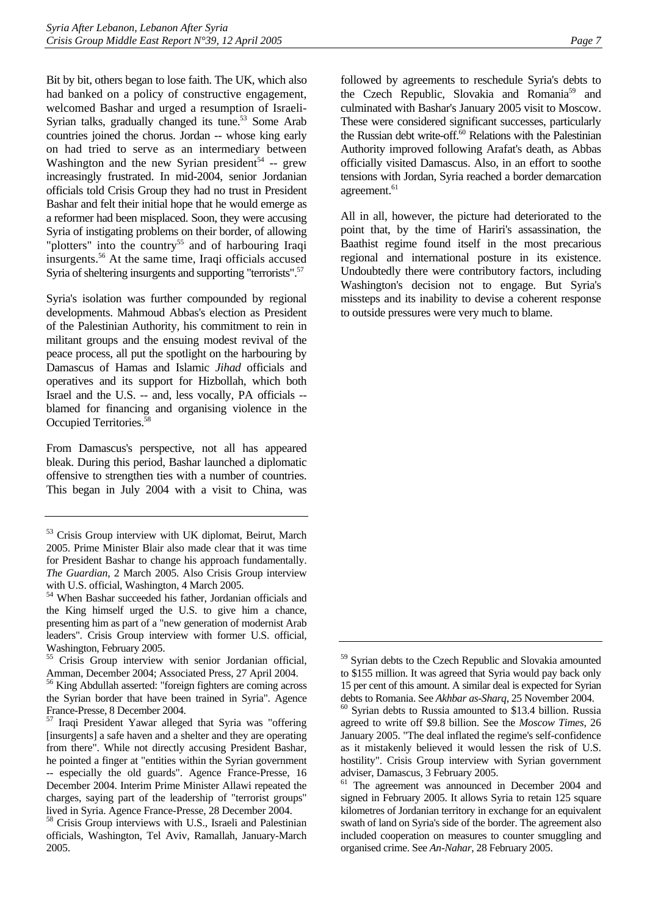Bit by bit, others began to lose faith. The UK, which also had banked on a policy of constructive engagement, welcomed Bashar and urged a resumption of Israeli-Syrian talks, gradually changed its tune.[53] Some Arab countries joined the chorus. Jordan -- whose king early on had tried to serve as an intermediary between Washington and the new Syrian president[54] -- grew increasingly frustrated. In mid-2004, senior Jordanian officials told Crisis Group they had no trust in President Bashar and felt their initial hope that he would emerge as a reformer had been misplaced. Soon, they were accusing Syria of instigating problems on their border, of allowing "plotters" into the country[55] and of harbouring Iraqi insurgents.[56] At the same time, Iraqi officials accused Syria of sheltering insurgents and supporting "terrorists".[57]

Syria's isolation was further compounded by regional developments. Mahmoud Abbas's election as President of the Palestinian Authority, his commitment to rein in militant groups and the ensuing modest revival of the peace process, all put the spotlight on the harbouring by Damascus of Hamas and Islamic *Jihad* officials and operatives and its support for Hizbollah, which both Israel and the U.S. -- and, less vocally, PA officials -- blamed for financing and organising violence in the Occupied Territories.[58]

From Damascus's perspective, not all has appeared bleak. During this period, Bashar launched a diplomatic offensive to strengthen ties with a number of countries. This began in July 2004 with a visit to China, was followed by agreements to reschedule Syria's debts to the Czech Republic, Slovakia and Romania[59] and culminated with Bashar's January 2005 visit to Moscow. These were considered significant successes, particularly the Russian debt write-off.[60] Relations with the Palestinian Authority improved following Arafat's death, as Abbas officially visited Damascus. Also, in an effort to soothe tensions with Jordan, Syria reached a border demarcation agreement.[61]

All in all, however, the picture had deteriorated to the point that, by the time of Hariri's assassination, the Baathist regime found itself in the most precarious regional and international posture in its existence. Undoubtedly there were contributory factors, including Washington's decision not to engage. But Syria's missteps and its inability to devise a coherent response to outside pressures were very much to blame.

---

[53] Crisis Group interview with UK diplomat, Beirut, March 2005. Prime Minister Blair also made clear that it was time for President Bashar to change his approach fundamentally. *The Guardian*, 2 March 2005. Also Crisis Group interview with U.S. official, Washington, 4 March 2005.

[54] When Bashar succeeded his father, Jordanian officials and the King himself urged the U.S. to give him a chance, presenting him as part of a "new generation of modernist Arab leaders". Crisis Group interview with former U.S. official, Washington, February 2005.

[55] Crisis Group interview with senior Jordanian official, Amman, December 2004; Associated Press, 27 April 2004.

[56] King Abdullah asserted: "foreign fighters are coming across the Syrian border that have been trained in Syria". Agence France-Presse, 8 December 2004.

[57] Iraqi President Yawar alleged that Syria was "offering [insurgents] a safe haven and a shelter and they are operating from there". While not directly accusing President Bashar, he pointed a finger at "entities within the Syrian government -- especially the old guards". Agence France-Presse, 16 December 2004. Interim Prime Minister Allawi repeated the charges, saying part of the leadership of "terrorist groups" lived in Syria. Agence France-Presse, 28 December 2004.

[58] Crisis Group interviews with U.S., Israeli and Palestinian officials, Washington, Tel Aviv, Ramallah, January-March 2005.

[59] Syrian debts to the Czech Republic and Slovakia amounted to $155 million. It was agreed that Syria would pay back only 15 per cent of this amount. A similar deal is expected for Syrian debts to Romania. See *Akhbar as-Sharq*, 25 November 2004.

[60] Syrian debts to Russia amounted to $13.4 billion. Russia agreed to write off $9.8 billion. See the *Moscow Times*, 26 January 2005. "The deal inflated the regime's self-confidence as it mistakenly believed it would lessen the risk of U.S. hostility". Crisis Group interview with Syrian government adviser, Damascus, 3 February 2005.

[61] The agreement was announced in December 2004 and signed in February 2005. It allows Syria to retain 125 square kilometres of Jordanian territory in exchange for an equivalent swath of land on Syria's side of the border. The agreement also included cooperation on measures to counter smuggling and organised crime. See *An-Nahar*, 28 February 2005.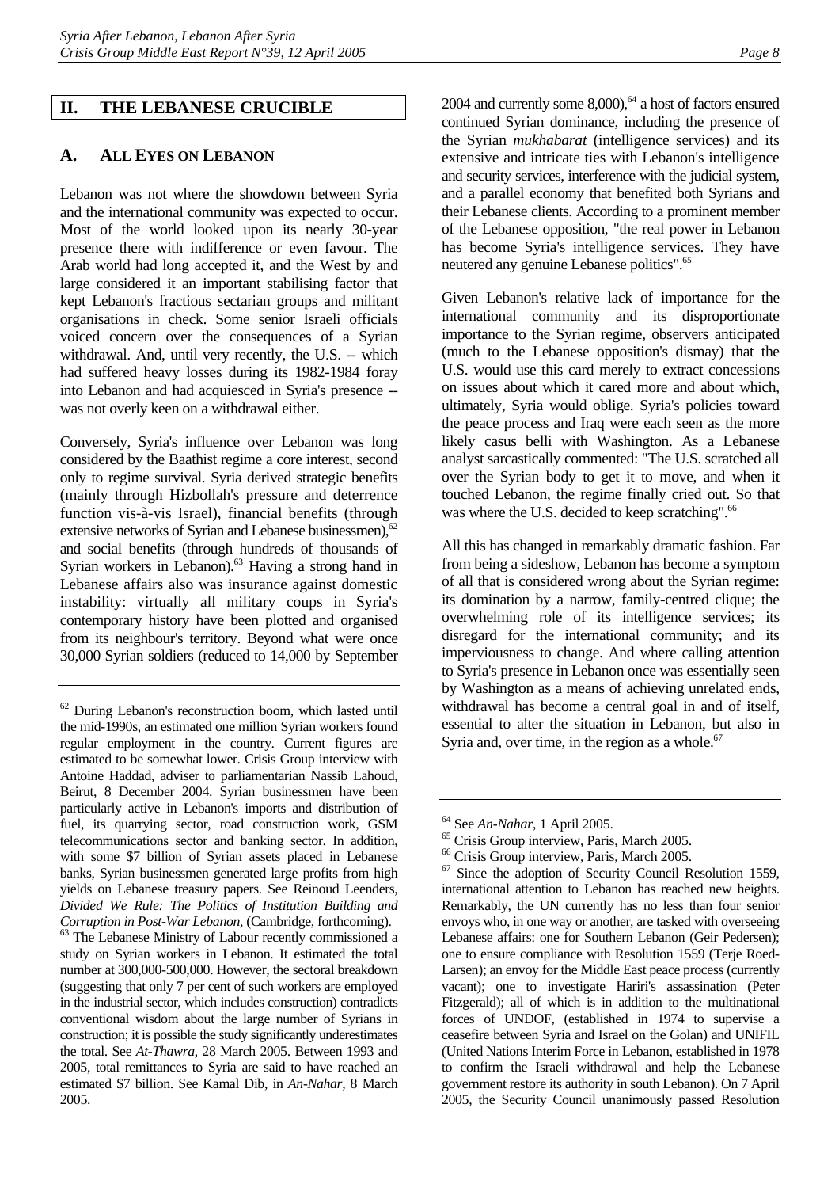## II. THE LEBANESE CRUCIBLE

### A. ALL EYES ON LEBANON

Lebanon was not where the showdown between Syria and the international community was expected to occur. Most of the world looked upon its nearly 30-year presence there with indifference or even favour. The Arab world had long accepted it, and the West by and large considered it an important stabilising factor that kept Lebanon's fractious sectarian groups and militant organisations in check. Some senior Israeli officials voiced concern over the consequences of a Syrian withdrawal. And, until very recently, the U.S. -- which had suffered heavy losses during its 1982-1984 foray into Lebanon and had acquiesced in Syria's presence -- was not overly keen on a withdrawal either.

Conversely, Syria's influence over Lebanon was long considered by the Baathist regime a core interest, second only to regime survival. Syria derived strategic benefits (mainly through Hizbollah's pressure and deterrence function vis-à-vis Israel), financial benefits (through extensive networks of Syrian and Lebanese businessmen),[62] and social benefits (through hundreds of thousands of Syrian workers in Lebanon).[63] Having a strong hand in Lebanese affairs also was insurance against domestic instability: virtually all military coups in Syria's contemporary history have been plotted and organised from its neighbour's territory. Beyond what were once 30,000 Syrian soldiers (reduced to 14,000 by September 2004 and currently some 8,000),[64] a host of factors ensured continued Syrian dominance, including the presence of the Syrian *mukhabarat* (intelligence services) and its extensive and intricate ties with Lebanon's intelligence and security services, interference with the judicial system, and a parallel economy that benefited both Syrians and their Lebanese clients. According to a prominent member of the Lebanese opposition, "the real power in Lebanon has become Syria's intelligence services. They have neutered any genuine Lebanese politics".[65]

Given Lebanon's relative lack of importance for the international community and its disproportionate importance to the Syrian regime, observers anticipated (much to the Lebanese opposition's dismay) that the U.S. would use this card merely to extract concessions on issues about which it cared more and about which, ultimately, Syria would oblige. Syria's policies toward the peace process and Iraq were each seen as the more likely casus belli with Washington. As a Lebanese analyst sarcastically commented: "The U.S. scratched all over the Syrian body to get it to move, and when it touched Lebanon, the regime finally cried out. So that was where the U.S. decided to keep scratching".[66]

All this has changed in remarkably dramatic fashion. Far from being a sideshow, Lebanon has become a symptom of all that is considered wrong about the Syrian regime: its domination by a narrow, family-centred clique; the overwhelming role of its intelligence services; its disregard for the international community; and its imperviousness to change. And where calling attention to Syria's presence in Lebanon once was essentially seen by Washington as a means of achieving unrelated ends, withdrawal has become a central goal in and of itself, essential to alter the situation in Lebanon, but also in Syria and, over time, in the region as a whole.[67]

---

[62] During Lebanon's reconstruction boom, which lasted until the mid-1990s, an estimated one million Syrian workers found regular employment in the country. Current figures are estimated to be somewhat lower. Crisis Group interview with Antoine Haddad, adviser to parliamentarian Nassib Lahoud, Beirut, 8 December 2004. Syrian businessmen have been particularly active in Lebanon's imports and distribution of fuel, its quarrying sector, road construction work, GSM telecommunications sector and banking sector. In addition, with some $7 billion of Syrian assets placed in Lebanese banks, Syrian businessmen generated large profits from high yields on Lebanese treasury papers. See Reinoud Leenders, *Divided We Rule: The Politics of Institution Building and Corruption in Post-War Lebanon*, (Cambridge, forthcoming).

[63] The Lebanese Ministry of Labour recently commissioned a study on Syrian workers in Lebanon. It estimated the total number at 300,000-500,000. However, the sectoral breakdown (suggesting that only 7 per cent of such workers are employed in the industrial sector, which includes construction) contradicts conventional wisdom about the large number of Syrians in construction; it is possible the study significantly underestimates the total. See *At-Thawra*, 28 March 2005. Between 1993 and 2005, total remittances to Syria are said to have reached an estimated $7 billion. See Kamal Dib, in *An-Nahar*, 8 March 2005.

[64] See *An-Nahar*, 1 April 2005.

[65] Crisis Group interview, Paris, March 2005.

[66] Crisis Group interview, Paris, March 2005.

[67] Since the adoption of Security Council Resolution 1559, international attention to Lebanon has reached new heights. Remarkably, the UN currently has no less than four senior envoys who, in one way or another, are tasked with overseeing Lebanese affairs: one for Southern Lebanon (Geir Pedersen); one to ensure compliance with Resolution 1559 (Terje Roed-Larsen); an envoy for the Middle East peace process (currently vacant); one to investigate Hariri's assassination (Peter Fitzgerald); all of which is in addition to the multinational forces of UNDOF, (established in 1974 to supervise a ceasefire between Syria and Israel on the Golan) and UNIFIL (United Nations Interim Force in Lebanon, established in 1978 to confirm the Israeli withdrawal and help the Lebanese government restore its authority in south Lebanon). On 7 April 2005, the Security Council unanimously passed Resolution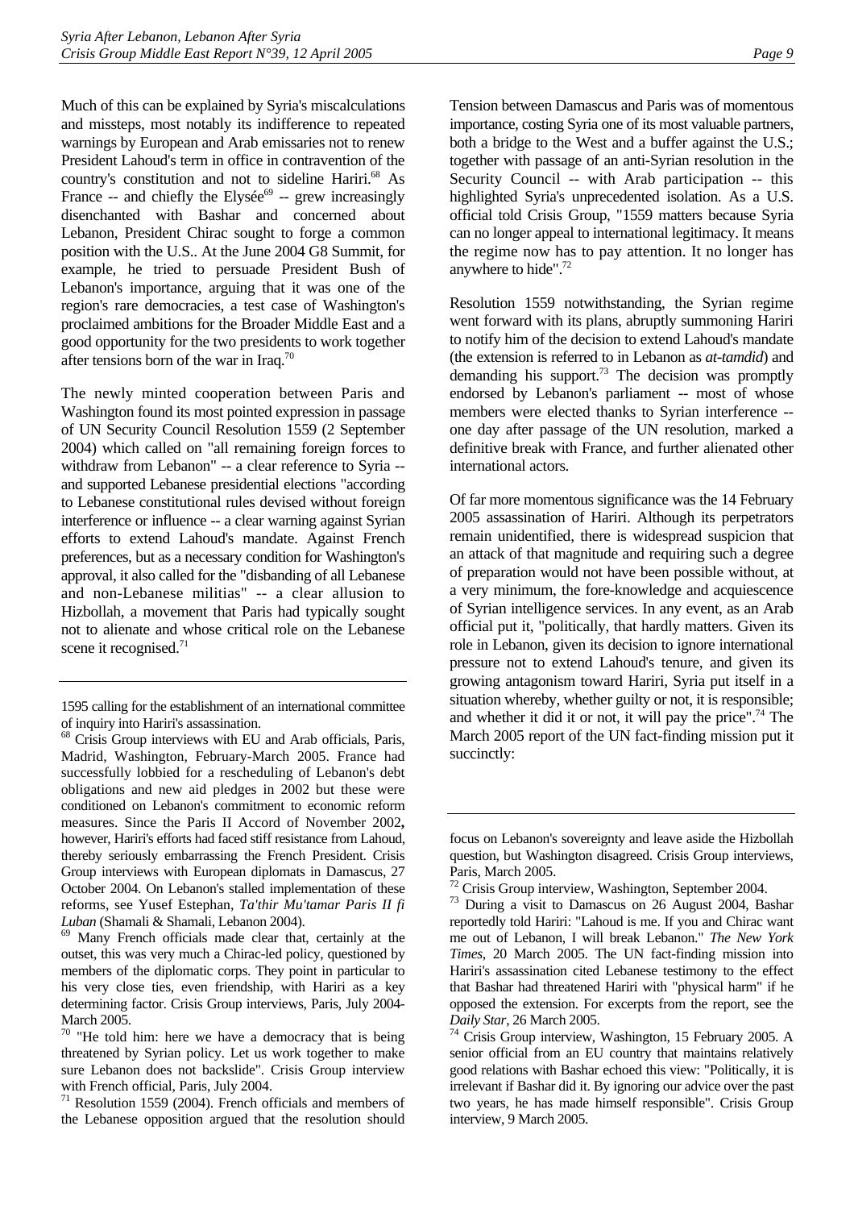Much of this can be explained by Syria's miscalculations and missteps, most notably its indifference to repeated warnings by European and Arab emissaries not to renew President Lahoud's term in office in contravention of the country's constitution and not to sideline Hariri.[68] As France -- and chiefly the Elysée[69] -- grew increasingly disenchanted with Bashar and concerned about Lebanon, President Chirac sought to forge a common position with the U.S.. At the June 2004 G8 Summit, for example, he tried to persuade President Bush of Lebanon's importance, arguing that it was one of the region's rare democracies, a test case of Washington's proclaimed ambitions for the Broader Middle East and a good opportunity for the two presidents to work together after tensions born of the war in Iraq.[70]

The newly minted cooperation between Paris and Washington found its most pointed expression in passage of UN Security Council Resolution 1559 (2 September 2004) which called on "all remaining foreign forces to withdraw from Lebanon" -- a clear reference to Syria -- and supported Lebanese presidential elections "according to Lebanese constitutional rules devised without foreign interference or influence -- a clear warning against Syrian efforts to extend Lahoud's mandate. Against French preferences, but as a necessary condition for Washington's approval, it also called for the "disbanding of all Lebanese and non-Lebanese militias" -- a clear allusion to Hizbollah, a movement that Paris had typically sought not to alienate and whose critical role on the Lebanese scene it recognised.[71]

Tension between Damascus and Paris was of momentous importance, costing Syria one of its most valuable partners, both a bridge to the West and a buffer against the U.S.; together with passage of an anti-Syrian resolution in the Security Council -- with Arab participation -- this highlighted Syria's unprecedented isolation. As a U.S. official told Crisis Group, "1559 matters because Syria can no longer appeal to international legitimacy. It means the regime now has to pay attention. It no longer has anywhere to hide".[72]

Resolution 1559 notwithstanding, the Syrian regime went forward with its plans, abruptly summoning Hariri to notify him of the decision to extend Lahoud's mandate (the extension is referred to in Lebanon as *at-tamdid*) and demanding his support.[73] The decision was promptly endorsed by Lebanon's parliament -- most of whose members were elected thanks to Syrian interference -- one day after passage of the UN resolution, marked a definitive break with France, and further alienated other international actors.

Of far more momentous significance was the 14 February 2005 assassination of Hariri. Although its perpetrators remain unidentified, there is widespread suspicion that an attack of that magnitude and requiring such a degree of preparation would not have been possible without, at a very minimum, the fore-knowledge and acquiescence of Syrian intelligence services. In any event, as an Arab official put it, "politically, that hardly matters. Given its role in Lebanon, given its decision to ignore international pressure not to extend Lahoud's tenure, and given its growing antagonism toward Hariri, Syria put itself in a situation whereby, whether guilty or not, it is responsible; and whether it did it or not, it will pay the price".[74] The March 2005 report of the UN fact-finding mission put it succinctly:

---

1595 calling for the establishment of an international committee of inquiry into Hariri's assassination.

[68] Crisis Group interviews with EU and Arab officials, Paris, Madrid, Washington, February-March 2005. France had successfully lobbied for a rescheduling of Lebanon's debt obligations and new aid pledges in 2002 but these were conditioned on Lebanon's commitment to economic reform measures. Since the Paris II Accord of November 2002**,** however, Hariri's efforts had faced stiff resistance from Lahoud, thereby seriously embarrassing the French President. Crisis Group interviews with European diplomats in Damascus, 27 October 2004. On Lebanon's stalled implementation of these reforms, see Yusef Estephan, *Ta'thir Mu'tamar Paris II fi Luban* (Shamali & Shamali, Lebanon 2004).

[69] Many French officials made clear that, certainly at the outset, this was very much a Chirac-led policy, questioned by members of the diplomatic corps. They point in particular to his very close ties, even friendship, with Hariri as a key determining factor. Crisis Group interviews, Paris, July 2004-March 2005.

[70] "He told him: here we have a democracy that is being threatened by Syrian policy. Let us work together to make sure Lebanon does not backslide". Crisis Group interview with French official, Paris, July 2004.

[71] Resolution 1559 (2004). French officials and members of the Lebanese opposition argued that the resolution should focus on Lebanon's sovereignty and leave aside the Hizbollah question, but Washington disagreed. Crisis Group interviews, Paris, March 2005.

[72] Crisis Group interview, Washington, September 2004.

[73] During a visit to Damascus on 26 August 2004, Bashar reportedly told Hariri: "Lahoud is me. If you and Chirac want me out of Lebanon, I will break Lebanon." *The New York Times*, 20 March 2005. The UN fact-finding mission into Hariri's assassination cited Lebanese testimony to the effect that Bashar had threatened Hariri with "physical harm" if he opposed the extension. For excerpts from the report, see the *Daily Star*, 26 March 2005.

[74] Crisis Group interview, Washington, 15 February 2005. A senior official from an EU country that maintains relatively good relations with Bashar echoed this view: "Politically, it is irrelevant if Bashar did it. By ignoring our advice over the past two years, he has made himself responsible". Crisis Group interview, 9 March 2005.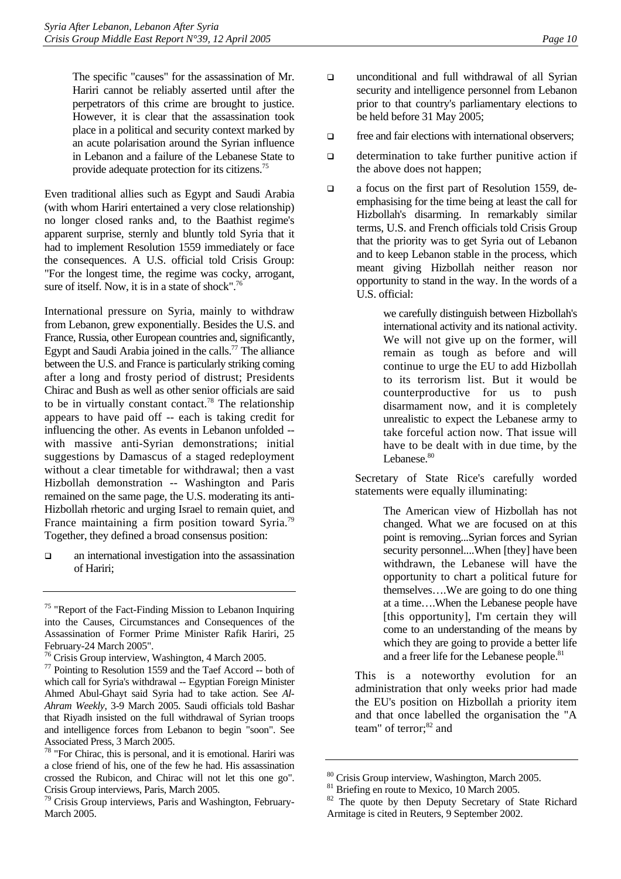> The specific "causes" for the assassination of Mr. Hariri cannot be reliably asserted until after the perpetrators of this crime are brought to justice. However, it is clear that the assassination took place in a political and security context marked by an acute polarisation around the Syrian influence in Lebanon and a failure of the Lebanese State to provide adequate protection for its citizens.[75]

Even traditional allies such as Egypt and Saudi Arabia (with whom Hariri entertained a very close relationship) no longer closed ranks and, to the Baathist regime's apparent surprise, sternly and bluntly told Syria that it had to implement Resolution 1559 immediately or face the consequences. A U.S. official told Crisis Group: "For the longest time, the regime was cocky, arrogant, sure of itself. Now, it is in a state of shock".[76]

International pressure on Syria, mainly to withdraw from Lebanon, grew exponentially. Besides the U.S. and France, Russia, other European countries and, significantly, Egypt and Saudi Arabia joined in the calls.[77] The alliance between the U.S. and France is particularly striking coming after a long and frosty period of distrust; Presidents Chirac and Bush as well as other senior officials are said to be in virtually constant contact.[78] The relationship appears to have paid off -- each is taking credit for influencing the other. As events in Lebanon unfolded -- with massive anti-Syrian demonstrations; initial suggestions by Damascus of a staged redeployment without a clear timetable for withdrawal; then a vast Hizbollah demonstration -- Washington and Paris remained on the same page, the U.S. moderating its anti-Hizbollah rhetoric and urging Israel to remain quiet, and France maintaining a firm position toward Syria.[79] Together, they defined a broad consensus position:

- an international investigation into the assassination of Hariri;
- unconditional and full withdrawal of all Syrian security and intelligence personnel from Lebanon prior to that country's parliamentary elections to be held before 31 May 2005;
- free and fair elections with international observers;
- determination to take further punitive action if the above does not happen;
- a focus on the first part of Resolution 1559, de-emphasising for the time being at least the call for Hizbollah's disarming. In remarkably similar terms, U.S. and French officials told Crisis Group that the priority was to get Syria out of Lebanon and to keep Lebanon stable in the process, which meant giving Hizbollah neither reason nor opportunity to stand in the way. In the words of a U.S. official:

  > we carefully distinguish between Hizbollah's international activity and its national activity. We will not give up on the former, will remain as tough as before and will continue to urge the EU to add Hizbollah to its terrorism list. But it would be counterproductive for us to push disarmament now, and it is completely unrealistic to expect the Lebanese army to take forceful action now. That issue will have to be dealt with in due time, by the Lebanese.[80]

  Secretary of State Rice's carefully worded statements were equally illuminating:

  > The American view of Hizbollah has not changed. What we are focused on at this point is removing...Syrian forces and Syrian security personnel....When [they] have been withdrawn, the Lebanese will have the opportunity to chart a political future for themselves….We are going to do one thing at a time….When the Lebanese people have [this opportunity], I'm certain they will come to an understanding of the means by which they are going to provide a better life and a freer life for the Lebanese people.[81]

  This is a noteworthy evolution for an administration that only weeks prior had made the EU's position on Hizbollah a priority item and that once labelled the organisation the "A team" of terror;[82] and

---

[75] "Report of the Fact-Finding Mission to Lebanon Inquiring into the Causes, Circumstances and Consequences of the Assassination of Former Prime Minister Rafik Hariri, 25 February-24 March 2005".

[76] Crisis Group interview, Washington, 4 March 2005.

[77] Pointing to Resolution 1559 and the Taef Accord -- both of which call for Syria's withdrawal -- Egyptian Foreign Minister Ahmed Abul-Ghayt said Syria had to take action. See *Al-Ahram Weekly*, 3-9 March 2005. Saudi officials told Bashar that Riyadh insisted on the full withdrawal of Syrian troops and intelligence forces from Lebanon to begin "soon". See Associated Press, 3 March 2005.

[78] "For Chirac, this is personal, and it is emotional. Hariri was a close friend of his, one of the few he had. His assassination crossed the Rubicon, and Chirac will not let this one go". Crisis Group interviews, Paris, March 2005.

[79] Crisis Group interviews, Paris and Washington, February-March 2005.

[80] Crisis Group interview, Washington, March 2005.

[81] Briefing en route to Mexico, 10 March 2005.

[82] The quote by then Deputy Secretary of State Richard Armitage is cited in Reuters, 9 September 2002.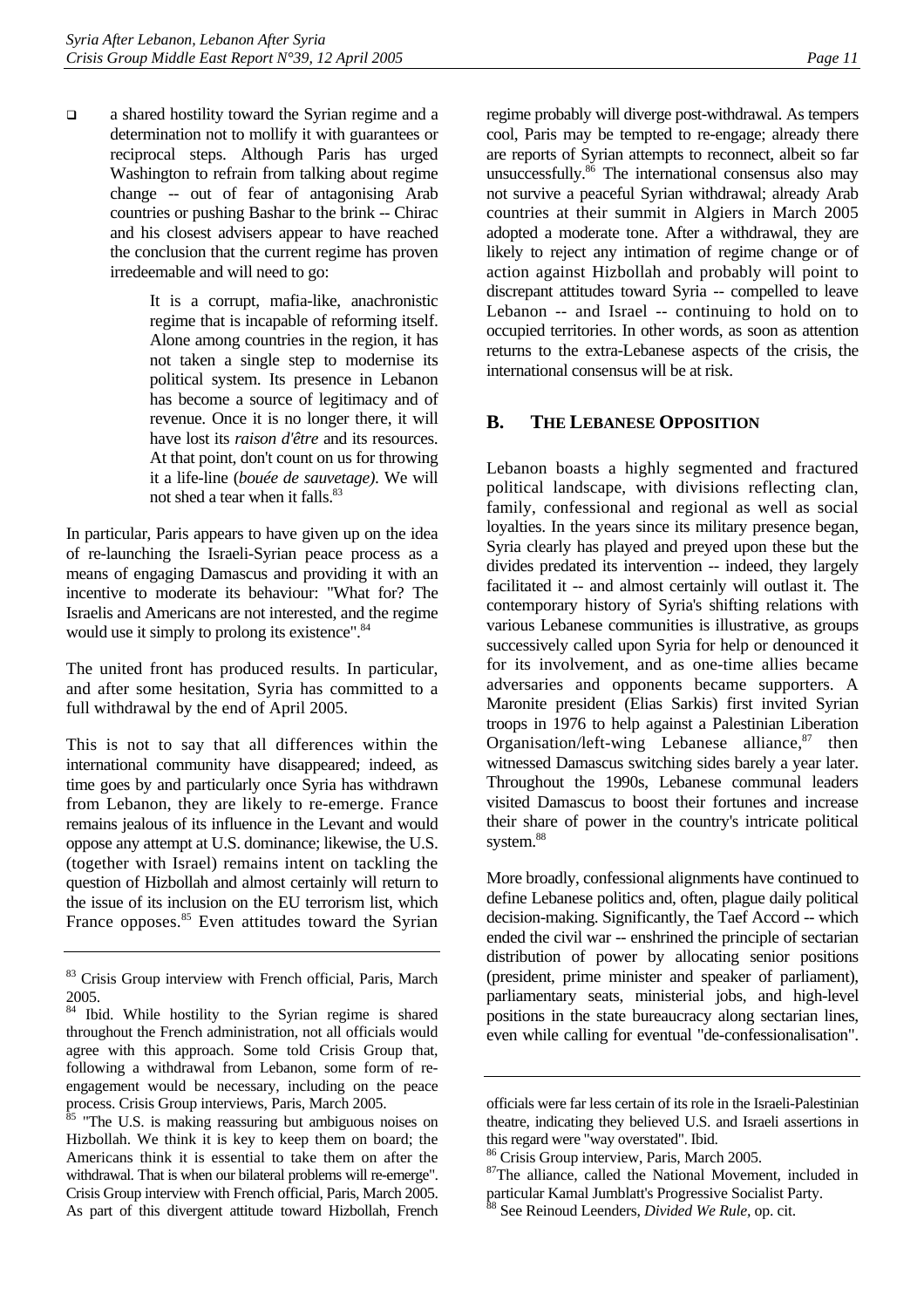- a shared hostility toward the Syrian regime and a determination not to mollify it with guarantees or reciprocal steps. Although Paris has urged Washington to refrain from talking about regime change -- out of fear of antagonising Arab countries or pushing Bashar to the brink -- Chirac and his closest advisers appear to have reached the conclusion that the current regime has proven irredeemable and will need to go:

> It is a corrupt, mafia-like, anachronistic regime that is incapable of reforming itself. Alone among countries in the region, it has not taken a single step to modernise its political system. Its presence in Lebanon has become a source of legitimacy and of revenue. Once it is no longer there, it will have lost its *raison d'être* and its resources. At that point, don't count on us for throwing it a life-line (*bouée de sauvetage)*. We will not shed a tear when it falls.[83]

In particular, Paris appears to have given up on the idea of re-launching the Israeli-Syrian peace process as a means of engaging Damascus and providing it with an incentive to moderate its behaviour: "What for? The Israelis and Americans are not interested, and the regime would use it simply to prolong its existence".[84]

The united front has produced results. In particular, and after some hesitation, Syria has committed to a full withdrawal by the end of April 2005.

This is not to say that all differences within the international community have disappeared; indeed, as time goes by and particularly once Syria has withdrawn from Lebanon, they are likely to re-emerge. France remains jealous of its influence in the Levant and would oppose any attempt at U.S. dominance; likewise, the U.S. (together with Israel) remains intent on tackling the question of Hizbollah and almost certainly will return to the issue of its inclusion on the EU terrorism list, which France opposes.[85] Even attitudes toward the Syrian regime probably will diverge post-withdrawal. As tempers cool, Paris may be tempted to re-engage; already there are reports of Syrian attempts to reconnect, albeit so far unsuccessfully.[86] The international consensus also may not survive a peaceful Syrian withdrawal; already Arab countries at their summit in Algiers in March 2005 adopted a moderate tone. After a withdrawal, they are likely to reject any intimation of regime change or of action against Hizbollah and probably will point to discrepant attitudes toward Syria -- compelled to leave Lebanon -- and Israel -- continuing to hold on to occupied territories. In other words, as soon as attention returns to the extra-Lebanese aspects of the crisis, the international consensus will be at risk.

## B. THE LEBANESE OPPOSITION

Lebanon boasts a highly segmented and fractured political landscape, with divisions reflecting clan, family, confessional and regional as well as social loyalties. In the years since its military presence began, Syria clearly has played and preyed upon these but the divides predated its intervention -- indeed, they largely facilitated it -- and almost certainly will outlast it. The contemporary history of Syria's shifting relations with various Lebanese communities is illustrative, as groups successively called upon Syria for help or denounced it for its involvement, and as one-time allies became adversaries and opponents became supporters. A Maronite president (Elias Sarkis) first invited Syrian troops in 1976 to help against a Palestinian Liberation Organisation/left-wing Lebanese alliance,[87] then witnessed Damascus switching sides barely a year later. Throughout the 1990s, Lebanese communal leaders visited Damascus to boost their fortunes and increase their share of power in the country's intricate political system.[88]

More broadly, confessional alignments have continued to define Lebanese politics and, often, plague daily political decision-making. Significantly, the Taef Accord -- which ended the civil war -- enshrined the principle of sectarian distribution of power by allocating senior positions (president, prime minister and speaker of parliament), parliamentary seats, ministerial jobs, and high-level positions in the state bureaucracy along sectarian lines, even while calling for eventual "de-confessionalisation".

---

[83] Crisis Group interview with French official, Paris, March 2005.

[84] Ibid. While hostility to the Syrian regime is shared throughout the French administration, not all officials would agree with this approach. Some told Crisis Group that, following a withdrawal from Lebanon, some form of re-engagement would be necessary, including on the peace process. Crisis Group interviews, Paris, March 2005.

[85] "The U.S. is making reassuring but ambiguous noises on Hizbollah. We think it is key to keep them on board; the Americans think it is essential to take them on after the withdrawal. That is when our bilateral problems will re-emerge". Crisis Group interview with French official, Paris, March 2005. As part of this divergent attitude toward Hizbollah, French officials were far less certain of its role in the Israeli-Palestinian theatre, indicating they believed U.S. and Israeli assertions in this regard were "way overstated". Ibid.

[86] Crisis Group interview, Paris, March 2005.

[87] The alliance, called the National Movement, included in particular Kamal Jumblatt's Progressive Socialist Party.

[88] See Reinoud Leenders, *Divided We Rule*, op. cit.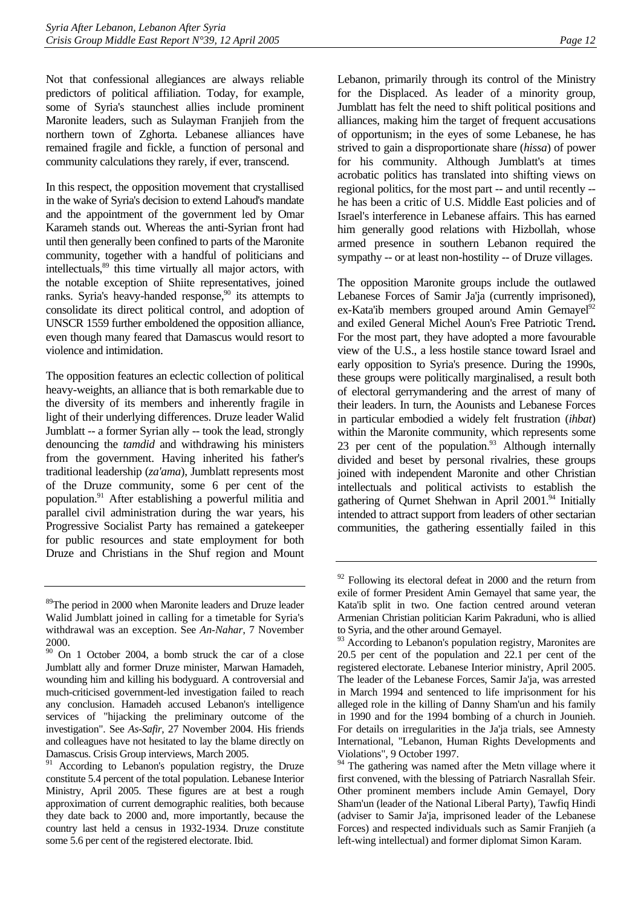Not that confessional allegiances are always reliable predictors of political affiliation. Today, for example, some of Syria's staunchest allies include prominent Maronite leaders, such as Sulayman Franjieh from the northern town of Zghorta. Lebanese alliances have remained fragile and fickle, a function of personal and community calculations they rarely, if ever, transcend.

In this respect, the opposition movement that crystallised in the wake of Syria's decision to extend Lahoud's mandate and the appointment of the government led by Omar Karameh stands out. Whereas the anti-Syrian front had until then generally been confined to parts of the Maronite community, together with a handful of politicians and intellectuals,[89] this time virtually all major actors, with the notable exception of Shiite representatives, joined ranks. Syria's heavy-handed response,[90] its attempts to consolidate its direct political control, and adoption of UNSCR 1559 further emboldened the opposition alliance, even though many feared that Damascus would resort to violence and intimidation.

The opposition features an eclectic collection of political heavy-weights, an alliance that is both remarkable due to the diversity of its members and inherently fragile in light of their underlying differences. Druze leader Walid Jumblatt -- a former Syrian ally -- took the lead, strongly denouncing the *tamdid* and withdrawing his ministers from the government. Having inherited his father's traditional leadership (*za'ama*), Jumblatt represents most of the Druze community, some 6 per cent of the population.[91] After establishing a powerful militia and parallel civil administration during the war years, his Progressive Socialist Party has remained a gatekeeper for public resources and state employment for both Druze and Christians in the Shuf region and Mount Lebanon, primarily through its control of the Ministry for the Displaced. As leader of a minority group, Jumblatt has felt the need to shift political positions and alliances, making him the target of frequent accusations of opportunism; in the eyes of some Lebanese, he has strived to gain a disproportionate share (*hissa*) of power for his community. Although Jumblatt's at times acrobatic politics has translated into shifting views on regional politics, for the most part -- and until recently -- he has been a critic of U.S. Middle East policies and of Israel's interference in Lebanese affairs. This has earned him generally good relations with Hizbollah, whose armed presence in southern Lebanon required the sympathy -- or at least non-hostility -- of Druze villages.

The opposition Maronite groups include the outlawed Lebanese Forces of Samir Ja'ja (currently imprisoned), ex-Kata'ib members grouped around Amin Gemayel[92] and exiled General Michel Aoun's Free Patriotic Trend**.** For the most part, they have adopted a more favourable view of the U.S., a less hostile stance toward Israel and early opposition to Syria's presence. During the 1990s, these groups were politically marginalised, a result both of electoral gerrymandering and the arrest of many of their leaders. In turn, the Aounists and Lebanese Forces in particular embodied a widely felt frustration (*ihbat*) within the Maronite community, which represents some 23 per cent of the population.[93] Although internally divided and beset by personal rivalries, these groups joined with independent Maronite and other Christian intellectuals and political activists to establish the gathering of Qurnet Shehwan in April 2001.[94] Initially intended to attract support from leaders of other sectarian communities, the gathering essentially failed in this

---

[89] The period in 2000 when Maronite leaders and Druze leader Walid Jumblatt joined in calling for a timetable for Syria's withdrawal was an exception. See *An-Nahar*, 7 November 2000.

[90] On 1 October 2004, a bomb struck the car of a close Jumblatt ally and former Druze minister, Marwan Hamadeh, wounding him and killing his bodyguard. A controversial and much-criticised government-led investigation failed to reach any conclusion. Hamadeh accused Lebanon's intelligence services of "hijacking the preliminary outcome of the investigation". See *As-Safir*, 27 November 2004. His friends and colleagues have not hesitated to lay the blame directly on Damascus. Crisis Group interviews, March 2005.

[91] According to Lebanon's population registry, the Druze constitute 5.4 percent of the total population. Lebanese Interior Ministry, April 2005. These figures are at best a rough approximation of current demographic realities, both because they date back to 2000 and, more importantly, because the country last held a census in 1932-1934. Druze constitute some 5.6 per cent of the registered electorate. Ibid.

[92] Following its electoral defeat in 2000 and the return from exile of former President Amin Gemayel that same year, the Kata'ib split in two. One faction centred around veteran Armenian Christian politician Karim Pakraduni, who is allied to Syria, and the other around Gemayel.

[93] According to Lebanon's population registry, Maronites are 20.5 per cent of the population and 22.1 per cent of the registered electorate. Lebanese Interior ministry, April 2005. The leader of the Lebanese Forces, Samir Ja'ja, was arrested in March 1994 and sentenced to life imprisonment for his alleged role in the killing of Danny Sham'un and his family in 1990 and for the 1994 bombing of a church in Jounieh. For details on irregularities in the Ja'ja trials, see Amnesty International, "Lebanon, Human Rights Developments and Violations", 9 October 1997.

[94] The gathering was named after the Metn village where it first convened, with the blessing of Patriarch Nasrallah Sfeir. Other prominent members include Amin Gemayel, Dory Sham'un (leader of the National Liberal Party), Tawfiq Hindi (adviser to Samir Ja'ja, imprisoned leader of the Lebanese Forces) and respected individuals such as Samir Franjieh (a left-wing intellectual) and former diplomat Simon Karam.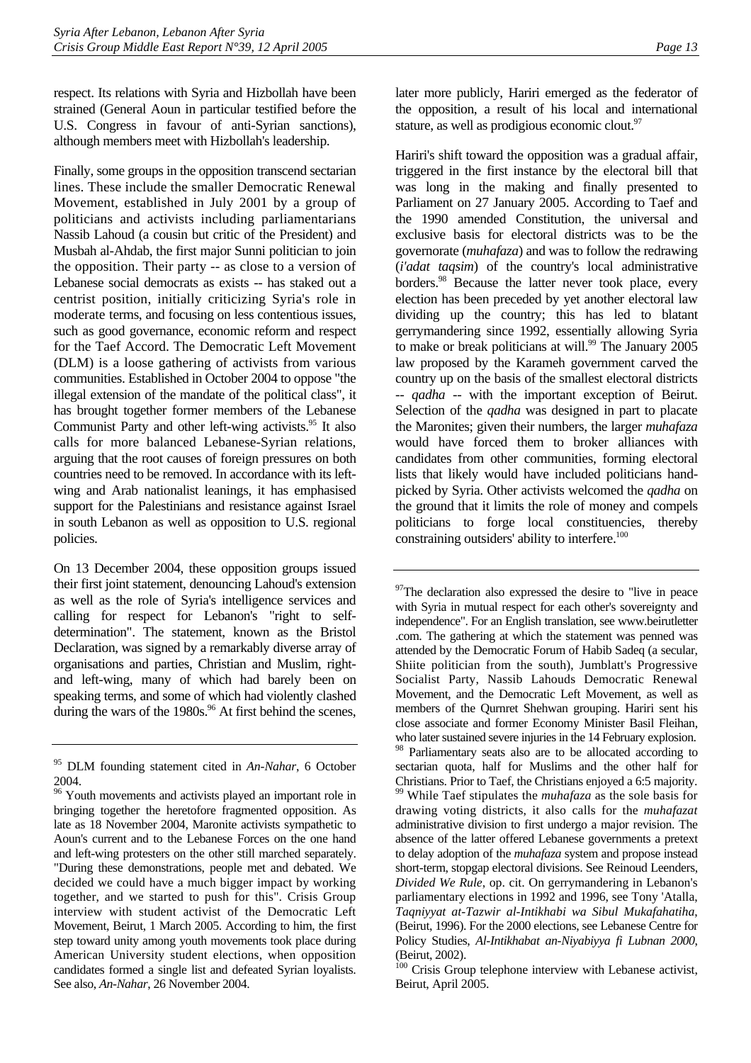respect. Its relations with Syria and Hizbollah have been strained (General Aoun in particular testified before the U.S. Congress in favour of anti-Syrian sanctions), although members meet with Hizbollah's leadership.

Finally, some groups in the opposition transcend sectarian lines. These include the smaller Democratic Renewal Movement, established in July 2001 by a group of politicians and activists including parliamentarians Nassib Lahoud (a cousin but critic of the President) and Musbah al-Ahdab, the first major Sunni politician to join the opposition. Their party -- as close to a version of Lebanese social democrats as exists -- has staked out a centrist position, initially criticizing Syria's role in moderate terms, and focusing on less contentious issues, such as good governance, economic reform and respect for the Taef Accord. The Democratic Left Movement (DLM) is a loose gathering of activists from various communities. Established in October 2004 to oppose "the illegal extension of the mandate of the political class", it has brought together former members of the Lebanese Communist Party and other left-wing activists.[95] It also calls for more balanced Lebanese-Syrian relations, arguing that the root causes of foreign pressures on both countries need to be removed. In accordance with its left-wing and Arab nationalist leanings, it has emphasised support for the Palestinians and resistance against Israel in south Lebanon as well as opposition to U.S. regional policies.

On 13 December 2004, these opposition groups issued their first joint statement, denouncing Lahoud's extension as well as the role of Syria's intelligence services and calling for respect for Lebanon's "right to self-determination". The statement, known as the Bristol Declaration, was signed by a remarkably diverse array of organisations and parties, Christian and Muslim, right- and left-wing, many of which had barely been on speaking terms, and some of which had violently clashed during the wars of the 1980s.[96] At first behind the scenes, later more publicly, Hariri emerged as the federator of the opposition, a result of his local and international stature, as well as prodigious economic clout.[97]

Hariri's shift toward the opposition was a gradual affair, triggered in the first instance by the electoral bill that was long in the making and finally presented to Parliament on 27 January 2005. According to Taef and the 1990 amended Constitution, the universal and exclusive basis for electoral districts was to be the governorate (*muhafaza*) and was to follow the redrawing (*i'adat taqsim*) of the country's local administrative borders.[98] Because the latter never took place, every election has been preceded by yet another electoral law dividing up the country; this has led to blatant gerrymandering since 1992, essentially allowing Syria to make or break politicians at will.[99] The January 2005 law proposed by the Karameh government carved the country up on the basis of the smallest electoral districts -- *qadha* -- with the important exception of Beirut. Selection of the *qadha* was designed in part to placate the Maronites; given their numbers, the larger *muhafaza* would have forced them to broker alliances with candidates from other communities, forming electoral lists that likely would have included politicians hand-picked by Syria. Other activists welcomed the *qadha* on the ground that it limits the role of money and compels politicians to forge local constituencies, thereby constraining outsiders' ability to interfere.[100]

---

[95] DLM founding statement cited in *An-Nahar*, 6 October 2004.

[96] Youth movements and activists played an important role in bringing together the heretofore fragmented opposition. As late as 18 November 2004, Maronite activists sympathetic to Aoun's current and to the Lebanese Forces on the one hand and left-wing protesters on the other still marched separately. "During these demonstrations, people met and debated. We decided we could have a much bigger impact by working together, and we started to push for this". Crisis Group interview with student activist of the Democratic Left Movement, Beirut, 1 March 2005. According to him, the first step toward unity among youth movements took place during American University student elections, when opposition candidates formed a single list and defeated Syrian loyalists. See also, *An-Nahar*, 26 November 2004.

[97] The declaration also expressed the desire to "live in peace with Syria in mutual respect for each other's sovereignty and independence". For an English translation, see www.beirutletter .com. The gathering at which the statement was penned was attended by the Democratic Forum of Habib Sadeq (a secular, Shiite politician from the south), Jumblatt's Progressive Socialist Party, Nassib Lahouds Democratic Renewal Movement, and the Democratic Left Movement, as well as members of the Qurnret Shehwan grouping. Hariri sent his close associate and former Economy Minister Basil Fleihan, who later sustained severe injuries in the 14 February explosion.

[98] Parliamentary seats also are to be allocated according to sectarian quota, half for Muslims and the other half for Christians. Prior to Taef, the Christians enjoyed a 6:5 majority.

[99] While Taef stipulates the *muhafaza* as the sole basis for drawing voting districts, it also calls for the *muhafazat* administrative division to first undergo a major revision. The absence of the latter offered Lebanese governments a pretext to delay adoption of the *muhafaza* system and propose instead short-term, stopgap electoral divisions. See Reinoud Leenders, *Divided We Rule*, op. cit. On gerrymandering in Lebanon's parliamentary elections in 1992 and 1996, see Tony 'Atalla, *Taqniyyat at-Tazwir al-Intikhabi wa Sibul Mukafahatiha*, (Beirut, 1996). For the 2000 elections, see Lebanese Centre for Policy Studies, *Al-Intikhabat an-Niyabiyya fi Lubnan 2000*, (Beirut, 2002).

[100] Crisis Group telephone interview with Lebanese activist, Beirut, April 2005.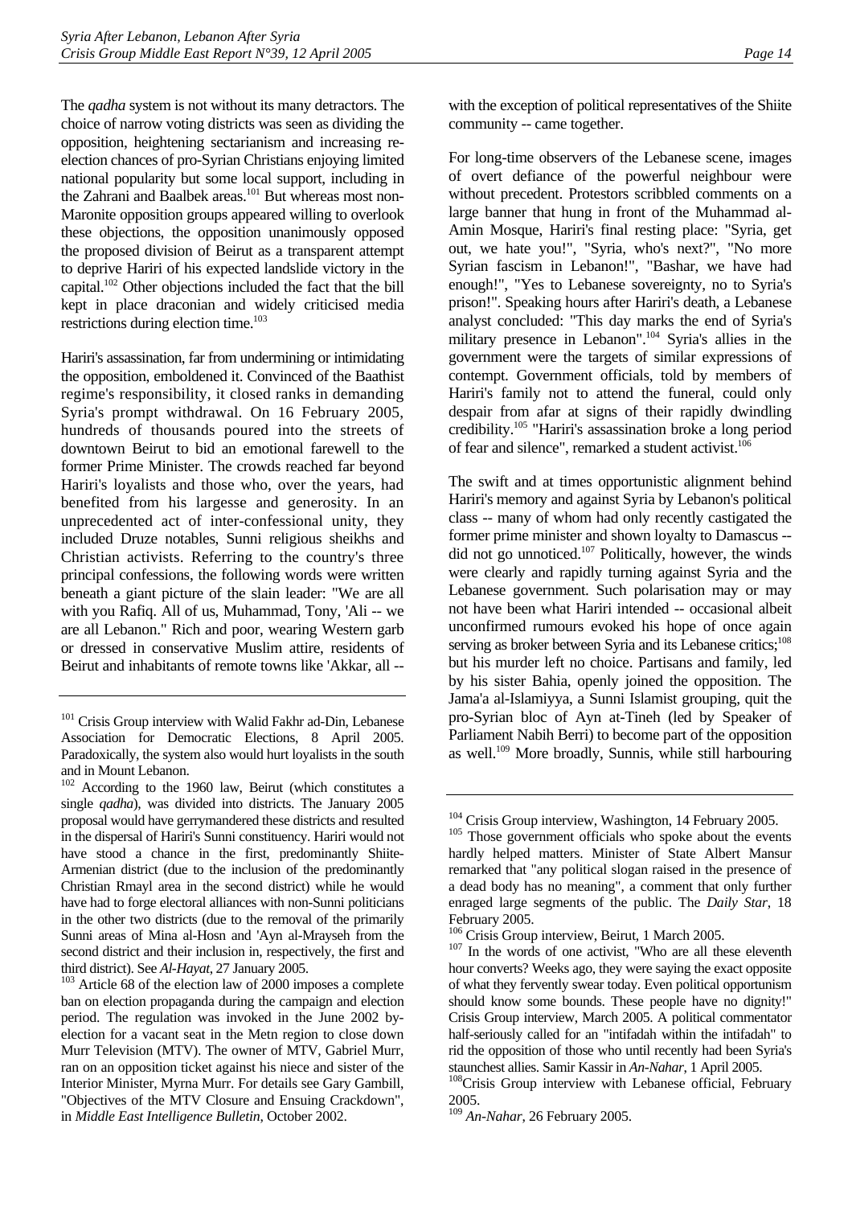The *qadha* system is not without its many detractors. The choice of narrow voting districts was seen as dividing the opposition, heightening sectarianism and increasing re-election chances of pro-Syrian Christians enjoying limited national popularity but some local support, including in the Zahrani and Baalbek areas.[101] But whereas most non-Maronite opposition groups appeared willing to overlook these objections, the opposition unanimously opposed the proposed division of Beirut as a transparent attempt to deprive Hariri of his expected landslide victory in the capital.[102] Other objections included the fact that the bill kept in place draconian and widely criticised media restrictions during election time.[103]

Hariri's assassination, far from undermining or intimidating the opposition, emboldened it. Convinced of the Baathist regime's responsibility, it closed ranks in demanding Syria's prompt withdrawal. On 16 February 2005, hundreds of thousands poured into the streets of downtown Beirut to bid an emotional farewell to the former Prime Minister. The crowds reached far beyond Hariri's loyalists and those who, over the years, had benefited from his largesse and generosity. In an unprecedented act of inter-confessional unity, they included Druze notables, Sunni religious sheikhs and Christian activists. Referring to the country's three principal confessions, the following words were written beneath a giant picture of the slain leader: "We are all with you Rafiq. All of us, Muhammad, Tony, 'Ali -- we are all Lebanon." Rich and poor, wearing Western garb or dressed in conservative Muslim attire, residents of Beirut and inhabitants of remote towns like 'Akkar, all -- with the exception of political representatives of the Shiite community -- came together.

For long-time observers of the Lebanese scene, images of overt defiance of the powerful neighbour were without precedent. Protestors scribbled comments on a large banner that hung in front of the Muhammad al-Amin Mosque, Hariri's final resting place: "Syria, get out, we hate you!", "Syria, who's next?", "No more Syrian fascism in Lebanon!", "Bashar, we have had enough!", "Yes to Lebanese sovereignty, no to Syria's prison!". Speaking hours after Hariri's death, a Lebanese analyst concluded: "This day marks the end of Syria's military presence in Lebanon".[104] Syria's allies in the government were the targets of similar expressions of contempt. Government officials, told by members of Hariri's family not to attend the funeral, could only despair from afar at signs of their rapidly dwindling credibility.[105] "Hariri's assassination broke a long period of fear and silence", remarked a student activist.[106]

The swift and at times opportunistic alignment behind Hariri's memory and against Syria by Lebanon's political class -- many of whom had only recently castigated the former prime minister and shown loyalty to Damascus -- did not go unnoticed.[107] Politically, however, the winds were clearly and rapidly turning against Syria and the Lebanese government. Such polarisation may or may not have been what Hariri intended -- occasional albeit unconfirmed rumours evoked his hope of once again serving as broker between Syria and its Lebanese critics;[108] but his murder left no choice. Partisans and family, led by his sister Bahia, openly joined the opposition. The Jama'a al-Islamiyya, a Sunni Islamist grouping, quit the pro-Syrian bloc of Ayn at-Tineh (led by Speaker of Parliament Nabih Berri) to become part of the opposition as well.[109] More broadly, Sunnis, while still harbouring

---

[101] Crisis Group interview with Walid Fakhr ad-Din, Lebanese Association for Democratic Elections, 8 April 2005. Paradoxically, the system also would hurt loyalists in the south and in Mount Lebanon.

[102] According to the 1960 law, Beirut (which constitutes a single *qadha*), was divided into districts. The January 2005 proposal would have gerrymandered these districts and resulted in the dispersal of Hariri's Sunni constituency. Hariri would not have stood a chance in the first, predominantly Shiite-Armenian district (due to the inclusion of the predominantly Christian Rmayl area in the second district) while he would have had to forge electoral alliances with non-Sunni politicians in the other two districts (due to the removal of the primarily Sunni areas of Mina al-Hosn and 'Ayn al-Mrayseh from the second district and their inclusion in, respectively, the first and third district). See *Al-Hayat*, 27 January 2005.

[103] Article 68 of the election law of 2000 imposes a complete ban on election propaganda during the campaign and election period. The regulation was invoked in the June 2002 by-election for a vacant seat in the Metn region to close down Murr Television (MTV). The owner of MTV, Gabriel Murr, ran on an opposition ticket against his niece and sister of the Interior Minister, Myrna Murr. For details see Gary Gambill, "Objectives of the MTV Closure and Ensuing Crackdown", in *Middle East Intelligence Bulletin*, October 2002.

[104] Crisis Group interview, Washington, 14 February 2005.

[105] Those government officials who spoke about the events hardly helped matters. Minister of State Albert Mansur remarked that "any political slogan raised in the presence of a dead body has no meaning", a comment that only further enraged large segments of the public. The *Daily Star*, 18 February 2005.

[106] Crisis Group interview, Beirut, 1 March 2005.

[107] In the words of one activist, "Who are all these eleventh hour converts? Weeks ago, they were saying the exact opposite of what they fervently swear today. Even political opportunism should know some bounds. These people have no dignity!" Crisis Group interview, March 2005. A political commentator half-seriously called for an "intifadah within the intifadah" to rid the opposition of those who until recently had been Syria's staunchest allies. Samir Kassir in *An-Nahar*, 1 April 2005.

[108] Crisis Group interview with Lebanese official, February 2005.

[109] *An-Nahar*, 26 February 2005.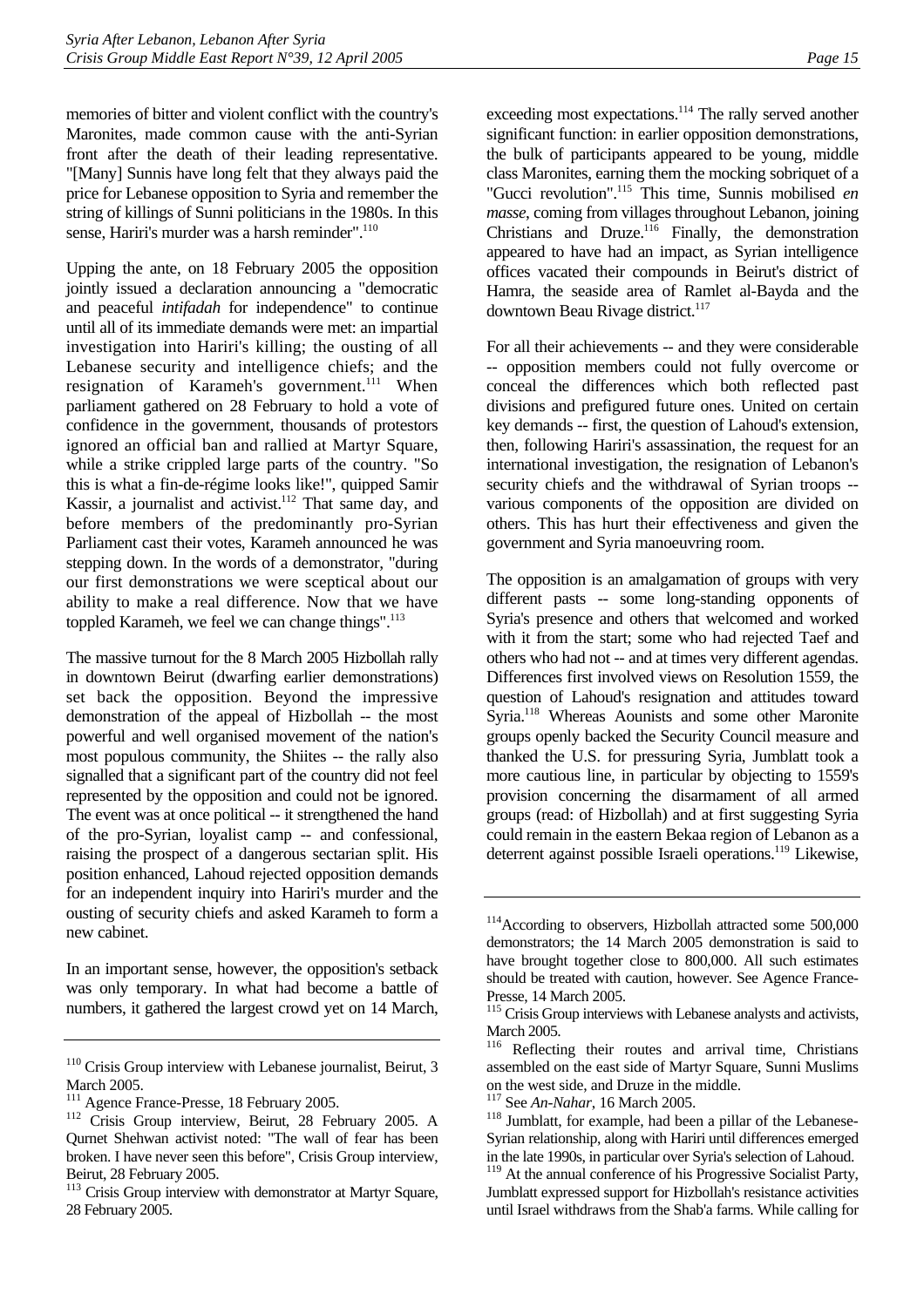memories of bitter and violent conflict with the country's Maronites, made common cause with the anti-Syrian front after the death of their leading representative. "[Many] Sunnis have long felt that they always paid the price for Lebanese opposition to Syria and remember the string of killings of Sunni politicians in the 1980s. In this sense, Hariri's murder was a harsh reminder".[110]

Upping the ante, on 18 February 2005 the opposition jointly issued a declaration announcing a "democratic and peaceful *intifadah* for independence" to continue until all of its immediate demands were met: an impartial investigation into Hariri's killing; the ousting of all Lebanese security and intelligence chiefs; and the resignation of Karameh's government.[111] When parliament gathered on 28 February to hold a vote of confidence in the government, thousands of protestors ignored an official ban and rallied at Martyr Square, while a strike crippled large parts of the country. "So this is what a fin-de-régime looks like!", quipped Samir Kassir, a journalist and activist.[112] That same day, and before members of the predominantly pro-Syrian Parliament cast their votes, Karameh announced he was stepping down. In the words of a demonstrator, "during our first demonstrations we were sceptical about our ability to make a real difference. Now that we have toppled Karameh, we feel we can change things".[113]

The massive turnout for the 8 March 2005 Hizbollah rally in downtown Beirut (dwarfing earlier demonstrations) set back the opposition. Beyond the impressive demonstration of the appeal of Hizbollah -- the most powerful and well organised movement of the nation's most populous community, the Shiites -- the rally also signalled that a significant part of the country did not feel represented by the opposition and could not be ignored. The event was at once political -- it strengthened the hand of the pro-Syrian, loyalist camp -- and confessional, raising the prospect of a dangerous sectarian split. His position enhanced, Lahoud rejected opposition demands for an independent inquiry into Hariri's murder and the ousting of security chiefs and asked Karameh to form a new cabinet.

In an important sense, however, the opposition's setback was only temporary. In what had become a battle of numbers, it gathered the largest crowd yet on 14 March, exceeding most expectations.[114] The rally served another significant function: in earlier opposition demonstrations, the bulk of participants appeared to be young, middle class Maronites, earning them the mocking sobriquet of a "Gucci revolution".[115] This time, Sunnis mobilised *en masse*, coming from villages throughout Lebanon, joining Christians and Druze.[116] Finally, the demonstration appeared to have had an impact, as Syrian intelligence offices vacated their compounds in Beirut's district of Hamra, the seaside area of Ramlet al-Bayda and the downtown Beau Rivage district.[117]

For all their achievements -- and they were considerable -- opposition members could not fully overcome or conceal the differences which both reflected past divisions and prefigured future ones. United on certain key demands -- first, the question of Lahoud's extension, then, following Hariri's assassination, the request for an international investigation, the resignation of Lebanon's security chiefs and the withdrawal of Syrian troops -- various components of the opposition are divided on others. This has hurt their effectiveness and given the government and Syria manoeuvring room.

The opposition is an amalgamation of groups with very different pasts -- some long-standing opponents of Syria's presence and others that welcomed and worked with it from the start; some who had rejected Taef and others who had not -- and at times very different agendas. Differences first involved views on Resolution 1559, the question of Lahoud's resignation and attitudes toward Syria.[118] Whereas Aounists and some other Maronite groups openly backed the Security Council measure and thanked the U.S. for pressuring Syria, Jumblatt took a more cautious line, in particular by objecting to 1559's provision concerning the disarmament of all armed groups (read: of Hizbollah) and at first suggesting Syria could remain in the eastern Bekaa region of Lebanon as a deterrent against possible Israeli operations.[119] Likewise,

---

[110] Crisis Group interview with Lebanese journalist, Beirut, 3 March 2005.

[111] Agence France-Presse, 18 February 2005.

[112] Crisis Group interview, Beirut, 28 February 2005. A Qurnet Shehwan activist noted: "The wall of fear has been broken. I have never seen this before", Crisis Group interview, Beirut, 28 February 2005.

[113] Crisis Group interview with demonstrator at Martyr Square, 28 February 2005.

[114] According to observers, Hizbollah attracted some 500,000 demonstrators; the 14 March 2005 demonstration is said to have brought together close to 800,000. All such estimates should be treated with caution, however. See Agence France-Presse, 14 March 2005.

[115] Crisis Group interviews with Lebanese analysts and activists, March 2005.

[116] Reflecting their routes and arrival time, Christians assembled on the east side of Martyr Square, Sunni Muslims on the west side, and Druze in the middle.

[117] See *An-Nahar*, 16 March 2005.

[118] Jumblatt, for example, had been a pillar of the Lebanese-Syrian relationship, along with Hariri until differences emerged in the late 1990s, in particular over Syria's selection of Lahoud.

[119] At the annual conference of his Progressive Socialist Party, Jumblatt expressed support for Hizbollah's resistance activities until Israel withdraws from the Shab'a farms. While calling for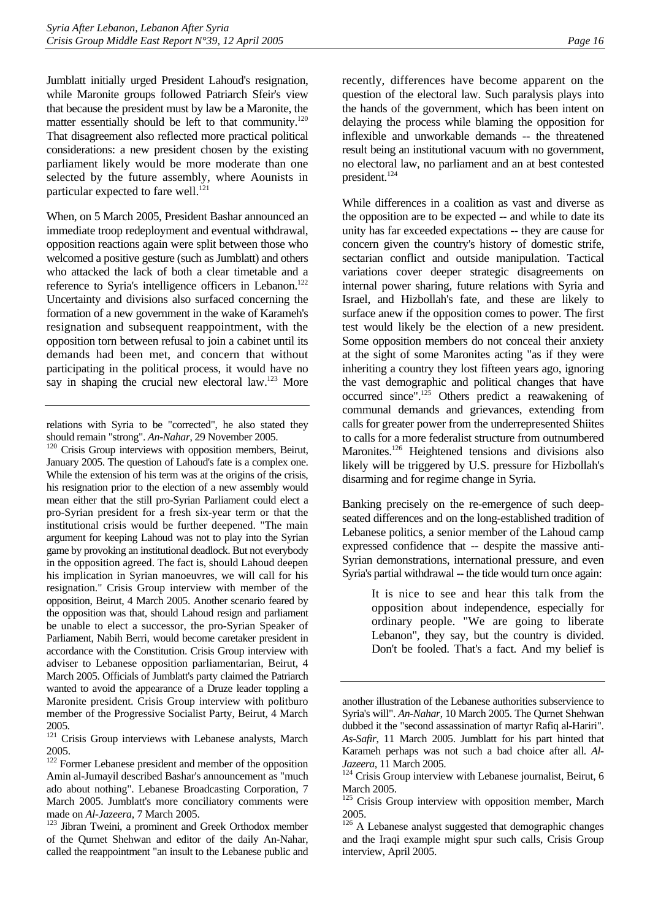Jumblatt initially urged President Lahoud's resignation, while Maronite groups followed Patriarch Sfeir's view that because the president must by law be a Maronite, the matter essentially should be left to that community.[120] That disagreement also reflected more practical political considerations: a new president chosen by the existing parliament likely would be more moderate than one selected by the future assembly, where Aounists in particular expected to fare well.[121]

When, on 5 March 2005, President Bashar announced an immediate troop redeployment and eventual withdrawal, opposition reactions again were split between those who welcomed a positive gesture (such as Jumblatt) and others who attacked the lack of both a clear timetable and a reference to Syria's intelligence officers in Lebanon.[122] Uncertainty and divisions also surfaced concerning the formation of a new government in the wake of Karameh's resignation and subsequent reappointment, with the opposition torn between refusal to join a cabinet until its demands had been met, and concern that without participating in the political process, it would have no say in shaping the crucial new electoral law.[123] More recently, differences have become apparent on the question of the electoral law. Such paralysis plays into the hands of the government, which has been intent on delaying the process while blaming the opposition for inflexible and unworkable demands -- the threatened result being an institutional vacuum with no government, no electoral law, no parliament and an at best contested president.[124]

While differences in a coalition as vast and diverse as the opposition are to be expected -- and while to date its unity has far exceeded expectations -- they are cause for concern given the country's history of domestic strife, sectarian conflict and outside manipulation. Tactical variations cover deeper strategic disagreements on internal power sharing, future relations with Syria and Israel, and Hizbollah's fate, and these are likely to surface anew if the opposition comes to power. The first test would likely be the election of a new president. Some opposition members do not conceal their anxiety at the sight of some Maronites acting "as if they were inheriting a country they lost fifteen years ago, ignoring the vast demographic and political changes that have occurred since".[125] Others predict a reawakening of communal demands and grievances, extending from calls for greater power from the underrepresented Shiites to calls for a more federalist structure from outnumbered Maronites.[126] Heightened tensions and divisions also likely will be triggered by U.S. pressure for Hizbollah's disarming and for regime change in Syria.

Banking precisely on the re-emergence of such deep-seated differences and on the long-established tradition of Lebanese politics, a senior member of the Lahoud camp expressed confidence that -- despite the massive anti-Syrian demonstrations, international pressure, and even Syria's partial withdrawal -- the tide would turn once again:

> It is nice to see and hear this talk from the opposition about independence, especially for ordinary people. "We are going to liberate Lebanon", they say, but the country is divided. Don't be fooled. That's a fact. And my belief is

---

relations with Syria to be "corrected", he also stated they should remain "strong". *An-Nahar*, 29 November 2005.

[120] Crisis Group interviews with opposition members, Beirut, January 2005. The question of Lahoud's fate is a complex one. While the extension of his term was at the origins of the crisis, his resignation prior to the election of a new assembly would mean either that the still pro-Syrian Parliament could elect a pro-Syrian president for a fresh six-year term or that the institutional crisis would be further deepened. "The main argument for keeping Lahoud was not to play into the Syrian game by provoking an institutional deadlock. But not everybody in the opposition agreed. The fact is, should Lahoud deepen his implication in Syrian manoeuvres, we will call for his resignation." Crisis Group interview with member of the opposition, Beirut, 4 March 2005. Another scenario feared by the opposition was that, should Lahoud resign and parliament be unable to elect a successor, the pro-Syrian Speaker of Parliament, Nabih Berri, would become caretaker president in accordance with the Constitution. Crisis Group interview with adviser to Lebanese opposition parliamentarian, Beirut, 4 March 2005. Officials of Jumblatt's party claimed the Patriarch wanted to avoid the appearance of a Druze leader toppling a Maronite president. Crisis Group interview with politburo member of the Progressive Socialist Party, Beirut, 4 March 2005.

[121] Crisis Group interviews with Lebanese analysts, March 2005.

[122] Former Lebanese president and member of the opposition Amin al-Jumayil described Bashar's announcement as "much ado about nothing". Lebanese Broadcasting Corporation, 7 March 2005. Jumblatt's more conciliatory comments were made on *Al-Jazeera*, 7 March 2005.

[123] Jibran Tweini, a prominent and Greek Orthodox member of the Qurnet Shehwan and editor of the daily An-Nahar, called the reappointment "an insult to the Lebanese public and another illustration of the Lebanese authorities subservience to Syria's will". *An-Nahar*, 10 March 2005. The Qurnet Shehwan dubbed it the "second assassination of martyr Rafiq al-Hariri". *As-Safir*, 11 March 2005. Jumblatt for his part hinted that Karameh perhaps was not such a bad choice after all. *Al-Jazeera*, 11 March 2005.

[124] Crisis Group interview with Lebanese journalist, Beirut, 6 March 2005.

[125] Crisis Group interview with opposition member, March 2005.

[126] A Lebanese analyst suggested that demographic changes and the Iraqi example might spur such calls, Crisis Group interview, April 2005.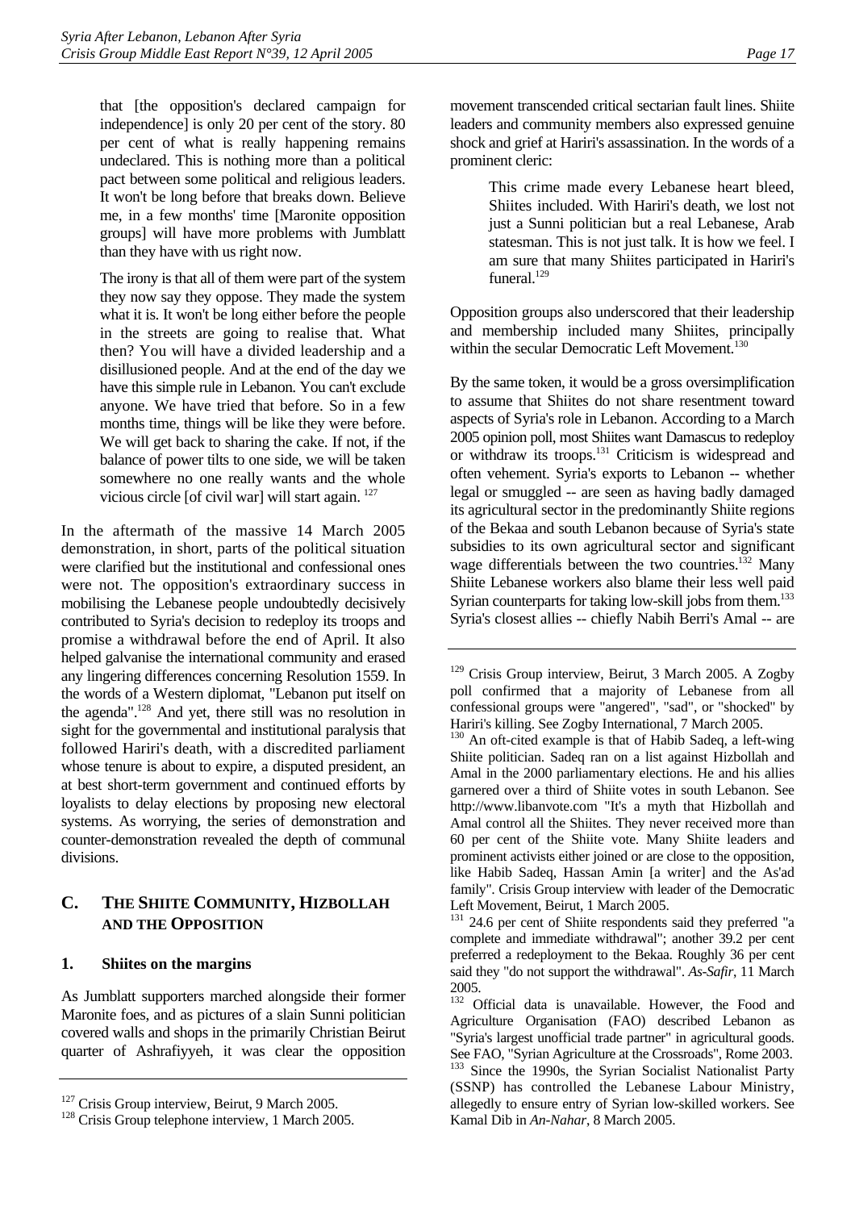> that [the opposition's declared campaign for independence] is only 20 per cent of the story. 80 per cent of what is really happening remains undeclared. This is nothing more than a political pact between some political and religious leaders. It won't be long before that breaks down. Believe me, in a few months' time [Maronite opposition groups] will have more problems with Jumblatt than they have with us right now.
>
> The irony is that all of them were part of the system they now say they oppose. They made the system what it is. It won't be long either before the people in the streets are going to realise that. What then? You will have a divided leadership and a disillusioned people. And at the end of the day we have this simple rule in Lebanon. You can't exclude anyone. We have tried that before. So in a few months time, things will be like they were before. We will get back to sharing the cake. If not, if the balance of power tilts to one side, we will be taken somewhere no one really wants and the whole vicious circle [of civil war] will start again. [127]

In the aftermath of the massive 14 March 2005 demonstration, in short, parts of the political situation were clarified but the institutional and confessional ones were not. The opposition's extraordinary success in mobilising the Lebanese people undoubtedly decisively contributed to Syria's decision to redeploy its troops and promise a withdrawal before the end of April. It also helped galvanise the international community and erased any lingering differences concerning Resolution 1559. In the words of a Western diplomat, "Lebanon put itself on the agenda".[128] And yet, there still was no resolution in sight for the governmental and institutional paralysis that followed Hariri's death, with a discredited parliament whose tenure is about to expire, a disputed president, an at best short-term government and continued efforts by loyalists to delay elections by proposing new electoral systems. As worrying, the series of demonstration and counter-demonstration revealed the depth of communal divisions.

## C. THE SHIITE COMMUNITY, HIZBOLLAH AND THE OPPOSITION

### 1. Shiites on the margins

As Jumblatt supporters marched alongside their former Maronite foes, and as pictures of a slain Sunni politician covered walls and shops in the primarily Christian Beirut quarter of Ashrafiyyeh, it was clear the opposition movement transcended critical sectarian fault lines. Shiite leaders and community members also expressed genuine shock and grief at Hariri's assassination. In the words of a prominent cleric:

> This crime made every Lebanese heart bleed, Shiites included. With Hariri's death, we lost not just a Sunni politician but a real Lebanese, Arab statesman. This is not just talk. It is how we feel. I am sure that many Shiites participated in Hariri's funeral.[129]

Opposition groups also underscored that their leadership and membership included many Shiites, principally within the secular Democratic Left Movement.[130]

By the same token, it would be a gross oversimplification to assume that Shiites do not share resentment toward aspects of Syria's role in Lebanon. According to a March 2005 opinion poll, most Shiites want Damascus to redeploy or withdraw its troops.[131] Criticism is widespread and often vehement. Syria's exports to Lebanon -- whether legal or smuggled -- are seen as having badly damaged its agricultural sector in the predominantly Shiite regions of the Bekaa and south Lebanon because of Syria's state subsidies to its own agricultural sector and significant wage differentials between the two countries.[132] Many Shiite Lebanese workers also blame their less well paid Syrian counterparts for taking low-skill jobs from them.[133] Syria's closest allies -- chiefly Nabih Berri's Amal -- are

---

[127] Crisis Group interview, Beirut, 9 March 2005.

[128] Crisis Group telephone interview, 1 March 2005.

[129] Crisis Group interview, Beirut, 3 March 2005. A Zogby poll confirmed that a majority of Lebanese from all confessional groups were "angered", "sad", or "shocked" by Hariri's killing. See Zogby International, 7 March 2005.

[130] An oft-cited example is that of Habib Sadeq, a left-wing Shiite politician. Sadeq ran on a list against Hizbollah and Amal in the 2000 parliamentary elections. He and his allies garnered over a third of Shiite votes in south Lebanon. See http://www.libanvote.com "It's a myth that Hizbollah and Amal control all the Shiites. They never received more than 60 per cent of the Shiite vote. Many Shiite leaders and prominent activists either joined or are close to the opposition, like Habib Sadeq, Hassan Amin [a writer] and the As'ad family". Crisis Group interview with leader of the Democratic Left Movement, Beirut, 1 March 2005.

[131] 24.6 per cent of Shiite respondents said they preferred "a complete and immediate withdrawal"; another 39.2 per cent preferred a redeployment to the Bekaa. Roughly 36 per cent said they "do not support the withdrawal". *As-Safir*, 11 March 2005.

[132] Official data is unavailable. However, the Food and Agriculture Organisation (FAO) described Lebanon as "Syria's largest unofficial trade partner" in agricultural goods. See FAO, "Syrian Agriculture at the Crossroads", Rome 2003.

[133] Since the 1990s, the Syrian Socialist Nationalist Party (SSNP) has controlled the Lebanese Labour Ministry, allegedly to ensure entry of Syrian low-skilled workers. See Kamal Dib in *An-Nahar*, 8 March 2005.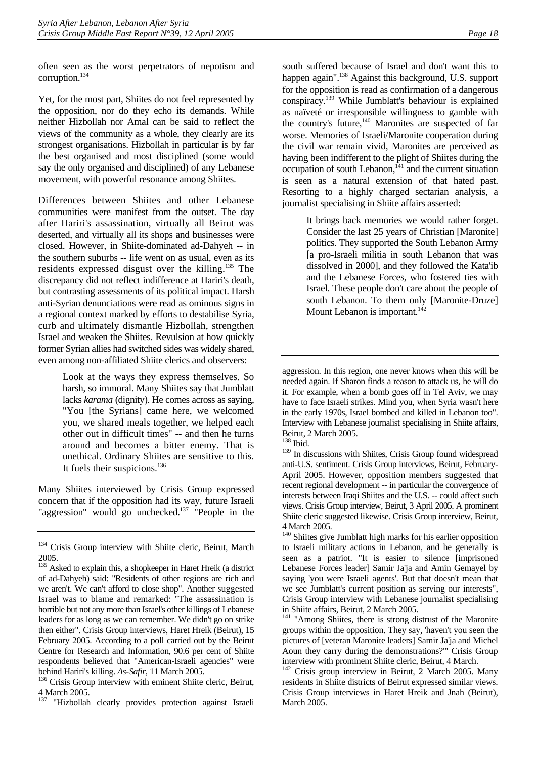often seen as the worst perpetrators of nepotism and corruption.[134]

Yet, for the most part, Shiites do not feel represented by the opposition, nor do they echo its demands. While neither Hizbollah nor Amal can be said to reflect the views of the community as a whole, they clearly are its strongest organisations. Hizbollah in particular is by far the best organised and most disciplined (some would say the only organised and disciplined) of any Lebanese movement, with powerful resonance among Shiites.

Differences between Shiites and other Lebanese communities were manifest from the outset. The day after Hariri's assassination, virtually all Beirut was deserted, and virtually all its shops and businesses were closed. However, in Shiite-dominated ad-Dahyeh -- in the southern suburbs -- life went on as usual, even as its residents expressed disgust over the killing.[135] The discrepancy did not reflect indifference at Hariri's death, but contrasting assessments of its political impact. Harsh anti-Syrian denunciations were read as ominous signs in a regional context marked by efforts to destabilise Syria, curb and ultimately dismantle Hizbollah, strengthen Israel and weaken the Shiites. Revulsion at how quickly former Syrian allies had switched sides was widely shared, even among non-affiliated Shiite clerics and observers:

> Look at the ways they express themselves. So harsh, so immoral. Many Shiites say that Jumblatt lacks *karama* (dignity). He comes across as saying, "You [the Syrians] came here, we welcomed you, we shared meals together, we helped each other out in difficult times" -- and then he turns around and becomes a bitter enemy. That is unethical. Ordinary Shiites are sensitive to this. It fuels their suspicions.[136]

Many Shiites interviewed by Crisis Group expressed concern that if the opposition had its way, future Israeli "aggression" would go unchecked.[137] "People in the south suffered because of Israel and don't want this to happen again".[138] Against this background, U.S. support for the opposition is read as confirmation of a dangerous conspiracy.[139] While Jumblatt's behaviour is explained as naïveté or irresponsible willingness to gamble with the country's future,[140] Maronites are suspected of far worse. Memories of Israeli/Maronite cooperation during the civil war remain vivid, Maronites are perceived as having been indifferent to the plight of Shiites during the occupation of south Lebanon,[141] and the current situation is seen as a natural extension of that hated past. Resorting to a highly charged sectarian analysis, a journalist specialising in Shiite affairs asserted:

> It brings back memories we would rather forget. Consider the last 25 years of Christian [Maronite] politics. They supported the South Lebanon Army [a pro-Israeli militia in south Lebanon that was dissolved in 2000], and they followed the Kata'ib and the Lebanese Forces, who fostered ties with Israel. These people don't care about the people of south Lebanon. To them only [Maronite-Druze] Mount Lebanon is important.[142]

---

[134] Crisis Group interview with Shiite cleric, Beirut, March 2005.

[135] Asked to explain this, a shopkeeper in Haret Hreik (a district of ad-Dahyeh) said: "Residents of other regions are rich and we aren't. We can't afford to close shop". Another suggested Israel was to blame and remarked: "The assassination is horrible but not any more than Israel's other killings of Lebanese leaders for as long as we can remember. We didn't go on strike then either". Crisis Group interviews, Haret Hreik (Beirut), 15 February 2005. According to a poll carried out by the Beirut Centre for Research and Information, 90.6 per cent of Shiite respondents believed that "American-Israeli agencies" were behind Hariri's killing. *As-Safir*, 11 March 2005.

[136] Crisis Group interview with eminent Shiite cleric, Beirut, 4 March 2005.

[137] "Hizbollah clearly provides protection against Israeli aggression. In this region, one never knows when this will be needed again. If Sharon finds a reason to attack us, he will do it. For example, when a bomb goes off in Tel Aviv, we may have to face Israeli strikes. Mind you, when Syria wasn't here in the early 1970s, Israel bombed and killed in Lebanon too". Interview with Lebanese journalist specialising in Shiite affairs, Beirut, 2 March 2005.

[138] Ibid.

[139] In discussions with Shiites, Crisis Group found widespread anti-U.S. sentiment. Crisis Group interviews, Beirut, February-April 2005. However, opposition members suggested that recent regional development -- in particular the convergence of interests between Iraqi Shiites and the U.S. -- could affect such views. Crisis Group interview, Beirut, 3 April 2005. A prominent Shiite cleric suggested likewise. Crisis Group interview, Beirut, 4 March 2005.

[140] Shiites give Jumblatt high marks for his earlier opposition to Israeli military actions in Lebanon, and he generally is seen as a patriot. "It is easier to silence [imprisoned Lebanese Forces leader] Samir Ja'ja and Amin Gemayel by saying 'you were Israeli agents'. But that doesn't mean that we see Jumblatt's current position as serving our interests", Crisis Group interview with Lebanese journalist specialising in Shiite affairs, Beirut, 2 March 2005.

[141] "Among Shiites, there is strong distrust of the Maronite groups within the opposition. They say, 'haven't you seen the pictures of [veteran Maronite leaders] Samir Ja'ja and Michel Aoun they carry during the demonstrations?'" Crisis Group interview with prominent Shiite cleric, Beirut, 4 March.

[142] Crisis group interview in Beirut, 2 March 2005. Many residents in Shiite districts of Beirut expressed similar views. Crisis Group interviews in Haret Hreik and Jnah (Beirut), March 2005.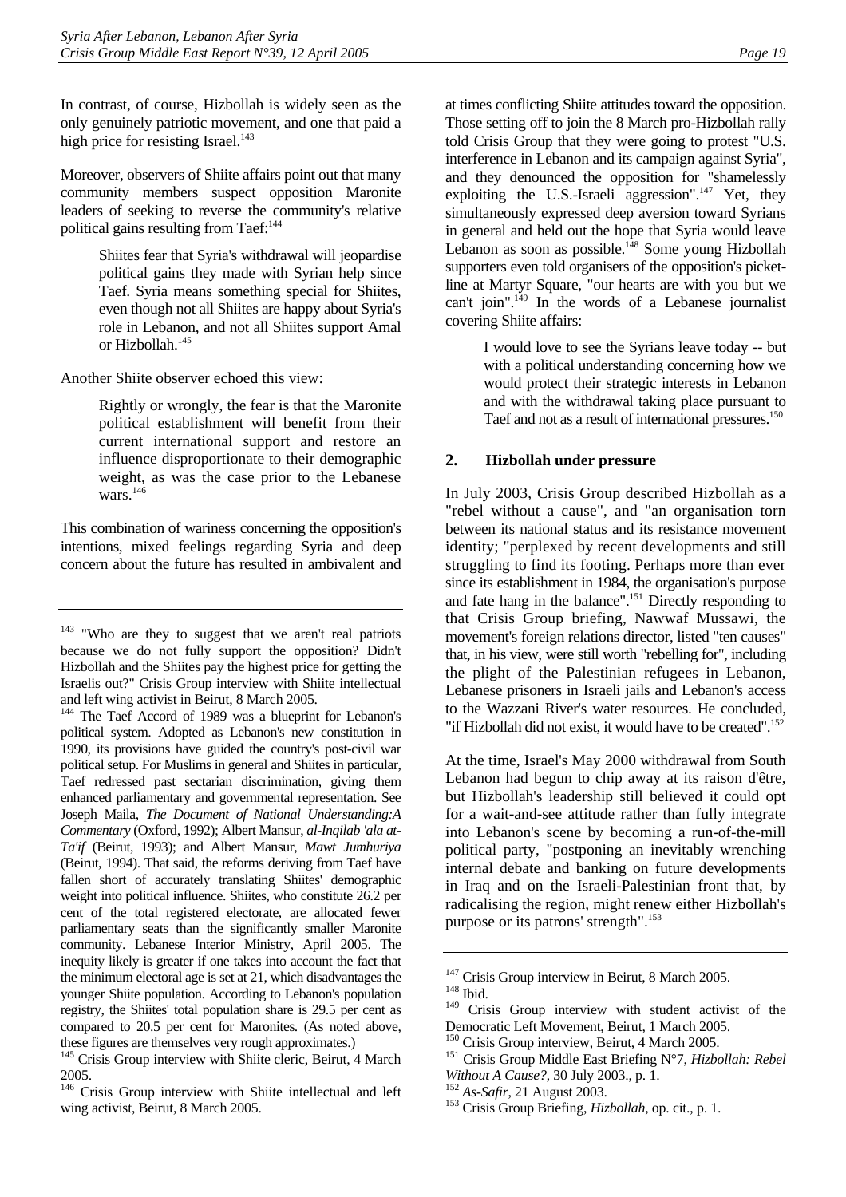In contrast, of course, Hizbollah is widely seen as the only genuinely patriotic movement, and one that paid a high price for resisting Israel.[143]

Moreover, observers of Shiite affairs point out that many community members suspect opposition Maronite leaders of seeking to reverse the community's relative political gains resulting from Taef:[144]

> Shiites fear that Syria's withdrawal will jeopardise political gains they made with Syrian help since Taef. Syria means something special for Shiites, even though not all Shiites are happy about Syria's role in Lebanon, and not all Shiites support Amal or Hizbollah.[145]

Another Shiite observer echoed this view:

> Rightly or wrongly, the fear is that the Maronite political establishment will benefit from their current international support and restore an influence disproportionate to their demographic weight, as was the case prior to the Lebanese wars.[146]

This combination of wariness concerning the opposition's intentions, mixed feelings regarding Syria and deep concern about the future has resulted in ambivalent and at times conflicting Shiite attitudes toward the opposition. Those setting off to join the 8 March pro-Hizbollah rally told Crisis Group that they were going to protest "U.S. interference in Lebanon and its campaign against Syria", and they denounced the opposition for "shamelessly exploiting the U.S.-Israeli aggression".[147] Yet, they simultaneously expressed deep aversion toward Syrians in general and held out the hope that Syria would leave Lebanon as soon as possible.[148] Some young Hizbollah supporters even told organisers of the opposition's picket-line at Martyr Square, "our hearts are with you but we can't join".[149] In the words of a Lebanese journalist covering Shiite affairs:

> I would love to see the Syrians leave today -- but with a political understanding concerning how we would protect their strategic interests in Lebanon and with the withdrawal taking place pursuant to Taef and not as a result of international pressures.[150]

### 2. Hizbollah under pressure

In July 2003, Crisis Group described Hizbollah as a "rebel without a cause", and "an organisation torn between its national status and its resistance movement identity; "perplexed by recent developments and still struggling to find its footing. Perhaps more than ever since its establishment in 1984, the organisation's purpose and fate hang in the balance".[151] Directly responding to that Crisis Group briefing, Nawwaf Mussawi, the movement's foreign relations director, listed "ten causes" that, in his view, were still worth "rebelling for", including the plight of the Palestinian refugees in Lebanon, Lebanese prisoners in Israeli jails and Lebanon's access to the Wazzani River's water resources. He concluded, "if Hizbollah did not exist, it would have to be created".[152]

At the time, Israel's May 2000 withdrawal from South Lebanon had begun to chip away at its raison d'être, but Hizbollah's leadership still believed it could opt for a wait-and-see attitude rather than fully integrate into Lebanon's scene by becoming a run-of-the-mill political party, "postponing an inevitably wrenching internal debate and banking on future developments in Iraq and on the Israeli-Palestinian front that, by radicalising the region, might renew either Hizbollah's purpose or its patrons' strength".[153]

---

[143] "Who are they to suggest that we aren't real patriots because we do not fully support the opposition? Didn't Hizbollah and the Shiites pay the highest price for getting the Israelis out?" Crisis Group interview with Shiite intellectual and left wing activist in Beirut, 8 March 2005.

[144] The Taef Accord of 1989 was a blueprint for Lebanon's political system. Adopted as Lebanon's new constitution in 1990, its provisions have guided the country's post-civil war political setup. For Muslims in general and Shiites in particular, Taef redressed past sectarian discrimination, giving them enhanced parliamentary and governmental representation. See Joseph Maila, *The Document of National Understanding:A Commentary* (Oxford, 1992); Albert Mansur, *al-Inqilab 'ala at-Ta'if* (Beirut, 1993); and Albert Mansur, *Mawt Jumhuriya* (Beirut, 1994). That said, the reforms deriving from Taef have fallen short of accurately translating Shiites' demographic weight into political influence. Shiites, who constitute 26.2 per cent of the total registered electorate, are allocated fewer parliamentary seats than the significantly smaller Maronite community. Lebanese Interior Ministry, April 2005. The inequity likely is greater if one takes into account the fact that the minimum electoral age is set at 21, which disadvantages the younger Shiite population. According to Lebanon's population registry, the Shiites' total population share is 29.5 per cent as compared to 20.5 per cent for Maronites. (As noted above, these figures are themselves very rough approximates.)

[145] Crisis Group interview with Shiite cleric, Beirut, 4 March 2005.

[146] Crisis Group interview with Shiite intellectual and left wing activist, Beirut, 8 March 2005.

[147] Crisis Group interview in Beirut, 8 March 2005.

[148] Ibid.

[149] Crisis Group interview with student activist of the Democratic Left Movement, Beirut, 1 March 2005.

[150] Crisis Group interview, Beirut, 4 March 2005.

[151] Crisis Group Middle East Briefing N°7, *Hizbollah: Rebel Without A Cause?*, 30 July 2003., p. 1.

[152] *As-Safir*, 21 August 2003.

[153] Crisis Group Briefing, *Hizbollah*, op. cit., p. 1.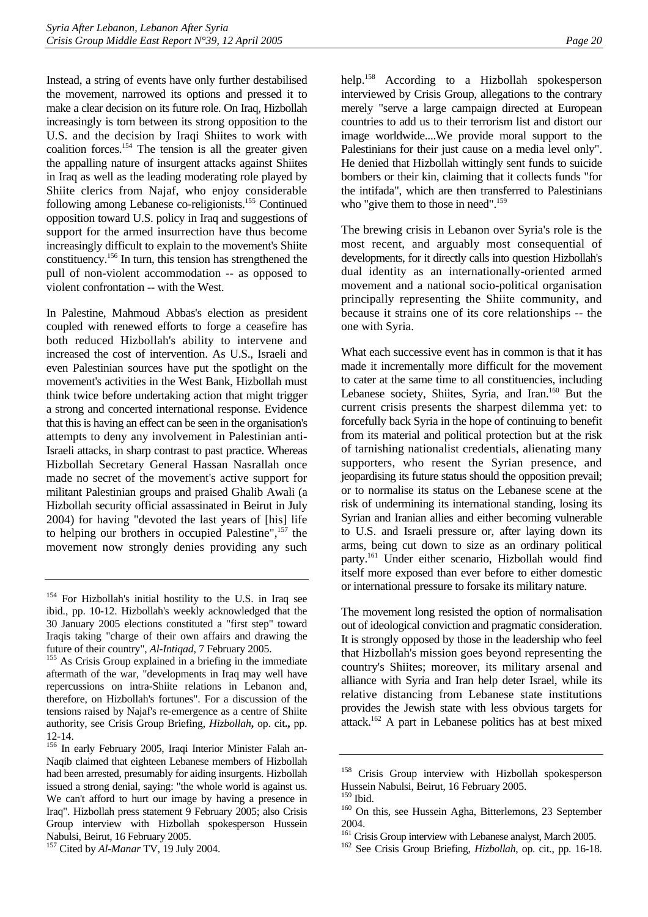Instead, a string of events have only further destabilised the movement, narrowed its options and pressed it to make a clear decision on its future role. On Iraq, Hizbollah increasingly is torn between its strong opposition to the U.S. and the decision by Iraqi Shiites to work with coalition forces.[154] The tension is all the greater given the appalling nature of insurgent attacks against Shiites in Iraq as well as the leading moderating role played by Shiite clerics from Najaf, who enjoy considerable following among Lebanese co-religionists.[155] Continued opposition toward U.S. policy in Iraq and suggestions of support for the armed insurrection have thus become increasingly difficult to explain to the movement's Shiite constituency.[156] In turn, this tension has strengthened the pull of non-violent accommodation -- as opposed to violent confrontation -- with the West.

In Palestine, Mahmoud Abbas's election as president coupled with renewed efforts to forge a ceasefire has both reduced Hizbollah's ability to intervene and increased the cost of intervention. As U.S., Israeli and even Palestinian sources have put the spotlight on the movement's activities in the West Bank, Hizbollah must think twice before undertaking action that might trigger a strong and concerted international response. Evidence that this is having an effect can be seen in the organisation's attempts to deny any involvement in Palestinian anti-Israeli attacks, in sharp contrast to past practice. Whereas Hizbollah Secretary General Hassan Nasrallah once made no secret of the movement's active support for militant Palestinian groups and praised Ghalib Awali (a Hizbollah security official assassinated in Beirut in July 2004) for having "devoted the last years of [his] life to helping our brothers in occupied Palestine",[157] the movement now strongly denies providing any such help.[158] According to a Hizbollah spokesperson interviewed by Crisis Group, allegations to the contrary merely "serve a large campaign directed at European countries to add us to their terrorism list and distort our image worldwide....We provide moral support to the Palestinians for their just cause on a media level only". He denied that Hizbollah wittingly sent funds to suicide bombers or their kin, claiming that it collects funds "for the intifada", which are then transferred to Palestinians who "give them to those in need".[159]

The brewing crisis in Lebanon over Syria's role is the most recent, and arguably most consequential of developments, for it directly calls into question Hizbollah's dual identity as an internationally-oriented armed movement and a national socio-political organisation principally representing the Shiite community, and because it strains one of its core relationships -- the one with Syria.

What each successive event has in common is that it has made it incrementally more difficult for the movement to cater at the same time to all constituencies, including Lebanese society, Shiites, Syria, and Iran.[160] But the current crisis presents the sharpest dilemma yet: to forcefully back Syria in the hope of continuing to benefit from its material and political protection but at the risk of tarnishing nationalist credentials, alienating many supporters, who resent the Syrian presence, and jeopardising its future status should the opposition prevail; or to normalise its status on the Lebanese scene at the risk of undermining its international standing, losing its Syrian and Iranian allies and either becoming vulnerable to U.S. and Israeli pressure or, after laying down its arms, being cut down to size as an ordinary political party.[161] Under either scenario, Hizbollah would find itself more exposed than ever before to either domestic or international pressure to forsake its military nature.

The movement long resisted the option of normalisation out of ideological conviction and pragmatic consideration. It is strongly opposed by those in the leadership who feel that Hizbollah's mission goes beyond representing the country's Shiites; moreover, its military arsenal and alliance with Syria and Iran help deter Israel, while its relative distancing from Lebanese state institutions provides the Jewish state with less obvious targets for attack.[162] A part in Lebanese politics has at best mixed

---

[154] For Hizbollah's initial hostility to the U.S. in Iraq see ibid., pp. 10-12. Hizbollah's weekly acknowledged that the 30 January 2005 elections constituted a "first step" toward Iraqis taking "charge of their own affairs and drawing the future of their country", *Al-Intiqad*, 7 February 2005.

[155] As Crisis Group explained in a briefing in the immediate aftermath of the war, "developments in Iraq may well have repercussions on intra-Shiite relations in Lebanon and, therefore, on Hizbollah's fortunes". For a discussion of the tensions raised by Najaf's re-emergence as a centre of Shiite authority, see Crisis Group Briefing, *Hizbollah*, op. cit., pp. 12-14.

[156] In early February 2005, Iraqi Interior Minister Falah an-Naqib claimed that eighteen Lebanese members of Hizbollah had been arrested, presumably for aiding insurgents. Hizbollah issued a strong denial, saying: "the whole world is against us. We can't afford to hurt our image by having a presence in Iraq". Hizbollah press statement 9 February 2005; also Crisis Group interview with Hizbollah spokesperson Hussein Nabulsi, Beirut, 16 February 2005.

[157] Cited by *Al-Manar* TV, 19 July 2004.

[158] Crisis Group interview with Hizbollah spokesperson Hussein Nabulsi, Beirut, 16 February 2005.

[159] Ibid.

[160] On this, see Hussein Agha, Bitterlemons, 23 September 2004.

[161] Crisis Group interview with Lebanese analyst, March 2005.

[162] See Crisis Group Briefing, *Hizbollah*, op. cit., pp. 16-18.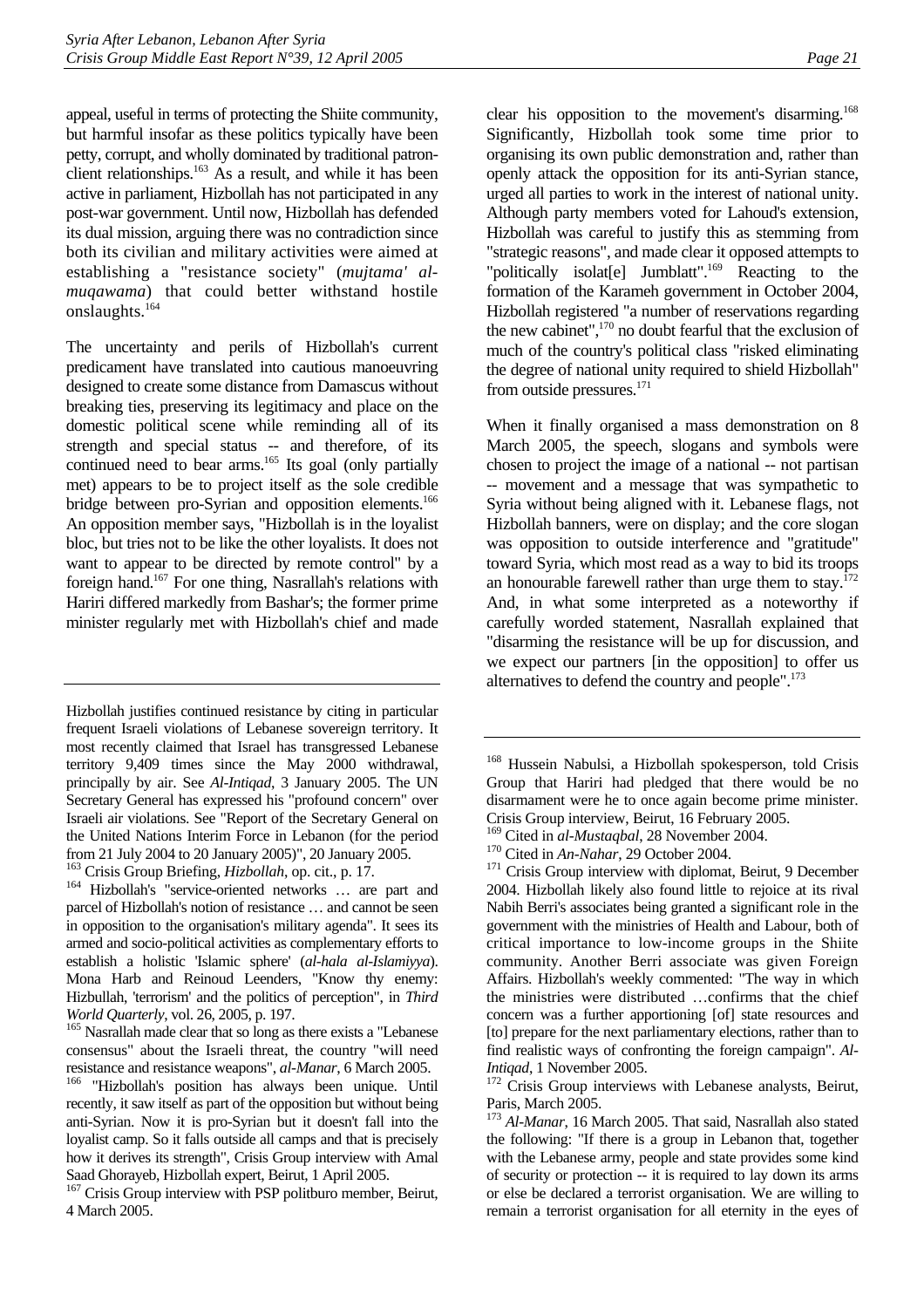appeal, useful in terms of protecting the Shiite community, but harmful insofar as these politics typically have been petty, corrupt, and wholly dominated by traditional patron-client relationships.[163] As a result, and while it has been active in parliament, Hizbollah has not participated in any post-war government. Until now, Hizbollah has defended its dual mission, arguing there was no contradiction since both its civilian and military activities were aimed at establishing a "resistance society" (*mujtama' al-muqawama*) that could better withstand hostile onslaughts.[164]

The uncertainty and perils of Hizbollah's current predicament have translated into cautious manoeuvring designed to create some distance from Damascus without breaking ties, preserving its legitimacy and place on the domestic political scene while reminding all of its strength and special status -- and therefore, of its continued need to bear arms.[165] Its goal (only partially met) appears to be to project itself as the sole credible bridge between pro-Syrian and opposition elements.[166] An opposition member says, "Hizbollah is in the loyalist bloc, but tries not to be like the other loyalists. It does not want to appear to be directed by remote control" by a foreign hand.[167] For one thing, Nasrallah's relations with Hariri differed markedly from Bashar's; the former prime minister regularly met with Hizbollah's chief and made clear his opposition to the movement's disarming.[168] Significantly, Hizbollah took some time prior to organising its own public demonstration and, rather than openly attack the opposition for its anti-Syrian stance, urged all parties to work in the interest of national unity. Although party members voted for Lahoud's extension, Hizbollah was careful to justify this as stemming from "strategic reasons", and made clear it opposed attempts to "politically isolat[e] Jumblatt".[169] Reacting to the formation of the Karameh government in October 2004, Hizbollah registered "a number of reservations regarding the new cabinet",[170] no doubt fearful that the exclusion of much of the country's political class "risked eliminating the degree of national unity required to shield Hizbollah" from outside pressures.[171]

When it finally organised a mass demonstration on 8 March 2005, the speech, slogans and symbols were chosen to project the image of a national -- not partisan -- movement and a message that was sympathetic to Syria without being aligned with it. Lebanese flags, not Hizbollah banners, were on display; and the core slogan was opposition to outside interference and "gratitude" toward Syria, which most read as a way to bid its troops an honourable farewell rather than urge them to stay.[172] And, in what some interpreted as a noteworthy if carefully worded statement, Nasrallah explained that "disarming the resistance will be up for discussion, and we expect our partners [in the opposition] to offer us alternatives to defend the country and people".[173]

---

Hizbollah justifies continued resistance by citing in particular frequent Israeli violations of Lebanese sovereign territory. It most recently claimed that Israel has transgressed Lebanese territory 9,409 times since the May 2000 withdrawal, principally by air. See *Al-Intiqad*, 3 January 2005. The UN Secretary General has expressed his "profound concern" over Israeli air violations. See "Report of the Secretary General on the United Nations Interim Force in Lebanon (for the period from 21 July 2004 to 20 January 2005)", 20 January 2005.

[163] Crisis Group Briefing, *Hizbollah*, op. cit., p. 17.

[164] Hizbollah's "service-oriented networks … are part and parcel of Hizbollah's notion of resistance … and cannot be seen in opposition to the organisation's military agenda". It sees its armed and socio-political activities as complementary efforts to establish a holistic 'Islamic sphere' (*al-hala al-Islamiyya*). Mona Harb and Reinoud Leenders, "Know thy enemy: Hizbullah, 'terrorism' and the politics of perception", in *Third World Quarterly*, vol. 26, 2005, p. 197.

[165] Nasrallah made clear that so long as there exists a "Lebanese consensus" about the Israeli threat, the country "will need resistance and resistance weapons", *al-Manar*, 6 March 2005.

[166] "Hizbollah's position has always been unique. Until recently, it saw itself as part of the opposition but without being anti-Syrian. Now it is pro-Syrian but it doesn't fall into the loyalist camp. So it falls outside all camps and that is precisely how it derives its strength", Crisis Group interview with Amal Saad Ghorayeb, Hizbollah expert, Beirut, 1 April 2005.

[167] Crisis Group interview with PSP politburo member, Beirut, 4 March 2005.

[168] Hussein Nabulsi, a Hizbollah spokesperson, told Crisis Group that Hariri had pledged that there would be no disarmament were he to once again become prime minister. Crisis Group interview, Beirut, 16 February 2005.

[169] Cited in *al-Mustaqbal*, 28 November 2004.

[170] Cited in *An-Nahar*, 29 October 2004.

[171] Crisis Group interview with diplomat, Beirut, 9 December 2004. Hizbollah likely also found little to rejoice at its rival Nabih Berri's associates being granted a significant role in the government with the ministries of Health and Labour, both of critical importance to low-income groups in the Shiite community. Another Berri associate was given Foreign Affairs. Hizbollah's weekly commented: "The way in which the ministries were distributed …confirms that the chief concern was a further apportioning [of] state resources and [to] prepare for the next parliamentary elections, rather than to find realistic ways of confronting the foreign campaign". *Al-Intiqad*, 1 November 2005.

[172] Crisis Group interviews with Lebanese analysts, Beirut, Paris, March 2005.

[173] *Al-Manar*, 16 March 2005. That said, Nasrallah also stated the following: "If there is a group in Lebanon that, together with the Lebanese army, people and state provides some kind of security or protection -- it is required to lay down its arms or else be declared a terrorist organisation. We are willing to remain a terrorist organisation for all eternity in the eyes of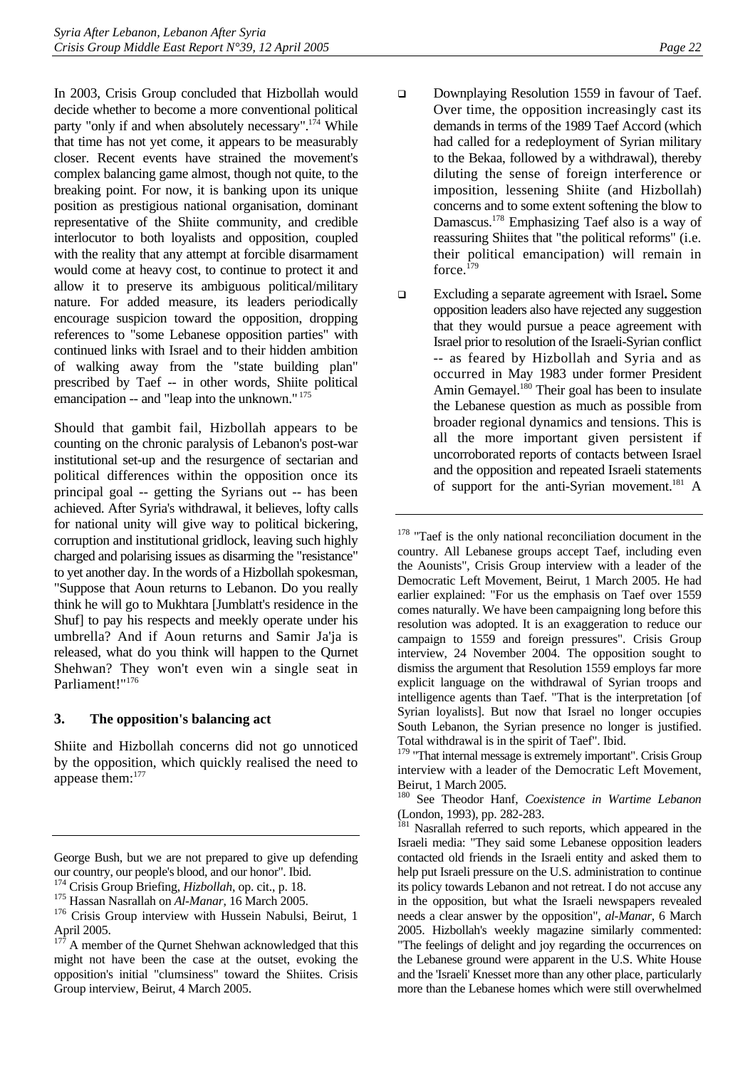In 2003, Crisis Group concluded that Hizbollah would decide whether to become a more conventional political party "only if and when absolutely necessary".[174] While that time has not yet come, it appears to be measurably closer. Recent events have strained the movement's complex balancing game almost, though not quite, to the breaking point. For now, it is banking upon its unique position as prestigious national organisation, dominant representative of the Shiite community, and credible interlocutor to both loyalists and opposition, coupled with the reality that any attempt at forcible disarmament would come at heavy cost, to continue to protect it and allow it to preserve its ambiguous political/military nature. For added measure, its leaders periodically encourage suspicion toward the opposition, dropping references to "some Lebanese opposition parties" with continued links with Israel and to their hidden ambition of walking away from the "state building plan" prescribed by Taef -- in other words, Shiite political emancipation -- and "leap into the unknown."[175]

Should that gambit fail, Hizbollah appears to be counting on the chronic paralysis of Lebanon's post-war institutional set-up and the resurgence of sectarian and political differences within the opposition once its principal goal -- getting the Syrians out -- has been achieved. After Syria's withdrawal, it believes, lofty calls for national unity will give way to political bickering, corruption and institutional gridlock, leaving such highly charged and polarising issues as disarming the "resistance" to yet another day. In the words of a Hizbollah spokesman, "Suppose that Aoun returns to Lebanon. Do you really think he will go to Mukhtara [Jumblatt's residence in the Shuf] to pay his respects and meekly operate under his umbrella? And if Aoun returns and Samir Ja'ja is released, what do you think will happen to the Qurnet Shehwan? They won't even win a single seat in Parliament!"[176]

### 3. The opposition's balancing act

Shiite and Hizbollah concerns did not go unnoticed by the opposition, which quickly realised the need to appease them:[177]

- Downplaying Resolution 1559 in favour of Taef. Over time, the opposition increasingly cast its demands in terms of the 1989 Taef Accord (which had called for a redeployment of Syrian military to the Bekaa, followed by a withdrawal), thereby diluting the sense of foreign interference or imposition, lessening Shiite (and Hizbollah) concerns and to some extent softening the blow to Damascus.[178] Emphasizing Taef also is a way of reassuring Shiites that "the political reforms" (i.e. their political emancipation) will remain in force.[179]

- Excluding a separate agreement with Israel**.** Some opposition leaders also have rejected any suggestion that they would pursue a peace agreement with Israel prior to resolution of the Israeli-Syrian conflict -- as feared by Hizbollah and Syria and as occurred in May 1983 under former President Amin Gemayel.[180] Their goal has been to insulate the Lebanese question as much as possible from broader regional dynamics and tensions. This is all the more important given persistent if uncorroborated reports of contacts between Israel and the opposition and repeated Israeli statements of support for the anti-Syrian movement.[181] A

---

George Bush, but we are not prepared to give up defending our country, our people's blood, and our honor". Ibid.

[174] Crisis Group Briefing, *Hizbollah*, op. cit., p. 18.

[175] Hassan Nasrallah on *Al-Manar*, 16 March 2005.

[176] Crisis Group interview with Hussein Nabulsi, Beirut, 1 April 2005.

[177] A member of the Qurnet Shehwan acknowledged that this might not have been the case at the outset, evoking the opposition's initial "clumsiness" toward the Shiites. Crisis Group interview, Beirut, 4 March 2005.

[178] "Taef is the only national reconciliation document in the country. All Lebanese groups accept Taef, including even the Aounists", Crisis Group interview with a leader of the Democratic Left Movement, Beirut, 1 March 2005. He had earlier explained: "For us the emphasis on Taef over 1559 comes naturally. We have been campaigning long before this resolution was adopted. It is an exaggeration to reduce our campaign to 1559 and foreign pressures". Crisis Group interview, 24 November 2004. The opposition sought to dismiss the argument that Resolution 1559 employs far more explicit language on the withdrawal of Syrian troops and intelligence agents than Taef. "That is the interpretation [of Syrian loyalists]. But now that Israel no longer occupies South Lebanon, the Syrian presence no longer is justified. Total withdrawal is in the spirit of Taef". Ibid.

[179] "That internal message is extremely important". Crisis Group interview with a leader of the Democratic Left Movement, Beirut, 1 March 2005.

[180] See Theodor Hanf, *Coexistence in Wartime Lebanon* (London, 1993), pp. 282-283.

[181] Nasrallah referred to such reports, which appeared in the Israeli media: "They said some Lebanese opposition leaders contacted old friends in the Israeli entity and asked them to help put Israeli pressure on the U.S. administration to continue its policy towards Lebanon and not retreat. I do not accuse any in the opposition, but what the Israeli newspapers revealed needs a clear answer by the opposition", *al-Manar*, 6 March 2005. Hizbollah's weekly magazine similarly commented: "The feelings of delight and joy regarding the occurrences on the Lebanese ground were apparent in the U.S. White House and the 'Israeli' Knesset more than any other place, particularly more than the Lebanese homes which were still overwhelmed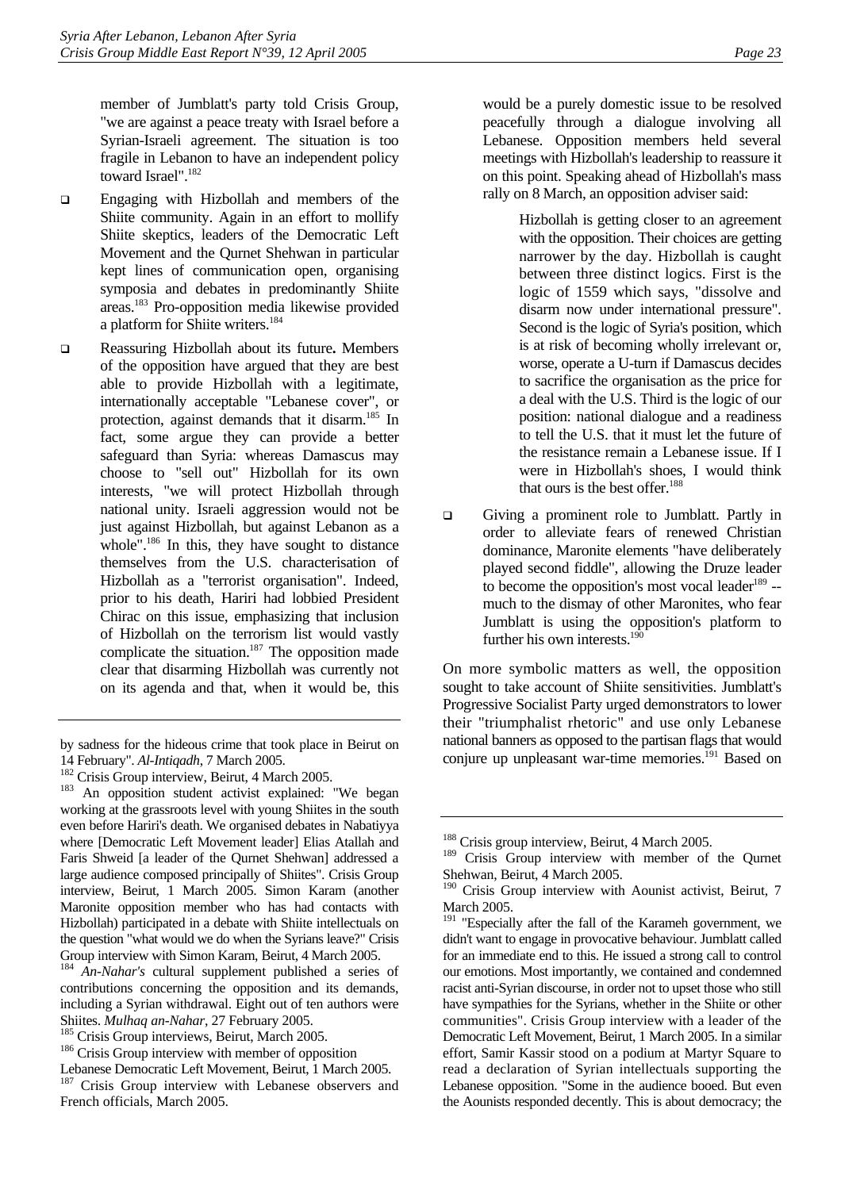member of Jumblatt's party told Crisis Group, "we are against a peace treaty with Israel before a Syrian-Israeli agreement. The situation is too fragile in Lebanon to have an independent policy toward Israel".[182]

- Engaging with Hizbollah and members of the Shiite community. Again in an effort to mollify Shiite skeptics, leaders of the Democratic Left Movement and the Qurnet Shehwan in particular kept lines of communication open, organising symposia and debates in predominantly Shiite areas.[183] Pro-opposition media likewise provided a platform for Shiite writers.[184]

- Reassuring Hizbollah about its future**.** Members of the opposition have argued that they are best able to provide Hizbollah with a legitimate, internationally acceptable "Lebanese cover", or protection, against demands that it disarm.[185] In fact, some argue they can provide a better safeguard than Syria: whereas Damascus may choose to "sell out" Hizbollah for its own interests, "we will protect Hizbollah through national unity. Israeli aggression would not be just against Hizbollah, but against Lebanon as a whole".[186] In this, they have sought to distance themselves from the U.S. characterisation of Hizbollah as a "terrorist organisation". Indeed, prior to his death, Hariri had lobbied President Chirac on this issue, emphasizing that inclusion of Hizbollah on the terrorism list would vastly complicate the situation.[187] The opposition made clear that disarming Hizbollah was currently not on its agenda and that, when it would be, this would be a purely domestic issue to be resolved peacefully through a dialogue involving all Lebanese. Opposition members held several meetings with Hizbollah's leadership to reassure it on this point. Speaking ahead of Hizbollah's mass rally on 8 March, an opposition adviser said:

> Hizbollah is getting closer to an agreement with the opposition. Their choices are getting narrower by the day. Hizbollah is caught between three distinct logics. First is the logic of 1559 which says, "dissolve and disarm now under international pressure". Second is the logic of Syria's position, which is at risk of becoming wholly irrelevant or, worse, operate a U-turn if Damascus decides to sacrifice the organisation as the price for a deal with the U.S. Third is the logic of our position: national dialogue and a readiness to tell the U.S. that it must let the future of the resistance remain a Lebanese issue. If I were in Hizbollah's shoes, I would think that ours is the best offer.[188]

- Giving a prominent role to Jumblatt. Partly in order to alleviate fears of renewed Christian dominance, Maronite elements "have deliberately played second fiddle", allowing the Druze leader to become the opposition's most vocal leader[189] -- much to the dismay of other Maronites, who fear Jumblatt is using the opposition's platform to further his own interests.[190]

On more symbolic matters as well, the opposition sought to take account of Shiite sensitivities. Jumblatt's Progressive Socialist Party urged demonstrators to lower their "triumphalist rhetoric" and use only Lebanese national banners as opposed to the partisan flags that would conjure up unpleasant war-time memories.[191] Based on

---

by sadness for the hideous crime that took place in Beirut on 14 February". *Al-Intiqadh*, 7 March 2005.

[182] Crisis Group interview, Beirut, 4 March 2005.

[183] An opposition student activist explained: "We began working at the grassroots level with young Shiites in the south even before Hariri's death. We organised debates in Nabatiyya where [Democratic Left Movement leader] Elias Atallah and Faris Shweid [a leader of the Qurnet Shehwan] addressed a large audience composed principally of Shiites". Crisis Group interview, Beirut, 1 March 2005. Simon Karam (another Maronite opposition member who has had contacts with Hizbollah) participated in a debate with Shiite intellectuals on the question "what would we do when the Syrians leave?" Crisis Group interview with Simon Karam, Beirut, 4 March 2005.

[184] *An-Nahar's* cultural supplement published a series of contributions concerning the opposition and its demands, including a Syrian withdrawal. Eight out of ten authors were Shiites. *Mulhaq an-Nahar*, 27 February 2005.

[185] Crisis Group interviews, Beirut, March 2005.

[186] Crisis Group interview with member of opposition Lebanese Democratic Left Movement, Beirut, 1 March 2005.

[187] Crisis Group interview with Lebanese observers and French officials, March 2005.

[188] Crisis group interview, Beirut, 4 March 2005.

[189] Crisis Group interview with member of the Qurnet Shehwan, Beirut, 4 March 2005.

[190] Crisis Group interview with Aounist activist, Beirut, 7 March 2005.

[191] "Especially after the fall of the Karameh government, we didn't want to engage in provocative behaviour. Jumblatt called for an immediate end to this. He issued a strong call to control our emotions. Most importantly, we contained and condemned racist anti-Syrian discourse, in order not to upset those who still have sympathies for the Syrians, whether in the Shiite or other communities". Crisis Group interview with a leader of the Democratic Left Movement, Beirut, 1 March 2005. In a similar effort, Samir Kassir stood on a podium at Martyr Square to read a declaration of Syrian intellectuals supporting the Lebanese opposition. "Some in the audience booed. But even the Aounists responded decently. This is about democracy; the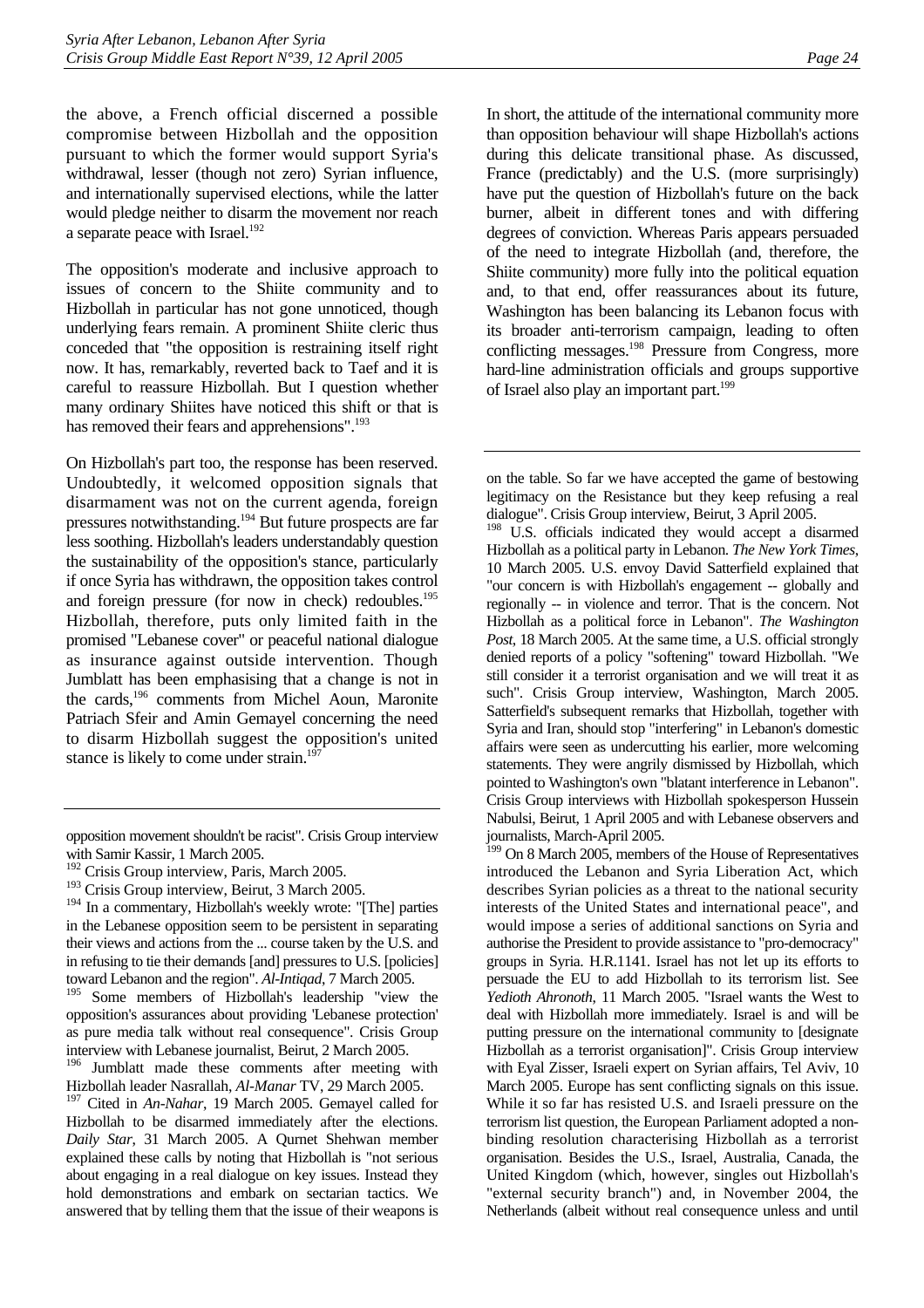the above, a French official discerned a possible compromise between Hizbollah and the opposition pursuant to which the former would support Syria's withdrawal, lesser (though not zero) Syrian influence, and internationally supervised elections, while the latter would pledge neither to disarm the movement nor reach a separate peace with Israel.[192]

The opposition's moderate and inclusive approach to issues of concern to the Shiite community and to Hizbollah in particular has not gone unnoticed, though underlying fears remain. A prominent Shiite cleric thus conceded that "the opposition is restraining itself right now. It has, remarkably, reverted back to Taef and it is careful to reassure Hizbollah. But I question whether many ordinary Shiites have noticed this shift or that is has removed their fears and apprehensions".[193]

On Hizbollah's part too, the response has been reserved. Undoubtedly, it welcomed opposition signals that disarmament was not on the current agenda, foreign pressures notwithstanding.[194] But future prospects are far less soothing. Hizbollah's leaders understandably question the sustainability of the opposition's stance, particularly if once Syria has withdrawn, the opposition takes control and foreign pressure (for now in check) redoubles.[195] Hizbollah, therefore, puts only limited faith in the promised "Lebanese cover" or peaceful national dialogue as insurance against outside intervention. Though Jumblatt has been emphasising that a change is not in the cards,[196] comments from Michel Aoun, Maronite Patriach Sfeir and Amin Gemayel concerning the need to disarm Hizbollah suggest the opposition's united stance is likely to come under strain.[197]

In short, the attitude of the international community more than opposition behaviour will shape Hizbollah's actions during this delicate transitional phase. As discussed, France (predictably) and the U.S. (more surprisingly) have put the question of Hizbollah's future on the back burner, albeit in different tones and with differing degrees of conviction. Whereas Paris appears persuaded of the need to integrate Hizbollah (and, therefore, the Shiite community) more fully into the political equation and, to that end, offer reassurances about its future, Washington has been balancing its Lebanon focus with its broader anti-terrorism campaign, leading to often conflicting messages.[198] Pressure from Congress, more hard-line administration officials and groups supportive of Israel also play an important part.[199]

---

opposition movement shouldn't be racist". Crisis Group interview with Samir Kassir, 1 March 2005.

[192] Crisis Group interview, Paris, March 2005.

[193] Crisis Group interview, Beirut, 3 March 2005.

[194] In a commentary, Hizbollah's weekly wrote: "[The] parties in the Lebanese opposition seem to be persistent in separating their views and actions from the ... course taken by the U.S. and in refusing to tie their demands [and] pressures to U.S. [policies] toward Lebanon and the region". *Al-Intiqad*, 7 March 2005.

[195] Some members of Hizbollah's leadership "view the opposition's assurances about providing 'Lebanese protection' as pure media talk without real consequence". Crisis Group interview with Lebanese journalist, Beirut, 2 March 2005.

[196] Jumblatt made these comments after meeting with Hizbollah leader Nasrallah, *Al-Manar* TV, 29 March 2005.

[197] Cited in *An-Nahar*, 19 March 2005. Gemayel called for Hizbollah to be disarmed immediately after the elections. *Daily Star*, 31 March 2005. A Qurnet Shehwan member explained these calls by noting that Hizbollah is "not serious about engaging in a real dialogue on key issues. Instead they hold demonstrations and embark on sectarian tactics. We answered that by telling them that the issue of their weapons is on the table. So far we have accepted the game of bestowing legitimacy on the Resistance but they keep refusing a real dialogue". Crisis Group interview, Beirut, 3 April 2005.

[198] U.S. officials indicated they would accept a disarmed Hizbollah as a political party in Lebanon. *The New York Times*, 10 March 2005. U.S. envoy David Satterfield explained that "our concern is with Hizbollah's engagement -- globally and regionally -- in violence and terror. That is the concern. Not Hizbollah as a political force in Lebanon". *The Washington Post*, 18 March 2005. At the same time, a U.S. official strongly denied reports of a policy "softening" toward Hizbollah. "We still consider it a terrorist organisation and we will treat it as such". Crisis Group interview, Washington, March 2005. Satterfield's subsequent remarks that Hizbollah, together with Syria and Iran, should stop "interfering" in Lebanon's domestic affairs were seen as undercutting his earlier, more welcoming statements. They were angrily dismissed by Hizbollah, which pointed to Washington's own "blatant interference in Lebanon". Crisis Group interviews with Hizbollah spokesperson Hussein Nabulsi, Beirut, 1 April 2005 and with Lebanese observers and journalists, March-April 2005.

[199] On 8 March 2005, members of the House of Representatives introduced the Lebanon and Syria Liberation Act, which describes Syrian policies as a threat to the national security interests of the United States and international peace", and would impose a series of additional sanctions on Syria and authorise the President to provide assistance to "pro-democracy" groups in Syria. H.R.1141. Israel has not let up its efforts to persuade the EU to add Hizbollah to its terrorism list. See *Yedioth Ahronoth*, 11 March 2005. "Israel wants the West to deal with Hizbollah more immediately. Israel is and will be putting pressure on the international community to [designate Hizbollah as a terrorist organisation]". Crisis Group interview with Eyal Zisser, Israeli expert on Syrian affairs, Tel Aviv, 10 March 2005. Europe has sent conflicting signals on this issue. While it so far has resisted U.S. and Israeli pressure on the terrorism list question, the European Parliament adopted a non-binding resolution characterising Hizbollah as a terrorist organisation. Besides the U.S., Israel, Australia, Canada, the United Kingdom (which, however, singles out Hizbollah's "external security branch") and, in November 2004, the Netherlands (albeit without real consequence unless and until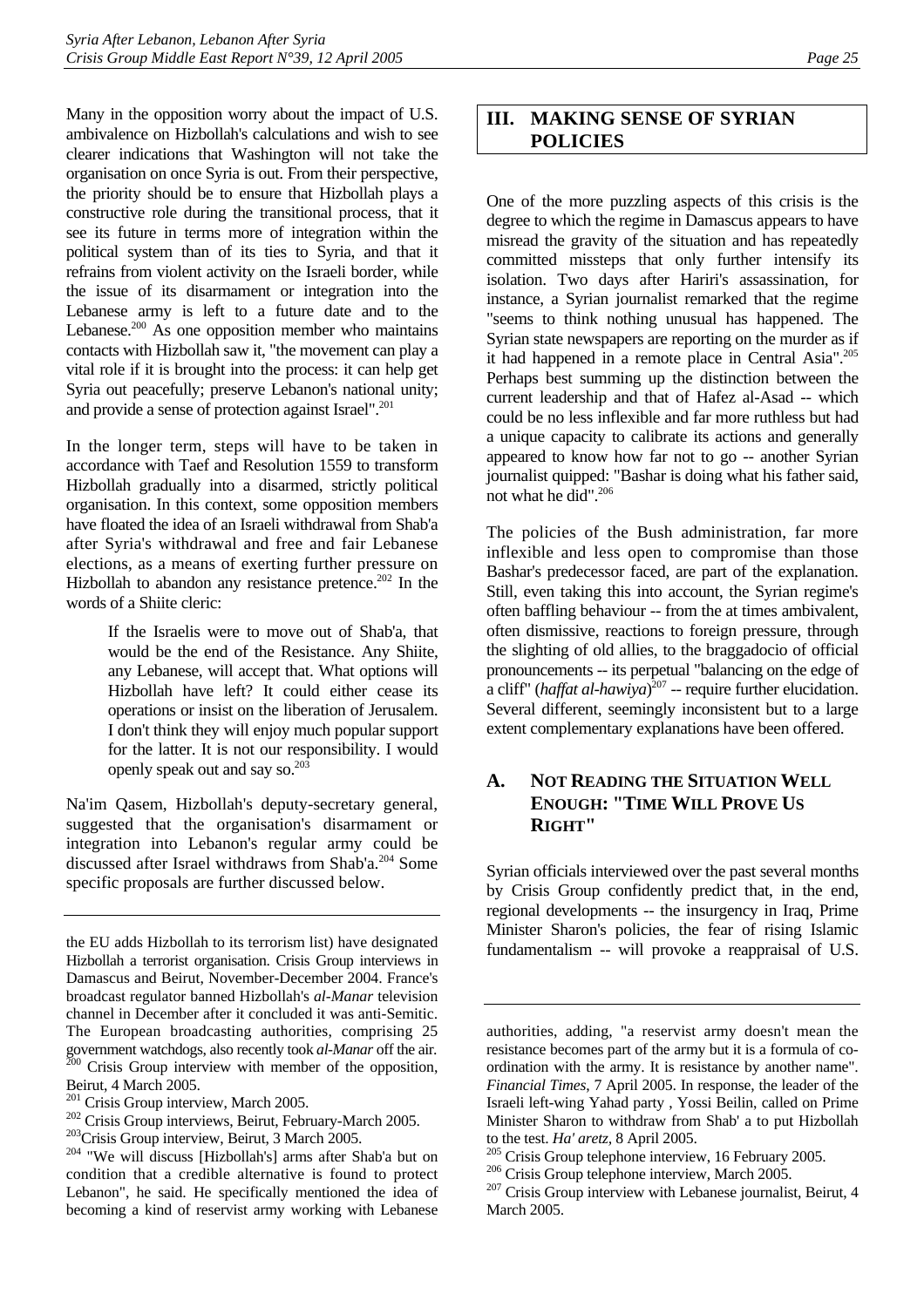Many in the opposition worry about the impact of U.S. ambivalence on Hizbollah's calculations and wish to see clearer indications that Washington will not take the organisation on once Syria is out. From their perspective, the priority should be to ensure that Hizbollah plays a constructive role during the transitional process, that it see its future in terms more of integration within the political system than of its ties to Syria, and that it refrains from violent activity on the Israeli border, while the issue of its disarmament or integration into the Lebanese army is left to a future date and to the Lebanese.[200] As one opposition member who maintains contacts with Hizbollah saw it, "the movement can play a vital role if it is brought into the process: it can help get Syria out peacefully; preserve Lebanon's national unity; and provide a sense of protection against Israel".[201]

In the longer term, steps will have to be taken in accordance with Taef and Resolution 1559 to transform Hizbollah gradually into a disarmed, strictly political organisation. In this context, some opposition members have floated the idea of an Israeli withdrawal from Shab'a after Syria's withdrawal and free and fair Lebanese elections, as a means of exerting further pressure on Hizbollah to abandon any resistance pretence.[202] In the words of a Shiite cleric:

> If the Israelis were to move out of Shab'a, that would be the end of the Resistance. Any Shiite, any Lebanese, will accept that. What options will Hizbollah have left? It could either cease its operations or insist on the liberation of Jerusalem. I don't think they will enjoy much popular support for the latter. It is not our responsibility. I would openly speak out and say so.[203]

Na'im Qasem, Hizbollah's deputy-secretary general, suggested that the organisation's disarmament or integration into Lebanon's regular army could be discussed after Israel withdraws from Shab'a.[204] Some specific proposals are further discussed below.

## III. MAKING SENSE OF SYRIAN POLICIES

One of the more puzzling aspects of this crisis is the degree to which the regime in Damascus appears to have misread the gravity of the situation and has repeatedly committed missteps that only further intensify its isolation. Two days after Hariri's assassination, for instance, a Syrian journalist remarked that the regime "seems to think nothing unusual has happened. The Syrian state newspapers are reporting on the murder as if it had happened in a remote place in Central Asia".[205] Perhaps best summing up the distinction between the current leadership and that of Hafez al-Asad -- which could be no less inflexible and far more ruthless but had a unique capacity to calibrate its actions and generally appeared to know how far not to go -- another Syrian journalist quipped: "Bashar is doing what his father said, not what he did".[206]

The policies of the Bush administration, far more inflexible and less open to compromise than those Bashar's predecessor faced, are part of the explanation. Still, even taking this into account, the Syrian regime's often baffling behaviour -- from the at times ambivalent, often dismissive, reactions to foreign pressure, through the slighting of old allies, to the braggadocio of official pronouncements -- its perpetual "balancing on the edge of a cliff" (*haffat al-hawiya*)[207] -- require further elucidation. Several different, seemingly inconsistent but to a large extent complementary explanations have been offered.

### A. NOT READING THE SITUATION WELL ENOUGH: "TIME WILL PROVE US RIGHT"

Syrian officials interviewed over the past several months by Crisis Group confidently predict that, in the end, regional developments -- the insurgency in Iraq, Prime Minister Sharon's policies, the fear of rising Islamic fundamentalism -- will provoke a reappraisal of U.S.

---

the EU adds Hizbollah to its terrorism list) have designated Hizbollah a terrorist organisation. Crisis Group interviews in Damascus and Beirut, November-December 2004. France's broadcast regulator banned Hizbollah's *al-Manar* television channel in December after it concluded it was anti-Semitic. The European broadcasting authorities, comprising 25 government watchdogs, also recently took *al-Manar* off the air.

[200] Crisis Group interview with member of the opposition, Beirut, 4 March 2005.

[201] Crisis Group interview, March 2005.

[202] Crisis Group interviews, Beirut, February-March 2005.

[203] Crisis Group interview, Beirut, 3 March 2005.

[204] "We will discuss [Hizbollah's] arms after Shab'a but on condition that a credible alternative is found to protect Lebanon", he said. He specifically mentioned the idea of becoming a kind of reservist army working with Lebanese authorities, adding, "a reservist army doesn't mean the resistance becomes part of the army but it is a formula of co-ordination with the army. It is resistance by another name". *Financial Times*, 7 April 2005. In response, the leader of the Israeli left-wing Yahad party , Yossi Beilin, called on Prime Minister Sharon to withdraw from Shab' a to put Hizbollah to the test. *Ha' aretz*, 8 April 2005.

[205] Crisis Group telephone interview, 16 February 2005.

[206] Crisis Group telephone interview, March 2005.

[207] Crisis Group interview with Lebanese journalist, Beirut, 4 March 2005.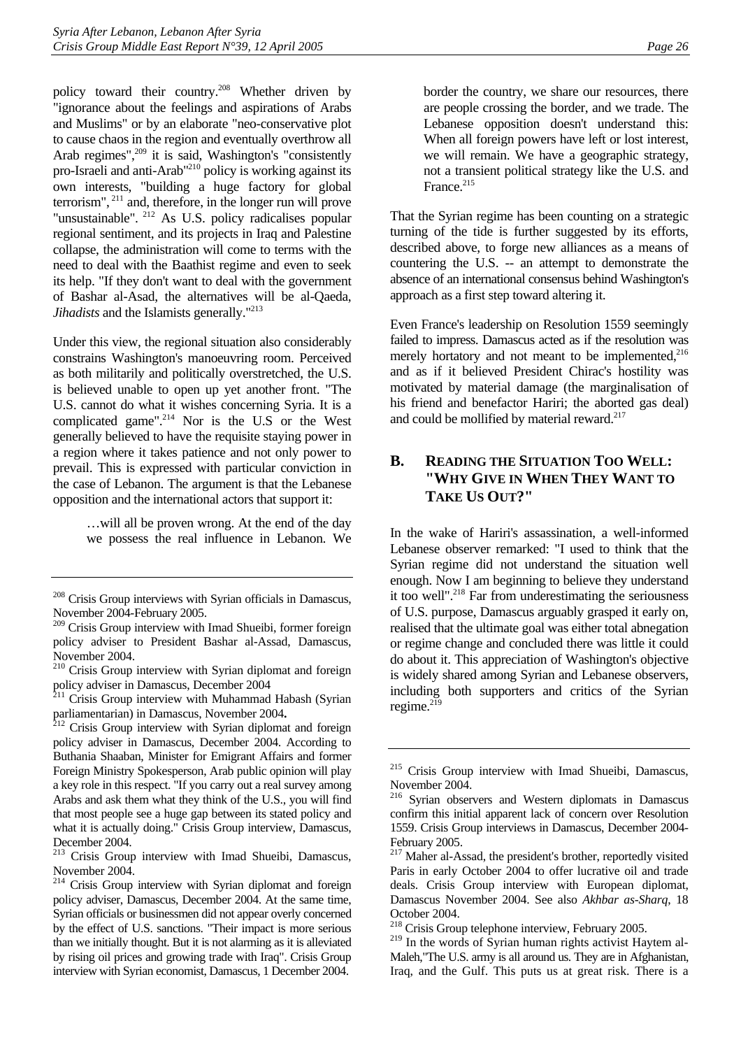policy toward their country.[208] Whether driven by "ignorance about the feelings and aspirations of Arabs and Muslims" or by an elaborate "neo-conservative plot to cause chaos in the region and eventually overthrow all Arab regimes",[209] it is said, Washington's "consistently pro-Israeli and anti-Arab"[210] policy is working against its own interests, "building a huge factory for global terrorism", [211] and, therefore, in the longer run will prove "unsustainable". [212] As U.S. policy radicalises popular regional sentiment, and its projects in Iraq and Palestine collapse, the administration will come to terms with the need to deal with the Baathist regime and even to seek its help. "If they don't want to deal with the government of Bashar al-Asad, the alternatives will be al-Qaeda, *Jihadists* and the Islamists generally."[213]

Under this view, the regional situation also considerably constrains Washington's manoeuvring room. Perceived as both militarily and politically overstretched, the U.S. is believed unable to open up yet another front. "The U.S. cannot do what it wishes concerning Syria. It is a complicated game".[214] Nor is the U.S or the West generally believed to have the requisite staying power in a region where it takes patience and not only power to prevail. This is expressed with particular conviction in the case of Lebanon. The argument is that the Lebanese opposition and the international actors that support it:

> …will all be proven wrong. At the end of the day we possess the real influence in Lebanon. We border the country, we share our resources, there are people crossing the border, and we trade. The Lebanese opposition doesn't understand this: When all foreign powers have left or lost interest, we will remain. We have a geographic strategy, not a transient political strategy like the U.S. and France.[215]

That the Syrian regime has been counting on a strategic turning of the tide is further suggested by its efforts, described above, to forge new alliances as a means of countering the U.S. -- an attempt to demonstrate the absence of an international consensus behind Washington's approach as a first step toward altering it.

Even France's leadership on Resolution 1559 seemingly failed to impress. Damascus acted as if the resolution was merely hortatory and not meant to be implemented,[216] and as if it believed President Chirac's hostility was motivated by material damage (the marginalisation of his friend and benefactor Hariri; the aborted gas deal) and could be mollified by material reward.[217]

## B. Reading the Situation Too Well: "Why Give in When They Want to Take Us Out?"

In the wake of Hariri's assassination, a well-informed Lebanese observer remarked: "I used to think that the Syrian regime did not understand the situation well enough. Now I am beginning to believe they understand it too well".[218] Far from underestimating the seriousness of U.S. purpose, Damascus arguably grasped it early on, realised that the ultimate goal was either total abnegation or regime change and concluded there was little it could do about it. This appreciation of Washington's objective is widely shared among Syrian and Lebanese observers, including both supporters and critics of the Syrian regime.[219]

---

[208] Crisis Group interviews with Syrian officials in Damascus, November 2004-February 2005.

[209] Crisis Group interview with Imad Shueibi, former foreign policy adviser to President Bashar al-Assad, Damascus, November 2004.

[210] Crisis Group interview with Syrian diplomat and foreign policy adviser in Damascus, December 2004

[211] Crisis Group interview with Muhammad Habash (Syrian parliamentarian) in Damascus, November 2004**.**

[212] Crisis Group interview with Syrian diplomat and foreign policy adviser in Damascus, December 2004. According to Buthania Shaaban, Minister for Emigrant Affairs and former Foreign Ministry Spokesperson, Arab public opinion will play a key role in this respect. "If you carry out a real survey among Arabs and ask them what they think of the U.S., you will find that most people see a huge gap between its stated policy and what it is actually doing." Crisis Group interview, Damascus, December 2004.

[213] Crisis Group interview with Imad Shueibi, Damascus, November 2004.

[214] Crisis Group interview with Syrian diplomat and foreign policy adviser, Damascus, December 2004. At the same time, Syrian officials or businessmen did not appear overly concerned by the effect of U.S. sanctions. "Their impact is more serious than we initially thought. But it is not alarming as it is alleviated by rising oil prices and growing trade with Iraq". Crisis Group interview with Syrian economist, Damascus, 1 December 2004.

[215] Crisis Group interview with Imad Shueibi, Damascus, November 2004.

[216] Syrian observers and Western diplomats in Damascus confirm this initial apparent lack of concern over Resolution 1559. Crisis Group interviews in Damascus, December 2004-February 2005.

[217] Maher al-Assad, the president's brother, reportedly visited Paris in early October 2004 to offer lucrative oil and trade deals. Crisis Group interview with European diplomat, Damascus November 2004. See also *Akhbar as-Sharq*, 18 October 2004.

[218] Crisis Group telephone interview, February 2005.

[219] In the words of Syrian human rights activist Haytem al-Maleh,"The U.S. army is all around us. They are in Afghanistan, Iraq, and the Gulf. This puts us at great risk. There is a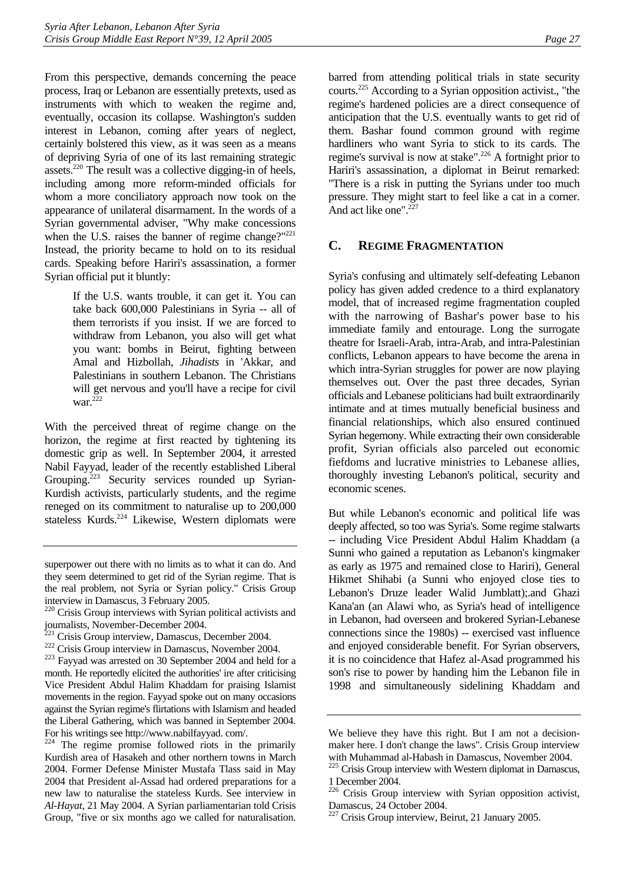From this perspective, demands concerning the peace process, Iraq or Lebanon are essentially pretexts, used as instruments with which to weaken the regime and, eventually, occasion its collapse. Washington's sudden interest in Lebanon, coming after years of neglect, certainly bolstered this view, as it was seen as a means of depriving Syria of one of its last remaining strategic assets.[220] The result was a collective digging-in of heels, including among more reform-minded officials for whom a more conciliatory approach now took on the appearance of unilateral disarmament. In the words of a Syrian governmental adviser, "Why make concessions when the U.S. raises the banner of regime change?"[221] Instead, the priority became to hold on to its residual cards. Speaking before Hariri's assassination, a former Syrian official put it bluntly:

> If the U.S. wants trouble, it can get it. You can take back 600,000 Palestinians in Syria -- all of them terrorists if you insist. If we are forced to withdraw from Lebanon, you also will get what you want: bombs in Beirut, fighting between Amal and Hizbollah, *Jihadists* in 'Akkar, and Palestinians in southern Lebanon. The Christians will get nervous and you'll have a recipe for civil war.[222]

With the perceived threat of regime change on the horizon, the regime at first reacted by tightening its domestic grip as well. In September 2004, it arrested Nabil Fayyad, leader of the recently established Liberal Grouping.[223] Security services rounded up Syrian-Kurdish activists, particularly students, and the regime reneged on its commitment to naturalise up to 200,000 stateless Kurds.[224] Likewise, Western diplomats were barred from attending political trials in state security courts.[225] According to a Syrian opposition activist., "the regime's hardened policies are a direct consequence of anticipation that the U.S. eventually wants to get rid of them. Bashar found common ground with regime hardliners who want Syria to stick to its cards. The regime's survival is now at stake".[226] A fortnight prior to Hariri's assassination, a diplomat in Beirut remarked: "There is a risk in putting the Syrians under too much pressure. They might start to feel like a cat in a corner. And act like one".[227]

## C. REGIME FRAGMENTATION

Syria's confusing and ultimately self-defeating Lebanon policy has given added credence to a third explanatory model, that of increased regime fragmentation coupled with the narrowing of Bashar's power base to his immediate family and entourage. Long the surrogate theatre for Israeli-Arab, intra-Arab, and intra-Palestinian conflicts, Lebanon appears to have become the arena in which intra-Syrian struggles for power are now playing themselves out. Over the past three decades, Syrian officials and Lebanese politicians had built extraordinarily intimate and at times mutually beneficial business and financial relationships, which also ensured continued Syrian hegemony. While extracting their own considerable profit, Syrian officials also parceled out economic fiefdoms and lucrative ministries to Lebanese allies, thoroughly investing Lebanon's political, security and economic scenes.

But while Lebanon's economic and political life was deeply affected, so too was Syria's. Some regime stalwarts -- including Vice President Abdul Halim Khaddam (a Sunni who gained a reputation as Lebanon's kingmaker as early as 1975 and remained close to Hariri), General Hikmet Shihabi (a Sunni who enjoyed close ties to Lebanon's Druze leader Walid Jumblatt);.and Ghazi Kana'an (an Alawi who, as Syria's head of intelligence in Lebanon, had overseen and brokered Syrian-Lebanese connections since the 1980s) -- exercised vast influence and enjoyed considerable benefit. For Syrian observers, it is no coincidence that Hafez al-Asad programmed his son's rise to power by handing him the Lebanon file in 1998 and simultaneously sidelining Khaddam and

---

superpower out there with no limits as to what it can do. And they seem determined to get rid of the Syrian regime. That is the real problem, not Syria or Syrian policy." Crisis Group interview in Damascus, 3 February 2005.

[220] Crisis Group interviews with Syrian political activists and journalists, November-December 2004.

[221] Crisis Group interview, Damascus, December 2004.

[222] Crisis Group interview in Damascus, November 2004.

[223] Fayyad was arrested on 30 September 2004 and held for a month. He reportedly elicited the authorities' ire after criticising Vice President Abdul Halim Khaddam for praising Islamist movements in the region. Fayyad spoke out on many occasions against the Syrian regime's flirtations with Islamism and headed the Liberal Gathering, which was banned in September 2004. For his writings see http://www.nabilfayyad. com/.

[224] The regime promise followed riots in the primarily Kurdish area of Hasakeh and other northern towns in March 2004. Former Defense Minister Mustafa Tlass said in May 2004 that President al-Assad had ordered preparations for a new law to naturalise the stateless Kurds. See interview in *Al-Hayat*, 21 May 2004. A Syrian parliamentarian told Crisis Group, "five or six months ago we called for naturalisation. We believe they have this right. But I am not a decision-maker here. I don't change the laws". Crisis Group interview with Muhammad al-Habash in Damascus, November 2004.

[225] Crisis Group interview with Western diplomat in Damascus, 1 December 2004.

[226] Crisis Group interview with Syrian opposition activist, Damascus, 24 October 2004.

[227] Crisis Group interview, Beirut, 21 January 2005.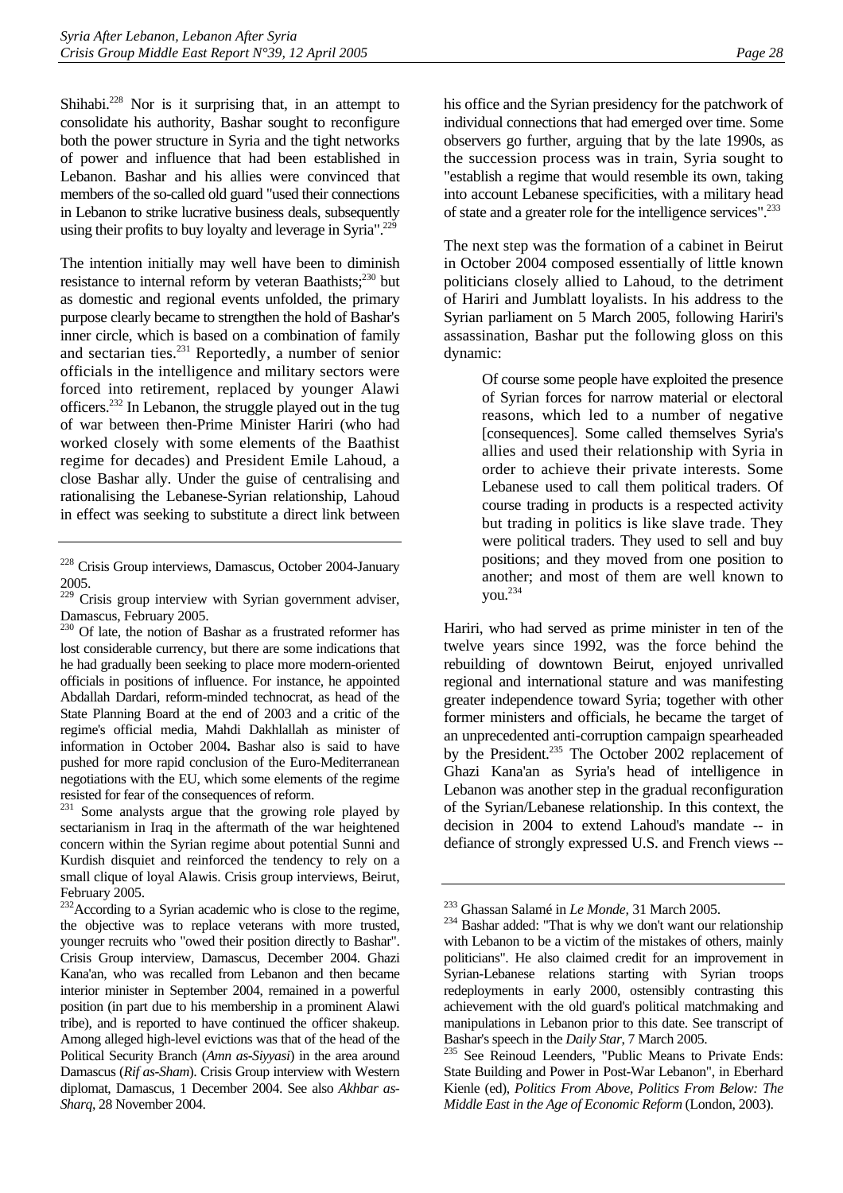Shihabi.[228] Nor is it surprising that, in an attempt to consolidate his authority, Bashar sought to reconfigure both the power structure in Syria and the tight networks of power and influence that had been established in Lebanon. Bashar and his allies were convinced that members of the so-called old guard "used their connections in Lebanon to strike lucrative business deals, subsequently using their profits to buy loyalty and leverage in Syria".[229]

The intention initially may well have been to diminish resistance to internal reform by veteran Baathists;[230] but as domestic and regional events unfolded, the primary purpose clearly became to strengthen the hold of Bashar's inner circle, which is based on a combination of family and sectarian ties.[231] Reportedly, a number of senior officials in the intelligence and military sectors were forced into retirement, replaced by younger Alawi officers.[232] In Lebanon, the struggle played out in the tug of war between then-Prime Minister Hariri (who had worked closely with some elements of the Baathist regime for decades) and President Emile Lahoud, a close Bashar ally. Under the guise of centralising and rationalising the Lebanese-Syrian relationship, Lahoud in effect was seeking to substitute a direct link between his office and the Syrian presidency for the patchwork of individual connections that had emerged over time. Some observers go further, arguing that by the late 1990s, as the succession process was in train, Syria sought to "establish a regime that would resemble its own, taking into account Lebanese specificities, with a military head of state and a greater role for the intelligence services".[233]

The next step was the formation of a cabinet in Beirut in October 2004 composed essentially of little known politicians closely allied to Lahoud, to the detriment of Hariri and Jumblatt loyalists. In his address to the Syrian parliament on 5 March 2005, following Hariri's assassination, Bashar put the following gloss on this dynamic:

> Of course some people have exploited the presence of Syrian forces for narrow material or electoral reasons, which led to a number of negative [consequences]. Some called themselves Syria's allies and used their relationship with Syria in order to achieve their private interests. Some Lebanese used to call them political traders. Of course trading in products is a respected activity but trading in politics is like slave trade. They were political traders. They used to sell and buy positions; and they moved from one position to another; and most of them are well known to you.[234]

Hariri, who had served as prime minister in ten of the twelve years since 1992, was the force behind the rebuilding of downtown Beirut, enjoyed unrivalled regional and international stature and was manifesting greater independence toward Syria; together with other former ministers and officials, he became the target of an unprecedented anti-corruption campaign spearheaded by the President.[235] The October 2002 replacement of Ghazi Kana'an as Syria's head of intelligence in Lebanon was another step in the gradual reconfiguration of the Syrian/Lebanese relationship. In this context, the decision in 2004 to extend Lahoud's mandate -- in defiance of strongly expressed U.S. and French views --

---

[228] Crisis Group interviews, Damascus, October 2004-January 2005.

[229] Crisis group interview with Syrian government adviser, Damascus, February 2005.

[230] Of late, the notion of Bashar as a frustrated reformer has lost considerable currency, but there are some indications that he had gradually been seeking to place more modern-oriented officials in positions of influence. For instance, he appointed Abdallah Dardari, reform-minded technocrat, as head of the State Planning Board at the end of 2003 and a critic of the regime's official media, Mahdi Dakhlallah as minister of information in October 2004**.** Bashar also is said to have pushed for more rapid conclusion of the Euro-Mediterranean negotiations with the EU, which some elements of the regime resisted for fear of the consequences of reform.

[231] Some analysts argue that the growing role played by sectarianism in Iraq in the aftermath of the war heightened concern within the Syrian regime about potential Sunni and Kurdish disquiet and reinforced the tendency to rely on a small clique of loyal Alawis. Crisis group interviews, Beirut, February 2005.

[232] According to a Syrian academic who is close to the regime, the objective was to replace veterans with more trusted, younger recruits who "owed their position directly to Bashar". Crisis Group interview, Damascus, December 2004. Ghazi Kana'an, who was recalled from Lebanon and then became interior minister in September 2004, remained in a powerful position (in part due to his membership in a prominent Alawi tribe), and is reported to have continued the officer shakeup. Among alleged high-level evictions was that of the head of the Political Security Branch (*Amn as-Siyyasi*) in the area around Damascus (*Rif as-Sham*). Crisis Group interview with Western diplomat, Damascus, 1 December 2004. See also *Akhbar as-Sharq*, 28 November 2004.

[233] Ghassan Salamé in *Le Monde*, 31 March 2005.

[234] Bashar added: "That is why we don't want our relationship with Lebanon to be a victim of the mistakes of others, mainly politicians". He also claimed credit for an improvement in Syrian-Lebanese relations starting with Syrian troops redeployments in early 2000, ostensibly contrasting this achievement with the old guard's political matchmaking and manipulations in Lebanon prior to this date. See transcript of Bashar's speech in the *Daily Star*, 7 March 2005.

[235] See Reinoud Leenders, "Public Means to Private Ends: State Building and Power in Post-War Lebanon", in Eberhard Kienle (ed), *Politics From Above, Politics From Below: The Middle East in the Age of Economic Reform* (London, 2003).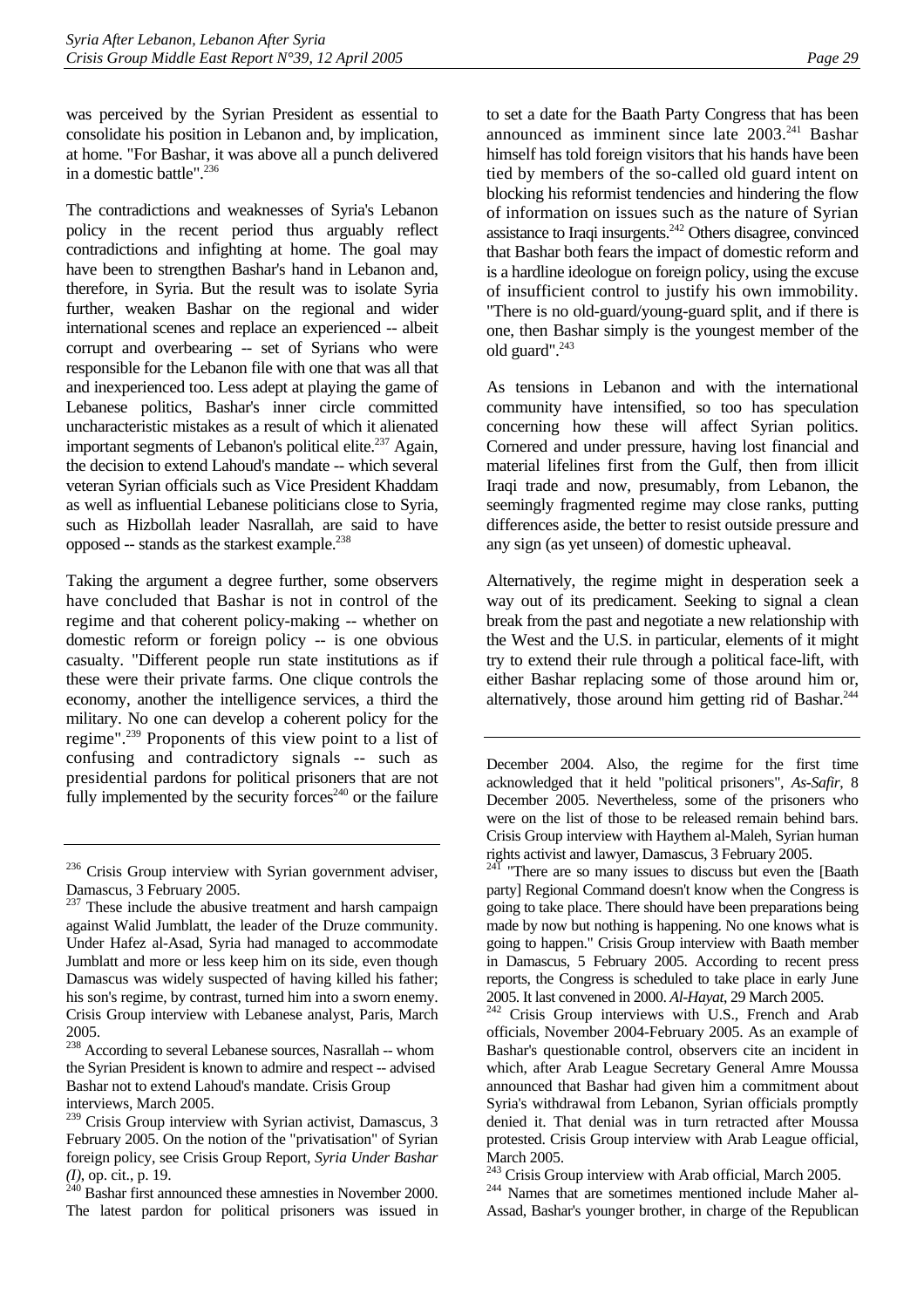was perceived by the Syrian President as essential to consolidate his position in Lebanon and, by implication, at home. "For Bashar, it was above all a punch delivered in a domestic battle".[236]

The contradictions and weaknesses of Syria's Lebanon policy in the recent period thus arguably reflect contradictions and infighting at home. The goal may have been to strengthen Bashar's hand in Lebanon and, therefore, in Syria. But the result was to isolate Syria further, weaken Bashar on the regional and wider international scenes and replace an experienced -- albeit corrupt and overbearing -- set of Syrians who were responsible for the Lebanon file with one that was all that and inexperienced too. Less adept at playing the game of Lebanese politics, Bashar's inner circle committed uncharacteristic mistakes as a result of which it alienated important segments of Lebanon's political elite.[237] Again, the decision to extend Lahoud's mandate -- which several veteran Syrian officials such as Vice President Khaddam as well as influential Lebanese politicians close to Syria, such as Hizbollah leader Nasrallah, are said to have opposed -- stands as the starkest example.[238]

Taking the argument a degree further, some observers have concluded that Bashar is not in control of the regime and that coherent policy-making -- whether on domestic reform or foreign policy -- is one obvious casualty. "Different people run state institutions as if these were their private farms. One clique controls the economy, another the intelligence services, a third the military. No one can develop a coherent policy for the regime".[239] Proponents of this view point to a list of confusing and contradictory signals -- such as presidential pardons for political prisoners that are not fully implemented by the security forces[240] or the failure to set a date for the Baath Party Congress that has been announced as imminent since late 2003.[241] Bashar himself has told foreign visitors that his hands have been tied by members of the so-called old guard intent on blocking his reformist tendencies and hindering the flow of information on issues such as the nature of Syrian assistance to Iraqi insurgents.[242] Others disagree, convinced that Bashar both fears the impact of domestic reform and is a hardline ideologue on foreign policy, using the excuse of insufficient control to justify his own immobility. "There is no old-guard/young-guard split, and if there is one, then Bashar simply is the youngest member of the old guard".[243]

As tensions in Lebanon and with the international community have intensified, so too has speculation concerning how these will affect Syrian politics. Cornered and under pressure, having lost financial and material lifelines first from the Gulf, then from illicit Iraqi trade and now, presumably, from Lebanon, the seemingly fragmented regime may close ranks, putting differences aside, the better to resist outside pressure and any sign (as yet unseen) of domestic upheaval.

Alternatively, the regime might in desperation seek a way out of its predicament. Seeking to signal a clean break from the past and negotiate a new relationship with the West and the U.S. in particular, elements of it might try to extend their rule through a political face-lift, with either Bashar replacing some of those around him or, alternatively, those around him getting rid of Bashar.[244]

---

[236] Crisis Group interview with Syrian government adviser, Damascus, 3 February 2005.

[237] These include the abusive treatment and harsh campaign against Walid Jumblatt, the leader of the Druze community. Under Hafez al-Asad, Syria had managed to accommodate Jumblatt and more or less keep him on its side, even though Damascus was widely suspected of having killed his father; his son's regime, by contrast, turned him into a sworn enemy. Crisis Group interview with Lebanese analyst, Paris, March 2005.

[238] According to several Lebanese sources, Nasrallah -- whom the Syrian President is known to admire and respect -- advised Bashar not to extend Lahoud's mandate. Crisis Group interviews, March 2005.

[239] Crisis Group interview with Syrian activist, Damascus, 3 February 2005. On the notion of the "privatisation" of Syrian foreign policy, see Crisis Group Report, *Syria Under Bashar (I)*, op. cit., p. 19.

[240] Bashar first announced these amnesties in November 2000. The latest pardon for political prisoners was issued in December 2004. Also, the regime for the first time acknowledged that it held "political prisoners", *As-Safir*, 8 December 2005. Nevertheless, some of the prisoners who were on the list of those to be released remain behind bars. Crisis Group interview with Haythem al-Maleh, Syrian human rights activist and lawyer, Damascus, 3 February 2005.

[241] "There are so many issues to discuss but even the [Baath party] Regional Command doesn't know when the Congress is going to take place. There should have been preparations being made by now but nothing is happening. No one knows what is going to happen." Crisis Group interview with Baath member in Damascus, 5 February 2005. According to recent press reports, the Congress is scheduled to take place in early June 2005. It last convened in 2000. *Al-Hayat*, 29 March 2005.

[242] Crisis Group interviews with U.S., French and Arab officials, November 2004-February 2005. As an example of Bashar's questionable control, observers cite an incident in which, after Arab League Secretary General Amre Moussa announced that Bashar had given him a commitment about Syria's withdrawal from Lebanon, Syrian officials promptly denied it. That denial was in turn retracted after Moussa protested. Crisis Group interview with Arab League official, March 2005.

[243] Crisis Group interview with Arab official, March 2005.

[244] Names that are sometimes mentioned include Maher al-Assad, Bashar's younger brother, in charge of the Republican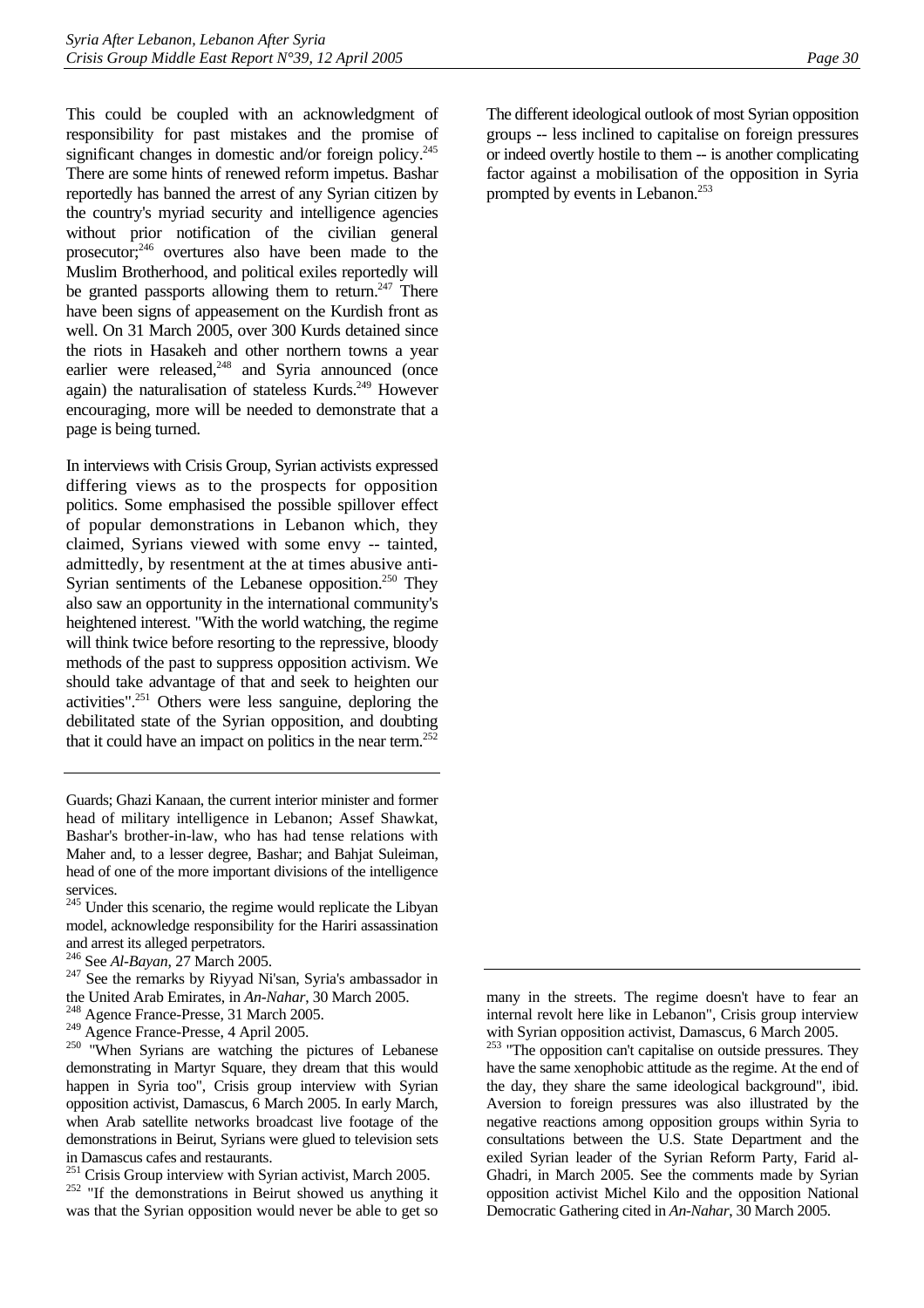This could be coupled with an acknowledgment of responsibility for past mistakes and the promise of significant changes in domestic and/or foreign policy.[245] There are some hints of renewed reform impetus. Bashar reportedly has banned the arrest of any Syrian citizen by the country's myriad security and intelligence agencies without prior notification of the civilian general prosecutor;[246] overtures also have been made to the Muslim Brotherhood, and political exiles reportedly will be granted passports allowing them to return.[247] There have been signs of appeasement on the Kurdish front as well. On 31 March 2005, over 300 Kurds detained since the riots in Hasakeh and other northern towns a year earlier were released,[248] and Syria announced (once again) the naturalisation of stateless Kurds.[249] However encouraging, more will be needed to demonstrate that a page is being turned.

In interviews with Crisis Group, Syrian activists expressed differing views as to the prospects for opposition politics. Some emphasised the possible spillover effect of popular demonstrations in Lebanon which, they claimed, Syrians viewed with some envy -- tainted, admittedly, by resentment at the at times abusive anti-Syrian sentiments of the Lebanese opposition.[250] They also saw an opportunity in the international community's heightened interest. "With the world watching, the regime will think twice before resorting to the repressive, bloody methods of the past to suppress opposition activism. We should take advantage of that and seek to heighten our activities".[251] Others were less sanguine, deploring the debilitated state of the Syrian opposition, and doubting that it could have an impact on politics in the near term.[252]

The different ideological outlook of most Syrian opposition groups -- less inclined to capitalise on foreign pressures or indeed overtly hostile to them -- is another complicating factor against a mobilisation of the opposition in Syria prompted by events in Lebanon.[253]

---

Guards; Ghazi Kanaan, the current interior minister and former head of military intelligence in Lebanon; Assef Shawkat, Bashar's brother-in-law, who has had tense relations with Maher and, to a lesser degree, Bashar; and Bahjat Suleiman, head of one of the more important divisions of the intelligence services.

[245] Under this scenario, the regime would replicate the Libyan model, acknowledge responsibility for the Hariri assassination and arrest its alleged perpetrators.

[246] See *Al-Bayan*, 27 March 2005.

[247] See the remarks by Riyyad Ni'san, Syria's ambassador in the United Arab Emirates, in *An-Nahar*, 30 March 2005.

[248] Agence France-Presse, 31 March 2005.

[249] Agence France-Presse, 4 April 2005.

[250] "When Syrians are watching the pictures of Lebanese demonstrating in Martyr Square, they dream that this would happen in Syria too", Crisis group interview with Syrian opposition activist, Damascus, 6 March 2005. In early March, when Arab satellite networks broadcast live footage of the demonstrations in Beirut, Syrians were glued to television sets in Damascus cafes and restaurants.

[251] Crisis Group interview with Syrian activist, March 2005.

[252] "If the demonstrations in Beirut showed us anything it was that the Syrian opposition would never be able to get so many in the streets. The regime doesn't have to fear an internal revolt here like in Lebanon", Crisis group interview with Syrian opposition activist, Damascus, 6 March 2005.

[253] "The opposition can't capitalise on outside pressures. They have the same xenophobic attitude as the regime. At the end of the day, they share the same ideological background", ibid. Aversion to foreign pressures was also illustrated by the negative reactions among opposition groups within Syria to consultations between the U.S. State Department and the exiled Syrian leader of the Syrian Reform Party, Farid al-Ghadri, in March 2005. See the comments made by Syrian opposition activist Michel Kilo and the opposition National Democratic Gathering cited in *An-Nahar*, 30 March 2005.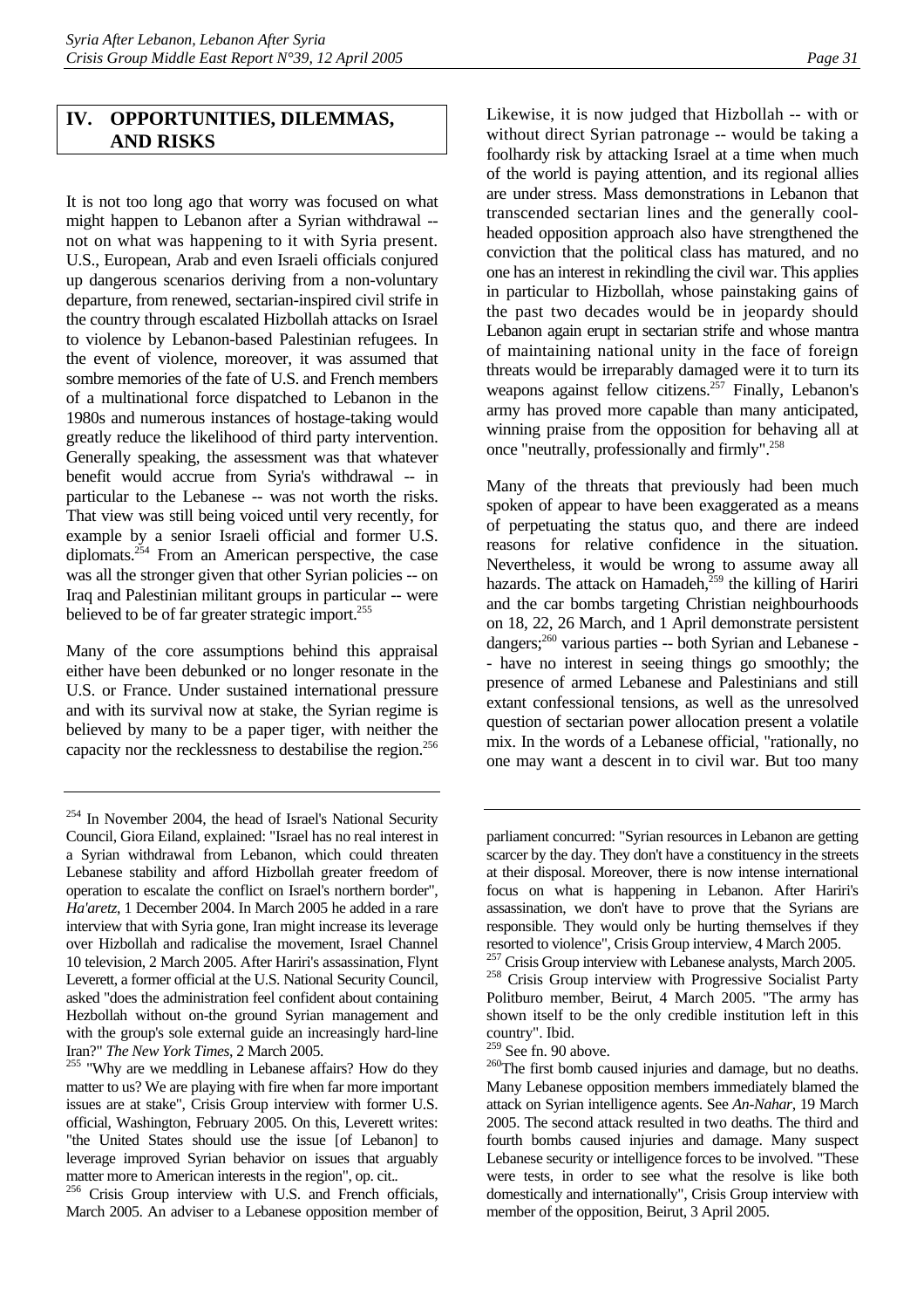## IV. OPPORTUNITIES, DILEMMAS, AND RISKS

It is not too long ago that worry was focused on what might happen to Lebanon after a Syrian withdrawal -- not on what was happening to it with Syria present. U.S., European, Arab and even Israeli officials conjured up dangerous scenarios deriving from a non-voluntary departure, from renewed, sectarian-inspired civil strife in the country through escalated Hizbollah attacks on Israel to violence by Lebanon-based Palestinian refugees. In the event of violence, moreover, it was assumed that sombre memories of the fate of U.S. and French members of a multinational force dispatched to Lebanon in the 1980s and numerous instances of hostage-taking would greatly reduce the likelihood of third party intervention. Generally speaking, the assessment was that whatever benefit would accrue from Syria's withdrawal -- in particular to the Lebanese -- was not worth the risks. That view was still being voiced until very recently, for example by a senior Israeli official and former U.S. diplomats.[254] From an American perspective, the case was all the stronger given that other Syrian policies -- on Iraq and Palestinian militant groups in particular -- were believed to be of far greater strategic import.[255]

Many of the core assumptions behind this appraisal either have been debunked or no longer resonate in the U.S. or France. Under sustained international pressure and with its survival now at stake, the Syrian regime is believed by many to be a paper tiger, with neither the capacity nor the recklessness to destabilise the region.[256] Likewise, it is now judged that Hizbollah -- with or without direct Syrian patronage -- would be taking a foolhardy risk by attacking Israel at a time when much of the world is paying attention, and its regional allies are under stress. Mass demonstrations in Lebanon that transcended sectarian lines and the generally cool-headed opposition approach also have strengthened the conviction that the political class has matured, and no one has an interest in rekindling the civil war. This applies in particular to Hizbollah, whose painstaking gains of the past two decades would be in jeopardy should Lebanon again erupt in sectarian strife and whose mantra of maintaining national unity in the face of foreign threats would be irreparably damaged were it to turn its weapons against fellow citizens.[257] Finally, Lebanon's army has proved more capable than many anticipated, winning praise from the opposition for behaving all at once "neutrally, professionally and firmly".[258]

Many of the threats that previously had been much spoken of appear to have been exaggerated as a means of perpetuating the status quo, and there are indeed reasons for relative confidence in the situation. Nevertheless, it would be wrong to assume away all hazards. The attack on Hamadeh,[259] the killing of Hariri and the car bombs targeting Christian neighbourhoods on 18, 22, 26 March, and 1 April demonstrate persistent dangers;[260] various parties -- both Syrian and Lebanese -- have no interest in seeing things go smoothly; the presence of armed Lebanese and Palestinians and still extant confessional tensions, as well as the unresolved question of sectarian power allocation present a volatile mix. In the words of a Lebanese official, "rationally, no one may want a descent in to civil war. But too many

---

[254] In November 2004, the head of Israel's National Security Council, Giora Eiland, explained: "Israel has no real interest in a Syrian withdrawal from Lebanon, which could threaten Lebanese stability and afford Hizbollah greater freedom of operation to escalate the conflict on Israel's northern border", *Ha'aretz*, 1 December 2004. In March 2005 he added in a rare interview that with Syria gone, Iran might increase its leverage over Hizbollah and radicalise the movement, Israel Channel 10 television, 2 March 2005. After Hariri's assassination, Flynt Leverett, a former official at the U.S. National Security Council, asked "does the administration feel confident about containing Hezbollah without on-the ground Syrian management and with the group's sole external guide an increasingly hard-line Iran?" *The New York Times*, 2 March 2005.

[255] "Why are we meddling in Lebanese affairs? How do they matter to us? We are playing with fire when far more important issues are at stake", Crisis Group interview with former U.S. official, Washington, February 2005. On this, Leverett writes: "the United States should use the issue [of Lebanon] to leverage improved Syrian behavior on issues that arguably matter more to American interests in the region", op. cit..

[256] Crisis Group interview with U.S. and French officials, March 2005. An adviser to a Lebanese opposition member of parliament concurred: "Syrian resources in Lebanon are getting scarcer by the day. They don't have a constituency in the streets at their disposal. Moreover, there is now intense international focus on what is happening in Lebanon. After Hariri's assassination, we don't have to prove that the Syrians are responsible. They would only be hurting themselves if they resorted to violence", Crisis Group interview, 4 March 2005.

[257] Crisis Group interview with Lebanese analysts, March 2005.

[258] Crisis Group interview with Progressive Socialist Party Politburo member, Beirut, 4 March 2005. "The army has shown itself to be the only credible institution left in this country". Ibid.

[259] See fn. 90 above.

[260] The first bomb caused injuries and damage, but no deaths. Many Lebanese opposition members immediately blamed the attack on Syrian intelligence agents. See *An-Nahar*, 19 March 2005. The second attack resulted in two deaths. The third and fourth bombs caused injuries and damage. Many suspect Lebanese security or intelligence forces to be involved. "These were tests, in order to see what the resolve is like both domestically and internationally", Crisis Group interview with member of the opposition, Beirut, 3 April 2005.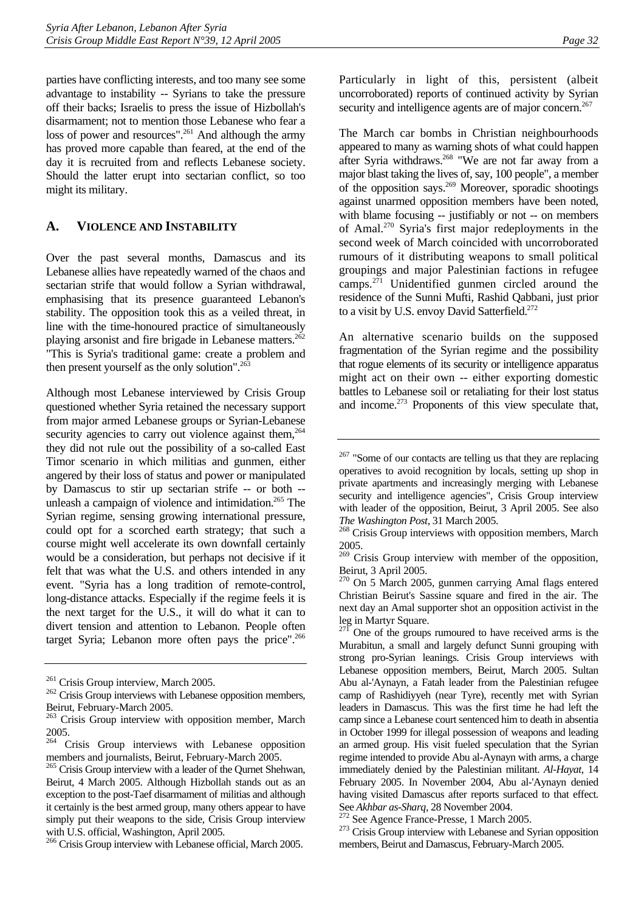parties have conflicting interests, and too many see some advantage to instability -- Syrians to take the pressure off their backs; Israelis to press the issue of Hizbollah's disarmament; not to mention those Lebanese who fear a loss of power and resources".[261] And although the army has proved more capable than feared, at the end of the day it is recruited from and reflects Lebanese society. Should the latter erupt into sectarian conflict, so too might its military.

## A. VIOLENCE AND INSTABILITY

Over the past several months, Damascus and its Lebanese allies have repeatedly warned of the chaos and sectarian strife that would follow a Syrian withdrawal, emphasising that its presence guaranteed Lebanon's stability. The opposition took this as a veiled threat, in line with the time-honoured practice of simultaneously playing arsonist and fire brigade in Lebanese matters.[262] "This is Syria's traditional game: create a problem and then present yourself as the only solution".[263]

Although most Lebanese interviewed by Crisis Group questioned whether Syria retained the necessary support from major armed Lebanese groups or Syrian-Lebanese security agencies to carry out violence against them,[264] they did not rule out the possibility of a so-called East Timor scenario in which militias and gunmen, either angered by their loss of status and power or manipulated by Damascus to stir up sectarian strife -- or both -- unleash a campaign of violence and intimidation.[265] The Syrian regime, sensing growing international pressure, could opt for a scorched earth strategy; that such a course might well accelerate its own downfall certainly would be a consideration, but perhaps not decisive if it felt that was what the U.S. and others intended in any event. "Syria has a long tradition of remote-control, long-distance attacks. Especially if the regime feels it is the next target for the U.S., it will do what it can to divert tension and attention to Lebanon. People often target Syria; Lebanon more often pays the price".[266]

Particularly in light of this, persistent (albeit uncorroborated) reports of continued activity by Syrian security and intelligence agents are of major concern.[267]

The March car bombs in Christian neighbourhoods appeared to many as warning shots of what could happen after Syria withdraws.[268] "We are not far away from a major blast taking the lives of, say, 100 people", a member of the opposition says.[269] Moreover, sporadic shootings against unarmed opposition members have been noted, with blame focusing -- justifiably or not -- on members of Amal.[270] Syria's first major redeployments in the second week of March coincided with uncorroborated rumours of it distributing weapons to small political groupings and major Palestinian factions in refugee camps.[271] Unidentified gunmen circled around the residence of the Sunni Mufti, Rashid Qabbani, just prior to a visit by U.S. envoy David Satterfield.[272]

An alternative scenario builds on the supposed fragmentation of the Syrian regime and the possibility that rogue elements of its security or intelligence apparatus might act on their own -- either exporting domestic battles to Lebanese soil or retaliating for their lost status and income.[273] Proponents of this view speculate that,

---

[261] Crisis Group interview, March 2005.

[262] Crisis Group interviews with Lebanese opposition members, Beirut, February-March 2005.

[263] Crisis Group interview with opposition member, March 2005.

[264] Crisis Group interviews with Lebanese opposition members and journalists, Beirut, February-March 2005.

[265] Crisis Group interview with a leader of the Qurnet Shehwan, Beirut, 4 March 2005. Although Hizbollah stands out as an exception to the post-Taef disarmament of militias and although it certainly is the best armed group, many others appear to have simply put their weapons to the side, Crisis Group interview with U.S. official, Washington, April 2005.

[266] Crisis Group interview with Lebanese official, March 2005.

[267] "Some of our contacts are telling us that they are replacing operatives to avoid recognition by locals, setting up shop in private apartments and increasingly merging with Lebanese security and intelligence agencies", Crisis Group interview with leader of the opposition, Beirut, 3 April 2005. See also *The Washington Post*, 31 March 2005.

[268] Crisis Group interviews with opposition members, March 2005.

[269] Crisis Group interview with member of the opposition, Beirut, 3 April 2005.

[270] On 5 March 2005, gunmen carrying Amal flags entered Christian Beirut's Sassine square and fired in the air. The next day an Amal supporter shot an opposition activist in the leg in Martyr Square.

[271] One of the groups rumoured to have received arms is the Murabitun, a small and largely defunct Sunni grouping with strong pro-Syrian leanings. Crisis Group interviews with Lebanese opposition members, Beirut, March 2005. Sultan Abu al-'Aynayn, a Fatah leader from the Palestinian refugee camp of Rashidiyyeh (near Tyre), recently met with Syrian leaders in Damascus. This was the first time he had left the camp since a Lebanese court sentenced him to death in absentia in October 1999 for illegal possession of weapons and leading an armed group. His visit fueled speculation that the Syrian regime intended to provide Abu al-Aynayn with arms, a charge immediately denied by the Palestinian militant. *Al-Hayat*, 14 February 2005. In November 2004, Abu al-'Aynayn denied having visited Damascus after reports surfaced to that effect. See *Akhbar as-Sharq*, 28 November 2004.

[272] See Agence France-Presse, 1 March 2005.

[273] Crisis Group interview with Lebanese and Syrian opposition members, Beirut and Damascus, February-March 2005.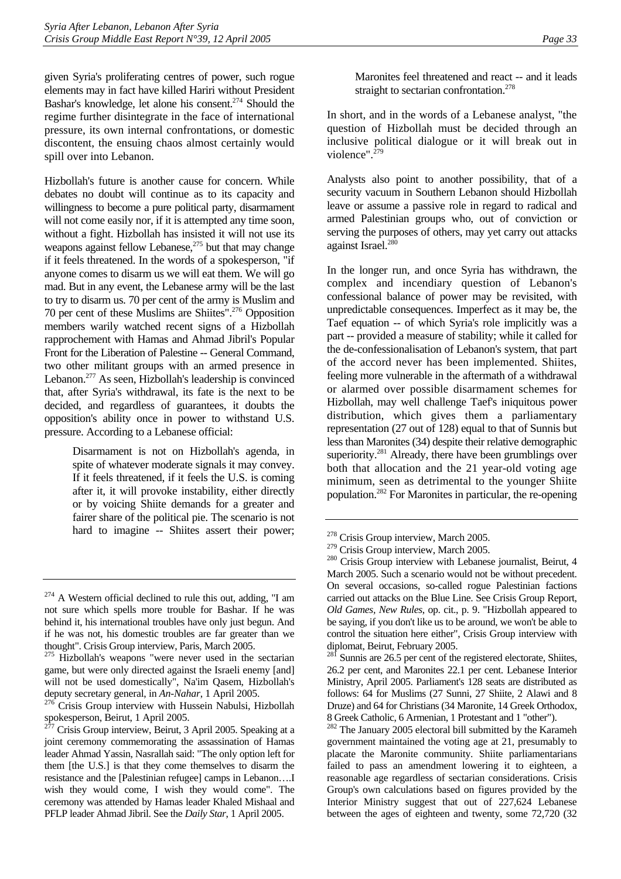given Syria's proliferating centres of power, such rogue elements may in fact have killed Hariri without President Bashar's knowledge, let alone his consent.[274] Should the regime further disintegrate in the face of international pressure, its own internal confrontations, or domestic discontent, the ensuing chaos almost certainly would spill over into Lebanon.

Hizbollah's future is another cause for concern. While debates no doubt will continue as to its capacity and willingness to become a pure political party, disarmament will not come easily nor, if it is attempted any time soon, without a fight. Hizbollah has insisted it will not use its weapons against fellow Lebanese,[275] but that may change if it feels threatened. In the words of a spokesperson, "if anyone comes to disarm us we will eat them. We will go mad. But in any event, the Lebanese army will be the last to try to disarm us. 70 per cent of the army is Muslim and 70 per cent of these Muslims are Shiites".[276] Opposition members warily watched recent signs of a Hizbollah rapprochement with Hamas and Ahmad Jibril's Popular Front for the Liberation of Palestine -- General Command, two other militant groups with an armed presence in Lebanon.[277] As seen, Hizbollah's leadership is convinced that, after Syria's withdrawal, its fate is the next to be decided, and regardless of guarantees, it doubts the opposition's ability once in power to withstand U.S. pressure. According to a Lebanese official:

> Disarmament is not on Hizbollah's agenda, in spite of whatever moderate signals it may convey. If it feels threatened, if it feels the U.S. is coming after it, it will provoke instability, either directly or by voicing Shiite demands for a greater and fairer share of the political pie. The scenario is not hard to imagine -- Shiites assert their power; Maronites feel threatened and react -- and it leads straight to sectarian confrontation.[278]

In short, and in the words of a Lebanese analyst, "the question of Hizbollah must be decided through an inclusive political dialogue or it will break out in violence".[279]

Analysts also point to another possibility, that of a security vacuum in Southern Lebanon should Hizbollah leave or assume a passive role in regard to radical and armed Palestinian groups who, out of conviction or serving the purposes of others, may yet carry out attacks against Israel.[280]

In the longer run, and once Syria has withdrawn, the complex and incendiary question of Lebanon's confessional balance of power may be revisited, with unpredictable consequences. Imperfect as it may be, the Taef equation -- of which Syria's role implicitly was a part -- provided a measure of stability; while it called for the de-confessionalisation of Lebanon's system, that part of the accord never has been implemented. Shiites, feeling more vulnerable in the aftermath of a withdrawal or alarmed over possible disarmament schemes for Hizbollah, may well challenge Taef's iniquitous power distribution, which gives them a parliamentary representation (27 out of 128) equal to that of Sunnis but less than Maronites (34) despite their relative demographic superiority.[281] Already, there have been grumblings over both that allocation and the 21 year-old voting age minimum, seen as detrimental to the younger Shiite population.[282] For Maronites in particular, the re-opening

---

[274] A Western official declined to rule this out, adding, "I am not sure which spells more trouble for Bashar. If he was behind it, his international troubles have only just begun. And if he was not, his domestic troubles are far greater than we thought". Crisis Group interview, Paris, March 2005.

[275] Hizbollah's weapons "were never used in the sectarian game, but were only directed against the Israeli enemy [and] will not be used domestically", Na'im Qasem, Hizbollah's deputy secretary general, in *An-Nahar*, 1 April 2005.

[276] Crisis Group interview with Hussein Nabulsi, Hizbollah spokesperson, Beirut, 1 April 2005.

[277] Crisis Group interview, Beirut, 3 April 2005. Speaking at a joint ceremony commemorating the assassination of Hamas leader Ahmad Yassin, Nasrallah said: "The only option left for them [the U.S.] is that they come themselves to disarm the resistance and the [Palestinian refugee] camps in Lebanon….I wish they would come, I wish they would come". The ceremony was attended by Hamas leader Khaled Mishaal and PFLP leader Ahmad Jibril. See the *Daily Star*, 1 April 2005.

[278] Crisis Group interview, March 2005.

[279] Crisis Group interview, March 2005.

[280] Crisis Group interview with Lebanese journalist, Beirut, 4 March 2005. Such a scenario would not be without precedent. On several occasions, so-called rogue Palestinian factions carried out attacks on the Blue Line. See Crisis Group Report, *Old Games, New Rules*, op. cit., p. 9. "Hizbollah appeared to be saying, if you don't like us to be around, we won't be able to control the situation here either", Crisis Group interview with diplomat, Beirut, February 2005.

[281] Sunnis are 26.5 per cent of the registered electorate, Shiites, 26.2 per cent, and Maronites 22.1 per cent. Lebanese Interior Ministry, April 2005. Parliament's 128 seats are distributed as follows: 64 for Muslims (27 Sunni, 27 Shiite, 2 Alawi and 8 Druze) and 64 for Christians (34 Maronite, 14 Greek Orthodox, 8 Greek Catholic, 6 Armenian, 1 Protestant and 1 "other").

[282] The January 2005 electoral bill submitted by the Karameh government maintained the voting age at 21, presumably to placate the Maronite community. Shiite parliamentarians failed to pass an amendment lowering it to eighteen, a reasonable age regardless of sectarian considerations. Crisis Group's own calculations based on figures provided by the Interior Ministry suggest that out of 227,624 Lebanese between the ages of eighteen and twenty, some 72,720 (32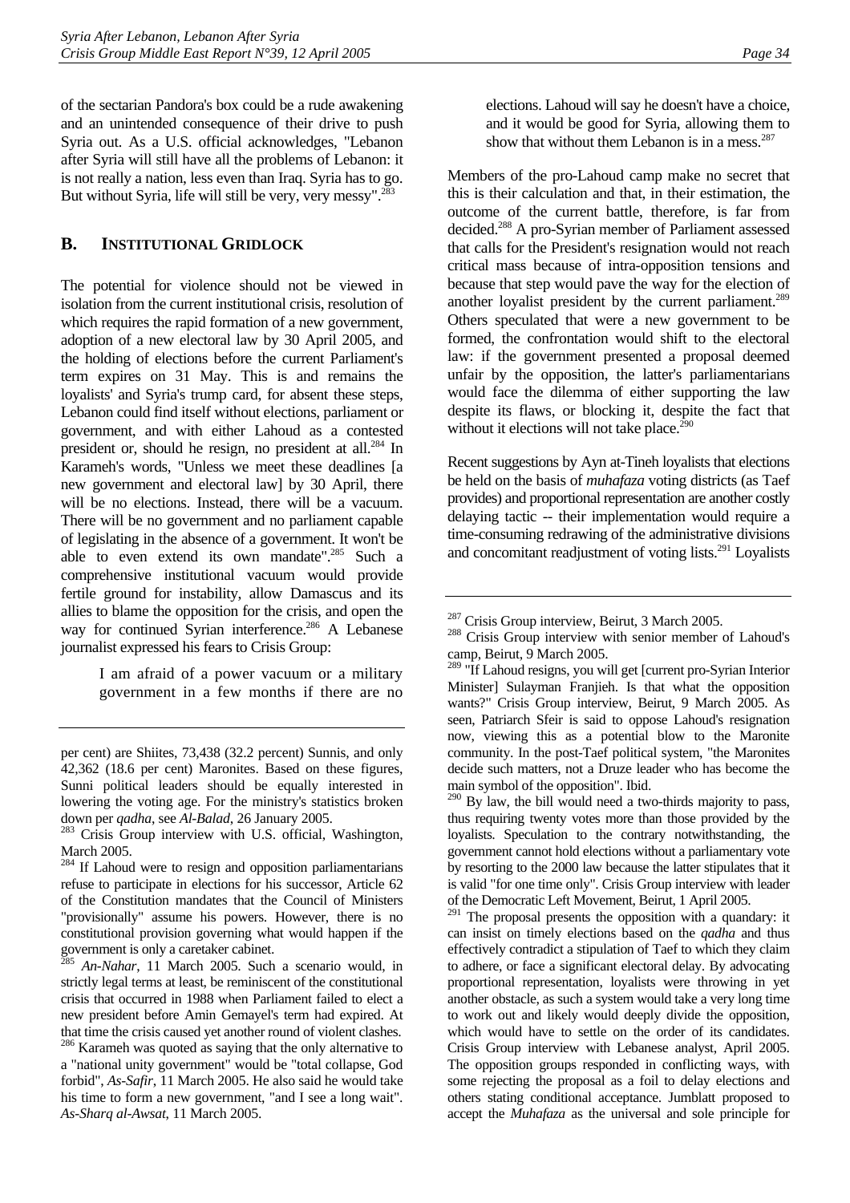of the sectarian Pandora's box could be a rude awakening and an unintended consequence of their drive to push Syria out. As a U.S. official acknowledges, "Lebanon after Syria will still have all the problems of Lebanon: it is not really a nation, less even than Iraq. Syria has to go. But without Syria, life will still be very, very messy".[283]

## B. INSTITUTIONAL GRIDLOCK

The potential for violence should not be viewed in isolation from the current institutional crisis, resolution of which requires the rapid formation of a new government, adoption of a new electoral law by 30 April 2005, and the holding of elections before the current Parliament's term expires on 31 May. This is and remains the loyalists' and Syria's trump card, for absent these steps, Lebanon could find itself without elections, parliament or government, and with either Lahoud as a contested president or, should he resign, no president at all.[284] In Karameh's words, "Unless we meet these deadlines [a new government and electoral law] by 30 April, there will be no elections. Instead, there will be a vacuum. There will be no government and no parliament capable of legislating in the absence of a government. It won't be able to even extend its own mandate".[285] Such a comprehensive institutional vacuum would provide fertile ground for instability, allow Damascus and its allies to blame the opposition for the crisis, and open the way for continued Syrian interference.[286] A Lebanese journalist expressed his fears to Crisis Group:

> I am afraid of a power vacuum or a military government in a few months if there are no elections. Lahoud will say he doesn't have a choice, and it would be good for Syria, allowing them to show that without them Lebanon is in a mess.[287]

Members of the pro-Lahoud camp make no secret that this is their calculation and that, in their estimation, the outcome of the current battle, therefore, is far from decided.[288] A pro-Syrian member of Parliament assessed that calls for the President's resignation would not reach critical mass because of intra-opposition tensions and because that step would pave the way for the election of another loyalist president by the current parliament.[289] Others speculated that were a new government to be formed, the confrontation would shift to the electoral law: if the government presented a proposal deemed unfair by the opposition, the latter's parliamentarians would face the dilemma of either supporting the law despite its flaws, or blocking it, despite the fact that without it elections will not take place.[290]

Recent suggestions by Ayn at-Tineh loyalists that elections be held on the basis of *muhafaza* voting districts (as Taef provides) and proportional representation are another costly delaying tactic -- their implementation would require a time-consuming redrawing of the administrative divisions and concomitant readjustment of voting lists.[291] Loyalists

---

per cent) are Shiites, 73,438 (32.2 percent) Sunnis, and only 42,362 (18.6 per cent) Maronites. Based on these figures, Sunni political leaders should be equally interested in lowering the voting age. For the ministry's statistics broken down per *qadha*, see *Al-Balad*, 26 January 2005.

[283] Crisis Group interview with U.S. official, Washington, March 2005.

[284] If Lahoud were to resign and opposition parliamentarians refuse to participate in elections for his successor, Article 62 of the Constitution mandates that the Council of Ministers "provisionally" assume his powers. However, there is no constitutional provision governing what would happen if the government is only a caretaker cabinet.

[285] *An-Nahar*, 11 March 2005. Such a scenario would, in strictly legal terms at least, be reminiscent of the constitutional crisis that occurred in 1988 when Parliament failed to elect a new president before Amin Gemayel's term had expired. At that time the crisis caused yet another round of violent clashes.

[286] Karameh was quoted as saying that the only alternative to a "national unity government" would be "total collapse, God forbid", *As-Safir*, 11 March 2005. He also said he would take his time to form a new government, "and I see a long wait". *As-Sharq al-Awsat*, 11 March 2005.

[287] Crisis Group interview, Beirut, 3 March 2005.

[288] Crisis Group interview with senior member of Lahoud's camp, Beirut, 9 March 2005.

[289] "If Lahoud resigns, you will get [current pro-Syrian Interior Minister] Sulayman Franjieh. Is that what the opposition wants?" Crisis Group interview, Beirut, 9 March 2005. As seen, Patriarch Sfeir is said to oppose Lahoud's resignation now, viewing this as a potential blow to the Maronite community. In the post-Taef political system, "the Maronites decide such matters, not a Druze leader who has become the main symbol of the opposition". Ibid.

[290] By law, the bill would need a two-thirds majority to pass, thus requiring twenty votes more than those provided by the loyalists. Speculation to the contrary notwithstanding, the government cannot hold elections without a parliamentary vote by resorting to the 2000 law because the latter stipulates that it is valid "for one time only". Crisis Group interview with leader of the Democratic Left Movement, Beirut, 1 April 2005.

[291] The proposal presents the opposition with a quandary: it can insist on timely elections based on the *qadha* and thus effectively contradict a stipulation of Taef to which they claim to adhere, or face a significant electoral delay. By advocating proportional representation, loyalists were throwing in yet another obstacle, as such a system would take a very long time to work out and likely would deeply divide the opposition, which would have to settle on the order of its candidates. Crisis Group interview with Lebanese analyst, April 2005. The opposition groups responded in conflicting ways, with some rejecting the proposal as a foil to delay elections and others stating conditional acceptance. Jumblatt proposed to accept the *Muhafaza* as the universal and sole principle for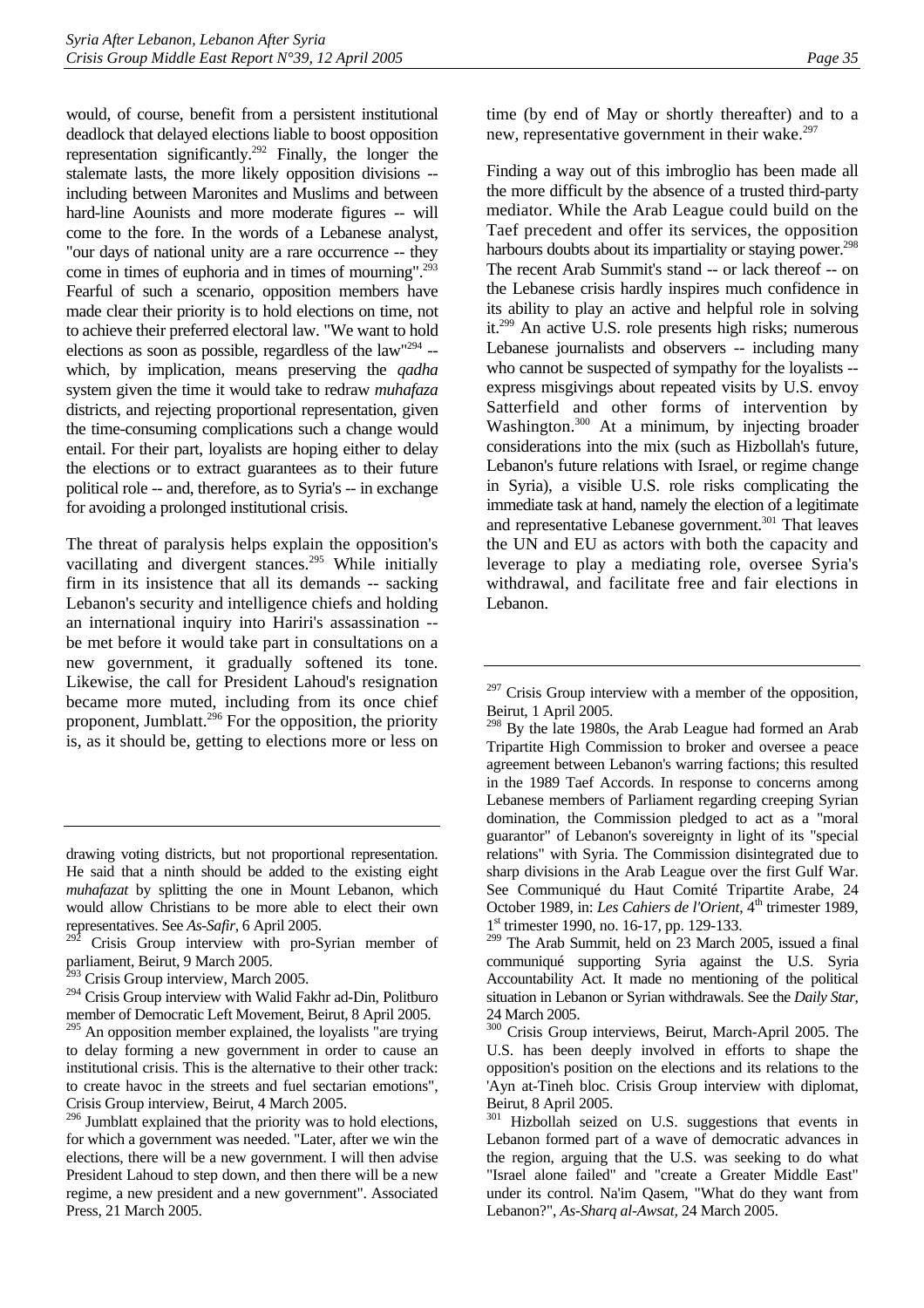would, of course, benefit from a persistent institutional deadlock that delayed elections liable to boost opposition representation significantly.[292] Finally, the longer the stalemate lasts, the more likely opposition divisions -- including between Maronites and Muslims and between hard-line Aounists and more moderate figures -- will come to the fore. In the words of a Lebanese analyst, "our days of national unity are a rare occurrence -- they come in times of euphoria and in times of mourning".[293] Fearful of such a scenario, opposition members have made clear their priority is to hold elections on time, not to achieve their preferred electoral law. "We want to hold elections as soon as possible, regardless of the law"[294] -- which, by implication, means preserving the *qadha* system given the time it would take to redraw *muhafaza* districts, and rejecting proportional representation, given the time-consuming complications such a change would entail. For their part, loyalists are hoping either to delay the elections or to extract guarantees as to their future political role -- and, therefore, as to Syria's -- in exchange for avoiding a prolonged institutional crisis.

The threat of paralysis helps explain the opposition's vacillating and divergent stances.[295] While initially firm in its insistence that all its demands -- sacking Lebanon's security and intelligence chiefs and holding an international inquiry into Hariri's assassination -- be met before it would take part in consultations on a new government, it gradually softened its tone. Likewise, the call for President Lahoud's resignation became more muted, including from its once chief proponent, Jumblatt.[296] For the opposition, the priority is, as it should be, getting to elections more or less on time (by end of May or shortly thereafter) and to a new, representative government in their wake.[297]

Finding a way out of this imbroglio has been made all the more difficult by the absence of a trusted third-party mediator. While the Arab League could build on the Taef precedent and offer its services, the opposition harbours doubts about its impartiality or staying power.[298] The recent Arab Summit's stand -- or lack thereof -- on the Lebanese crisis hardly inspires much confidence in its ability to play an active and helpful role in solving it.[299] An active U.S. role presents high risks; numerous Lebanese journalists and observers -- including many who cannot be suspected of sympathy for the loyalists -- express misgivings about repeated visits by U.S. envoy Satterfield and other forms of intervention by Washington.[300] At a minimum, by injecting broader considerations into the mix (such as Hizbollah's future, Lebanon's future relations with Israel, or regime change in Syria), a visible U.S. role risks complicating the immediate task at hand, namely the election of a legitimate and representative Lebanese government.[301] That leaves the UN and EU as actors with both the capacity and leverage to play a mediating role, oversee Syria's withdrawal, and facilitate free and fair elections in Lebanon.

---

drawing voting districts, but not proportional representation. He said that a ninth should be added to the existing eight *muhafazat* by splitting the one in Mount Lebanon, which would allow Christians to be more able to elect their own representatives. See *As-Safir*, 6 April 2005.

[292] Crisis Group interview with pro-Syrian member of parliament, Beirut, 9 March 2005.

[293] Crisis Group interview, March 2005.

[294] Crisis Group interview with Walid Fakhr ad-Din, Politburo member of Democratic Left Movement, Beirut, 8 April 2005.

[295] An opposition member explained, the loyalists "are trying to delay forming a new government in order to cause an institutional crisis. This is the alternative to their other track: to create havoc in the streets and fuel sectarian emotions", Crisis Group interview, Beirut, 4 March 2005.

[296] Jumblatt explained that the priority was to hold elections, for which a government was needed. "Later, after we win the elections, there will be a new government. I will then advise President Lahoud to step down, and then there will be a new regime, a new president and a new government". Associated Press, 21 March 2005.

[297] Crisis Group interview with a member of the opposition, Beirut, 1 April 2005.

[298] By the late 1980s, the Arab League had formed an Arab Tripartite High Commission to broker and oversee a peace agreement between Lebanon's warring factions; this resulted in the 1989 Taef Accords. In response to concerns among Lebanese members of Parliament regarding creeping Syrian domination, the Commission pledged to act as a "moral guarantor" of Lebanon's sovereignty in light of its "special relations" with Syria. The Commission disintegrated due to sharp divisions in the Arab League over the first Gulf War. See Communiqué du Haut Comité Tripartite Arabe, 24 October 1989, in: *Les Cahiers de l'Orient*, 4th trimester 1989, 1st trimester 1990, no. 16-17, pp. 129-133.

[299] The Arab Summit, held on 23 March 2005, issued a final communiqué supporting Syria against the U.S. Syria Accountability Act. It made no mentioning of the political situation in Lebanon or Syrian withdrawals. See the *Daily Star*, 24 March 2005.

[300] Crisis Group interviews, Beirut, March-April 2005. The U.S. has been deeply involved in efforts to shape the opposition's position on the elections and its relations to the 'Ayn at-Tineh bloc. Crisis Group interview with diplomat, Beirut, 8 April 2005.

[301] Hizbollah seized on U.S. suggestions that events in Lebanon formed part of a wave of democratic advances in the region, arguing that the U.S. was seeking to do what "Israel alone failed" and "create a Greater Middle East" under its control. Na'im Qasem, "What do they want from Lebanon?", *As-Sharq al-Awsat*, 24 March 2005.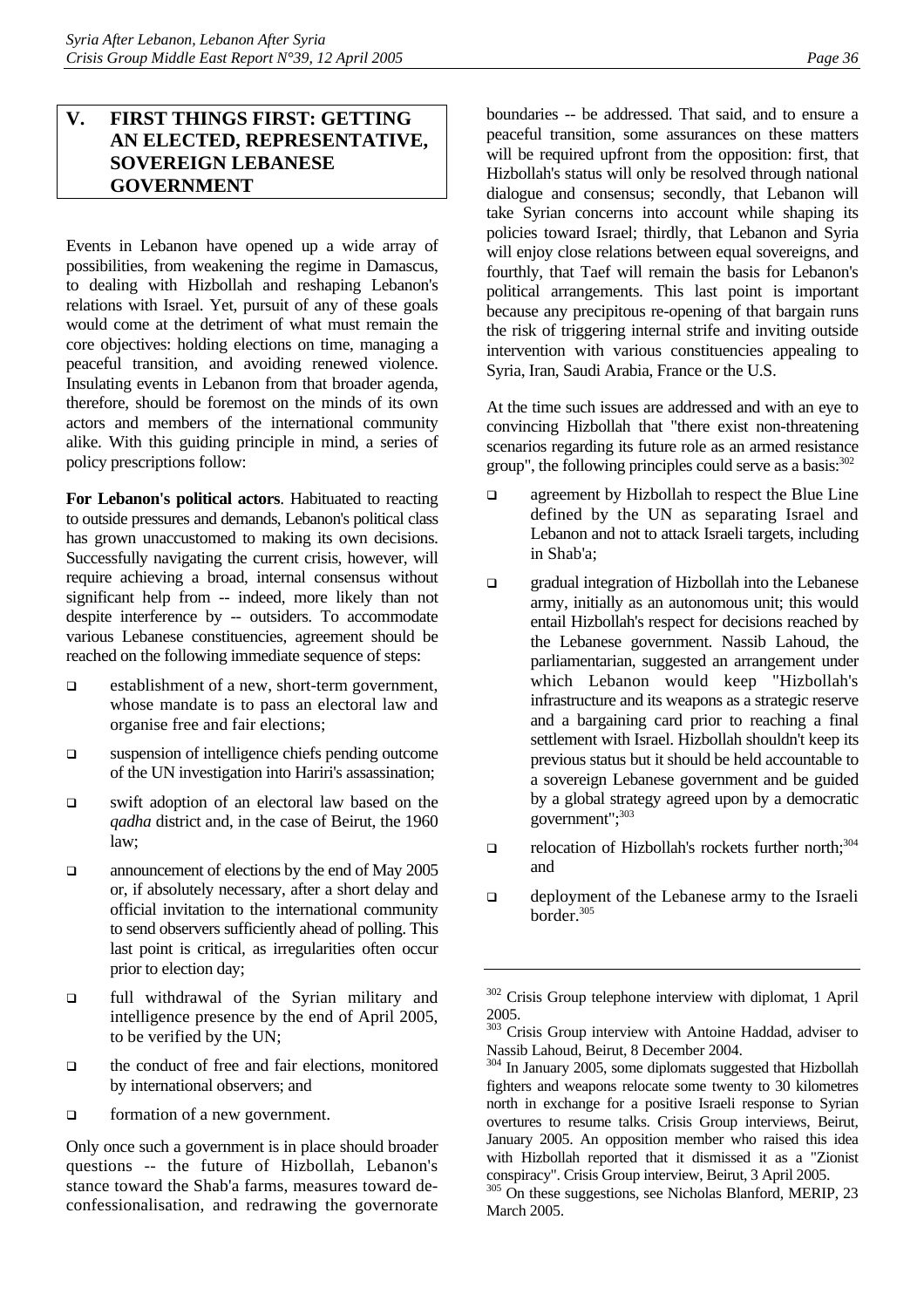## V. FIRST THINGS FIRST: GETTING AN ELECTED, REPRESENTATIVE, SOVEREIGN LEBANESE GOVERNMENT

Events in Lebanon have opened up a wide array of possibilities, from weakening the regime in Damascus, to dealing with Hizbollah and reshaping Lebanon's relations with Israel. Yet, pursuit of any of these goals would come at the detriment of what must remain the core objectives: holding elections on time, managing a peaceful transition, and avoiding renewed violence. Insulating events in Lebanon from that broader agenda, therefore, should be foremost on the minds of its own actors and members of the international community alike. With this guiding principle in mind, a series of policy prescriptions follow:

**For Lebanon's political actors**. Habituated to reacting to outside pressures and demands, Lebanon's political class has grown unaccustomed to making its own decisions. Successfully navigating the current crisis, however, will require achieving a broad, internal consensus without significant help from -- indeed, more likely than not despite interference by -- outsiders. To accommodate various Lebanese constituencies, agreement should be reached on the following immediate sequence of steps:

- establishment of a new, short-term government, whose mandate is to pass an electoral law and organise free and fair elections;
- suspension of intelligence chiefs pending outcome of the UN investigation into Hariri's assassination;
- swift adoption of an electoral law based on the *qadha* district and, in the case of Beirut, the 1960 law;
- announcement of elections by the end of May 2005 or, if absolutely necessary, after a short delay and official invitation to the international community to send observers sufficiently ahead of polling. This last point is critical, as irregularities often occur prior to election day;
- full withdrawal of the Syrian military and intelligence presence by the end of April 2005, to be verified by the UN;
- the conduct of free and fair elections, monitored by international observers; and
- formation of a new government.

Only once such a government is in place should broader questions -- the future of Hizbollah, Lebanon's stance toward the Shab'a farms, measures toward de-confessionalisation, and redrawing the governorate boundaries -- be addressed. That said, and to ensure a peaceful transition, some assurances on these matters will be required upfront from the opposition: first, that Hizbollah's status will only be resolved through national dialogue and consensus; secondly, that Lebanon will take Syrian concerns into account while shaping its policies toward Israel; thirdly, that Lebanon and Syria will enjoy close relations between equal sovereigns, and fourthly, that Taef will remain the basis for Lebanon's political arrangements. This last point is important because any precipitous re-opening of that bargain runs the risk of triggering internal strife and inviting outside intervention with various constituencies appealing to Syria, Iran, Saudi Arabia, France or the U.S.

At the time such issues are addressed and with an eye to convincing Hizbollah that "there exist non-threatening scenarios regarding its future role as an armed resistance group", the following principles could serve as a basis:[302]

- agreement by Hizbollah to respect the Blue Line defined by the UN as separating Israel and Lebanon and not to attack Israeli targets, including in Shab'a;
- gradual integration of Hizbollah into the Lebanese army, initially as an autonomous unit; this would entail Hizbollah's respect for decisions reached by the Lebanese government. Nassib Lahoud, the parliamentarian, suggested an arrangement under which Lebanon would keep "Hizbollah's infrastructure and its weapons as a strategic reserve and a bargaining card prior to reaching a final settlement with Israel. Hizbollah shouldn't keep its previous status but it should be held accountable to a sovereign Lebanese government and be guided by a global strategy agreed upon by a democratic government";[303]
- relocation of Hizbollah's rockets further north;[304] and
- deployment of the Lebanese army to the Israeli border.[305]

---

[302] Crisis Group telephone interview with diplomat, 1 April 2005.

[303] Crisis Group interview with Antoine Haddad, adviser to Nassib Lahoud, Beirut, 8 December 2004.

[304] In January 2005, some diplomats suggested that Hizbollah fighters and weapons relocate some twenty to 30 kilometres north in exchange for a positive Israeli response to Syrian overtures to resume talks. Crisis Group interviews, Beirut, January 2005. An opposition member who raised this idea with Hizbollah reported that it dismissed it as a "Zionist conspiracy". Crisis Group interview, Beirut, 3 April 2005.

[305] On these suggestions, see Nicholas Blanford, MERIP, 23 March 2005.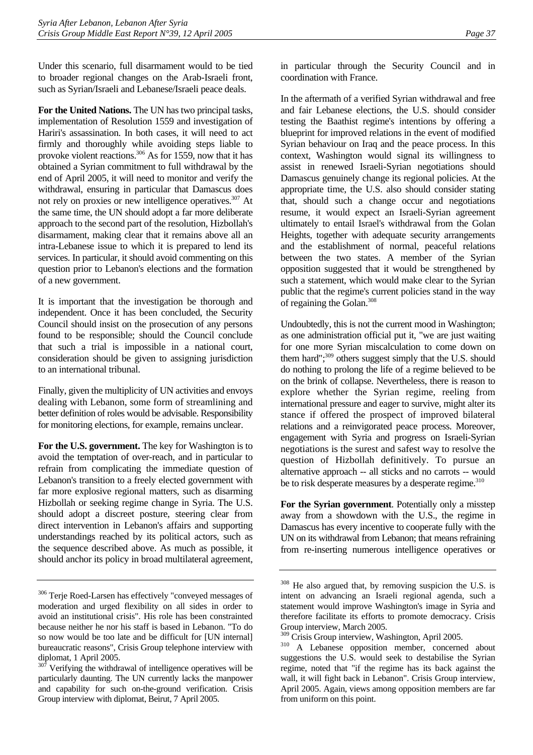Under this scenario, full disarmament would to be tied to broader regional changes on the Arab-Israeli front, such as Syrian/Israeli and Lebanese/Israeli peace deals.

**For the United Nations.** The UN has two principal tasks, implementation of Resolution 1559 and investigation of Hariri's assassination. In both cases, it will need to act firmly and thoroughly while avoiding steps liable to provoke violent reactions.[306] As for 1559, now that it has obtained a Syrian commitment to full withdrawal by the end of April 2005, it will need to monitor and verify the withdrawal, ensuring in particular that Damascus does not rely on proxies or new intelligence operatives.[307] At the same time, the UN should adopt a far more deliberate approach to the second part of the resolution, Hizbollah's disarmament, making clear that it remains above all an intra-Lebanese issue to which it is prepared to lend its services. In particular, it should avoid commenting on this question prior to Lebanon's elections and the formation of a new government.

It is important that the investigation be thorough and independent. Once it has been concluded, the Security Council should insist on the prosecution of any persons found to be responsible; should the Council conclude that such a trial is impossible in a national court, consideration should be given to assigning jurisdiction to an international tribunal.

Finally, given the multiplicity of UN activities and envoys dealing with Lebanon, some form of streamlining and better definition of roles would be advisable. Responsibility for monitoring elections, for example, remains unclear.

**For the U.S. government.** The key for Washington is to avoid the temptation of over-reach, and in particular to refrain from complicating the immediate question of Lebanon's transition to a freely elected government with far more explosive regional matters, such as disarming Hizbollah or seeking regime change in Syria. The U.S. should adopt a discreet posture, steering clear from direct intervention in Lebanon's affairs and supporting understandings reached by its political actors, such as the sequence described above. As much as possible, it should anchor its policy in broad multilateral agreement, in particular through the Security Council and in coordination with France.

In the aftermath of a verified Syrian withdrawal and free and fair Lebanese elections, the U.S. should consider testing the Baathist regime's intentions by offering a blueprint for improved relations in the event of modified Syrian behaviour on Iraq and the peace process. In this context, Washington would signal its willingness to assist in renewed Israeli-Syrian negotiations should Damascus genuinely change its regional policies. At the appropriate time, the U.S. also should consider stating that, should such a change occur and negotiations resume, it would expect an Israeli-Syrian agreement ultimately to entail Israel's withdrawal from the Golan Heights, together with adequate security arrangements and the establishment of normal, peaceful relations between the two states. A member of the Syrian opposition suggested that it would be strengthened by such a statement, which would make clear to the Syrian public that the regime's current policies stand in the way of regaining the Golan.[308]

Undoubtedly, this is not the current mood in Washington; as one administration official put it, "we are just waiting for one more Syrian miscalculation to come down on them hard";[309] others suggest simply that the U.S. should do nothing to prolong the life of a regime believed to be on the brink of collapse. Nevertheless, there is reason to explore whether the Syrian regime, reeling from international pressure and eager to survive, might alter its stance if offered the prospect of improved bilateral relations and a reinvigorated peace process. Moreover, engagement with Syria and progress on Israeli-Syrian negotiations is the surest and safest way to resolve the question of Hizbollah definitively. To pursue an alternative approach -- all sticks and no carrots -- would be to risk desperate measures by a desperate regime.[310]

**For the Syrian government**. Potentially only a misstep away from a showdown with the U.S., the regime in Damascus has every incentive to cooperate fully with the UN on its withdrawal from Lebanon; that means refraining from re-inserting numerous intelligence operatives or

---

[306] Terje Roed-Larsen has effectively "conveyed messages of moderation and urged flexibility on all sides in order to avoid an institutional crisis". His role has been constrainted because neither he nor his staff is based in Lebanon. "To do so now would be too late and be difficult for [UN internal] bureaucratic reasons", Crisis Group telephone interview with diplomat, 1 April 2005.

[307] Verifying the withdrawal of intelligence operatives will be particularly daunting. The UN currently lacks the manpower and capability for such on-the-ground verification. Crisis Group interview with diplomat, Beirut, 7 April 2005.

[308] He also argued that, by removing suspicion the U.S. is intent on advancing an Israeli regional agenda, such a statement would improve Washington's image in Syria and therefore facilitate its efforts to promote democracy. Crisis Group interview, March 2005.

[309] Crisis Group interview, Washington, April 2005.

[310] A Lebanese opposition member, concerned about suggestions the U.S. would seek to destabilise the Syrian regime, noted that "if the regime has its back against the wall, it will fight back in Lebanon". Crisis Group interview, April 2005. Again, views among opposition members are far from uniform on this point.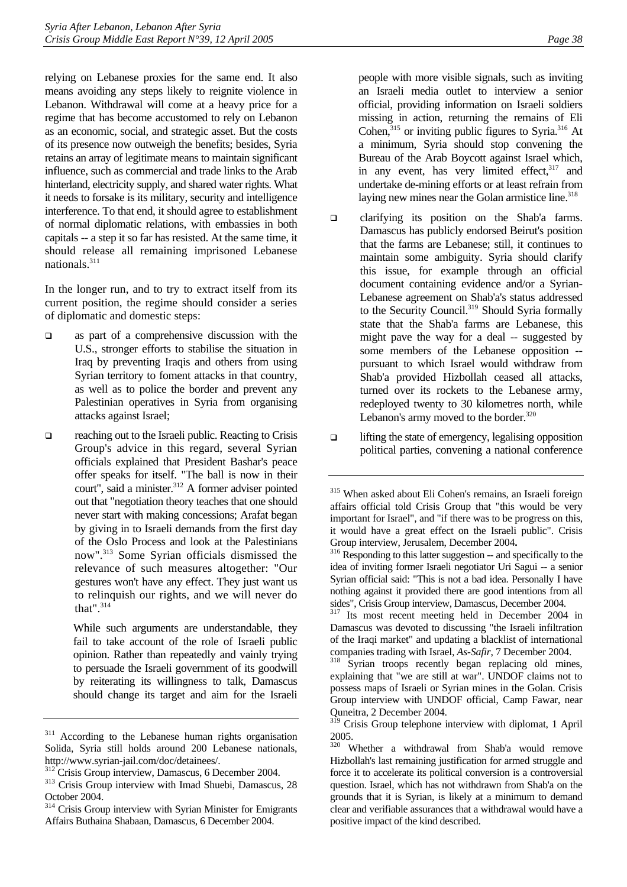relying on Lebanese proxies for the same end. It also means avoiding any steps likely to reignite violence in Lebanon. Withdrawal will come at a heavy price for a regime that has become accustomed to rely on Lebanon as an economic, social, and strategic asset. But the costs of its presence now outweigh the benefits; besides, Syria retains an array of legitimate means to maintain significant influence, such as commercial and trade links to the Arab hinterland, electricity supply, and shared water rights. What it needs to forsake is its military, security and intelligence interference. To that end, it should agree to establishment of normal diplomatic relations, with embassies in both capitals -- a step it so far has resisted. At the same time, it should release all remaining imprisoned Lebanese nationals.[311]

In the longer run, and to try to extract itself from its current position, the regime should consider a series of diplomatic and domestic steps:

- as part of a comprehensive discussion with the U.S., stronger efforts to stabilise the situation in Iraq by preventing Iraqis and others from using Syrian territory to foment attacks in that country, as well as to police the border and prevent any Palestinian operatives in Syria from organising attacks against Israel;

- reaching out to the Israeli public. Reacting to Crisis Group's advice in this regard, several Syrian officials explained that President Bashar's peace offer speaks for itself. "The ball is now in their court", said a minister.[312] A former adviser pointed out that "negotiation theory teaches that one should never start with making concessions; Arafat began by giving in to Israeli demands from the first day of the Oslo Process and look at the Palestinians now".[313] Some Syrian officials dismissed the relevance of such measures altogether: "Our gestures won't have any effect. They just want us to relinquish our rights, and we will never do that".[314]

  While such arguments are understandable, they fail to take account of the role of Israeli public opinion. Rather than repeatedly and vainly trying to persuade the Israeli government of its goodwill by reiterating its willingness to talk, Damascus should change its target and aim for the Israeli people with more visible signals, such as inviting an Israeli media outlet to interview a senior official, providing information on Israeli soldiers missing in action, returning the remains of Eli Cohen,[315] or inviting public figures to Syria.[316] At a minimum, Syria should stop convening the Bureau of the Arab Boycott against Israel which, in any event, has very limited effect,[317] and undertake de-mining efforts or at least refrain from laying new mines near the Golan armistice line.[318]

- clarifying its position on the Shab'a farms. Damascus has publicly endorsed Beirut's position that the farms are Lebanese; still, it continues to maintain some ambiguity. Syria should clarify this issue, for example through an official document containing evidence and/or a Syrian-Lebanese agreement on Shab'a's status addressed to the Security Council.[319] Should Syria formally state that the Shab'a farms are Lebanese, this might pave the way for a deal -- suggested by some members of the Lebanese opposition -- pursuant to which Israel would withdraw from Shab'a provided Hizbollah ceased all attacks, turned over its rockets to the Lebanese army, redeployed twenty to 30 kilometres north, while Lebanon's army moved to the border.[320]

- lifting the state of emergency, legalising opposition political parties, convening a national conference

---

[311] According to the Lebanese human rights organisation Solida, Syria still holds around 200 Lebanese nationals, http://www.syrian-jail.com/doc/detainees/.

[312] Crisis Group interview, Damascus, 6 December 2004.

[313] Crisis Group interview with Imad Shuebi, Damascus, 28 October 2004.

[314] Crisis Group interview with Syrian Minister for Emigrants Affairs Buthaina Shabaan, Damascus, 6 December 2004.

[315] When asked about Eli Cohen's remains, an Israeli foreign affairs official told Crisis Group that "this would be very important for Israel", and "if there was to be progress on this, it would have a great effect on the Israeli public". Crisis Group interview, Jerusalem, December 2004.

[316] Responding to this latter suggestion -- and specifically to the idea of inviting former Israeli negotiator Uri Sagui -- a senior Syrian official said: "This is not a bad idea. Personally I have nothing against it provided there are good intentions from all sides", Crisis Group interview, Damascus, December 2004.

[317] Its most recent meeting held in December 2004 in Damascus was devoted to discussing "the Israeli infiltration of the Iraqi market" and updating a blacklist of international companies trading with Israel, *As-Safir*, 7 December 2004.

[318] Syrian troops recently began replacing old mines, explaining that "we are still at war". UNDOF claims not to possess maps of Israeli or Syrian mines in the Golan. Crisis Group interview with UNDOF official, Camp Fawar, near Quneitra, 2 December 2004.

[319] Crisis Group telephone interview with diplomat, 1 April 2005.

[320] Whether a withdrawal from Shab'a would remove Hizbollah's last remaining justification for armed struggle and force it to accelerate its political conversion is a controversial question. Israel, which has not withdrawn from Shab'a on the grounds that it is Syrian, is likely at a minimum to demand clear and verifiable assurances that a withdrawal would have a positive impact of the kind described.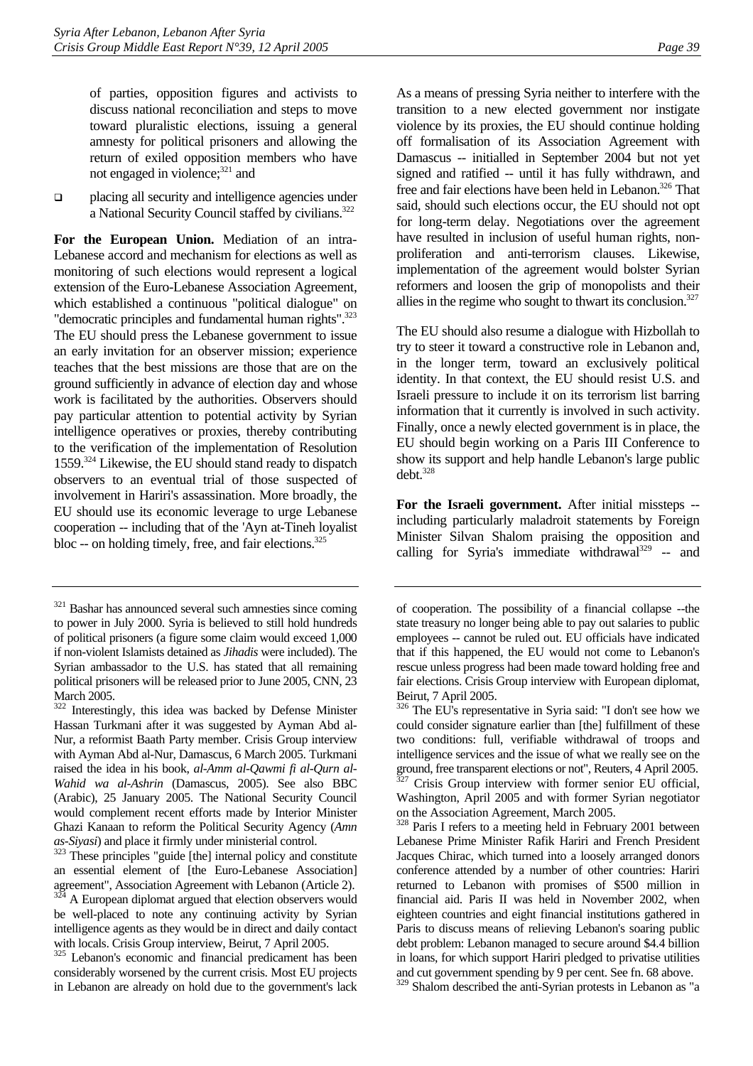of parties, opposition figures and activists to discuss national reconciliation and steps to move toward pluralistic elections, issuing a general amnesty for political prisoners and allowing the return of exiled opposition members who have not engaged in violence;[321] and

- placing all security and intelligence agencies under a National Security Council staffed by civilians.[322]

**For the European Union.** Mediation of an intra-Lebanese accord and mechanism for elections as well as monitoring of such elections would represent a logical extension of the Euro-Lebanese Association Agreement, which established a continuous "political dialogue" on "democratic principles and fundamental human rights".[323] The EU should press the Lebanese government to issue an early invitation for an observer mission; experience teaches that the best missions are those that are on the ground sufficiently in advance of election day and whose work is facilitated by the authorities. Observers should pay particular attention to potential activity by Syrian intelligence operatives or proxies, thereby contributing to the verification of the implementation of Resolution 1559.[324] Likewise, the EU should stand ready to dispatch observers to an eventual trial of those suspected of involvement in Hariri's assassination. More broadly, the EU should use its economic leverage to urge Lebanese cooperation -- including that of the 'Ayn at-Tineh loyalist bloc -- on holding timely, free, and fair elections.[325]

As a means of pressing Syria neither to interfere with the transition to a new elected government nor instigate violence by its proxies, the EU should continue holding off formalisation of its Association Agreement with Damascus -- initialled in September 2004 but not yet signed and ratified -- until it has fully withdrawn, and free and fair elections have been held in Lebanon.[326] That said, should such elections occur, the EU should not opt for long-term delay. Negotiations over the agreement have resulted in inclusion of useful human rights, non-proliferation and anti-terrorism clauses. Likewise, implementation of the agreement would bolster Syrian reformers and loosen the grip of monopolists and their allies in the regime who sought to thwart its conclusion.[327]

The EU should also resume a dialogue with Hizbollah to try to steer it toward a constructive role in Lebanon and, in the longer term, toward an exclusively political identity. In that context, the EU should resist U.S. and Israeli pressure to include it on its terrorism list barring information that it currently is involved in such activity. Finally, once a newly elected government is in place, the EU should begin working on a Paris III Conference to show its support and help handle Lebanon's large public debt.[328]

**For the Israeli government.** After initial missteps -- including particularly maladroit statements by Foreign Minister Silvan Shalom praising the opposition and calling for Syria's immediate withdrawal[329] -- and

---

[321] Bashar has announced several such amnesties since coming to power in July 2000. Syria is believed to still hold hundreds of political prisoners (a figure some claim would exceed 1,000 if non-violent Islamists detained as *Jihadis* were included). The Syrian ambassador to the U.S. has stated that all remaining political prisoners will be released prior to June 2005, CNN, 23 March 2005.

[322] Interestingly, this idea was backed by Defense Minister Hassan Turkmani after it was suggested by Ayman Abd al-Nur, a reformist Baath Party member. Crisis Group interview with Ayman Abd al-Nur, Damascus, 6 March 2005. Turkmani raised the idea in his book, *al-Amm al-Qawmi fi al-Qurn al-Wahid wa al-Ashrin* (Damascus, 2005). See also BBC (Arabic), 25 January 2005. The National Security Council would complement recent efforts made by Interior Minister Ghazi Kanaan to reform the Political Security Agency (*Amn as-Siyasi*) and place it firmly under ministerial control.

[323] These principles "guide [the] internal policy and constitute an essential element of [the Euro-Lebanese Association] agreement", Association Agreement with Lebanon (Article 2).

[324] A European diplomat argued that election observers would be well-placed to note any continuing activity by Syrian intelligence agents as they would be in direct and daily contact with locals. Crisis Group interview, Beirut, 7 April 2005.

[325] Lebanon's economic and financial predicament has been considerably worsened by the current crisis. Most EU projects in Lebanon are already on hold due to the government's lack of cooperation. The possibility of a financial collapse --the state treasury no longer being able to pay out salaries to public employees -- cannot be ruled out. EU officials have indicated that if this happened, the EU would not come to Lebanon's rescue unless progress had been made toward holding free and fair elections. Crisis Group interview with European diplomat, Beirut, 7 April 2005.

[326] The EU's representative in Syria said: "I don't see how we could consider signature earlier than [the] fulfillment of these two conditions: full, verifiable withdrawal of troops and intelligence services and the issue of what we really see on the ground, free transparent elections or not", Reuters, 4 April 2005.

[327] Crisis Group interview with former senior EU official, Washington, April 2005 and with former Syrian negotiator on the Association Agreement, March 2005.

[328] Paris I refers to a meeting held in February 2001 between Lebanese Prime Minister Rafik Hariri and French President Jacques Chirac, which turned into a loosely arranged donors conference attended by a number of other countries: Hariri returned to Lebanon with promises of $500 million in financial aid. Paris II was held in November 2002, when eighteen countries and eight financial institutions gathered in Paris to discuss means of relieving Lebanon's soaring public debt problem: Lebanon managed to secure around $4.4 billion in loans, for which support Hariri pledged to privatise utilities and cut government spending by 9 per cent. See fn. 68 above.

[329] Shalom described the anti-Syrian protests in Lebanon as "a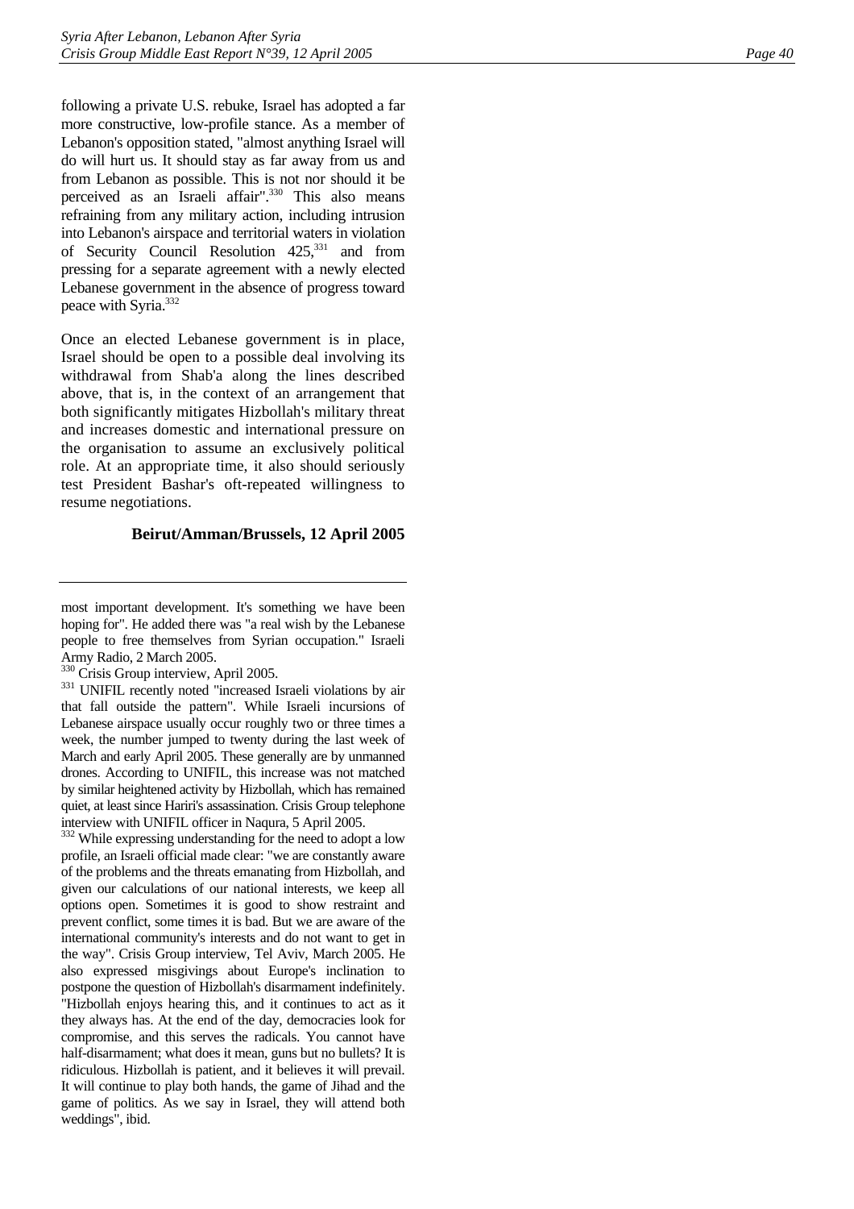following a private U.S. rebuke, Israel has adopted a far more constructive, low-profile stance. As a member of Lebanon's opposition stated, "almost anything Israel will do will hurt us. It should stay as far away from us and from Lebanon as possible. This is not nor should it be perceived as an Israeli affair".[330] This also means refraining from any military action, including intrusion into Lebanon's airspace and territorial waters in violation of Security Council Resolution 425,[331] and from pressing for a separate agreement with a newly elected Lebanese government in the absence of progress toward peace with Syria.[332]

Once an elected Lebanese government is in place, Israel should be open to a possible deal involving its withdrawal from Shab'a along the lines described above, that is, in the context of an arrangement that both significantly mitigates Hizbollah's military threat and increases domestic and international pressure on the organisation to assume an exclusively political role. At an appropriate time, it also should seriously test President Bashar's oft-repeated willingness to resume negotiations.

**Beirut/Amman/Brussels, 12 April 2005**

---

most important development. It's something we have been hoping for". He added there was "a real wish by the Lebanese people to free themselves from Syrian occupation." Israeli Army Radio, 2 March 2005.

[330] Crisis Group interview, April 2005.

[331] UNIFIL recently noted "increased Israeli violations by air that fall outside the pattern". While Israeli incursions of Lebanese airspace usually occur roughly two or three times a week, the number jumped to twenty during the last week of March and early April 2005. These generally are by unmanned drones. According to UNIFIL, this increase was not matched by similar heightened activity by Hizbollah, which has remained quiet, at least since Hariri's assassination. Crisis Group telephone interview with UNIFIL officer in Naqura, 5 April 2005.

[332] While expressing understanding for the need to adopt a low profile, an Israeli official made clear: "we are constantly aware of the problems and the threats emanating from Hizbollah, and given our calculations of our national interests, we keep all options open. Sometimes it is good to show restraint and prevent conflict, some times it is bad. But we are aware of the international community's interests and do not want to get in the way". Crisis Group interview, Tel Aviv, March 2005. He also expressed misgivings about Europe's inclination to postpone the question of Hizbollah's disarmament indefinitely. "Hizbollah enjoys hearing this, and it continues to act as it they always has. At the end of the day, democracies look for compromise, and this serves the radicals. You cannot have half-disarmament; what does it mean, guns but no bullets? It is ridiculous. Hizbollah is patient, and it believes it will prevail. It will continue to play both hands, the game of Jihad and the game of politics. As we say in Israel, they will attend both weddings", ibid.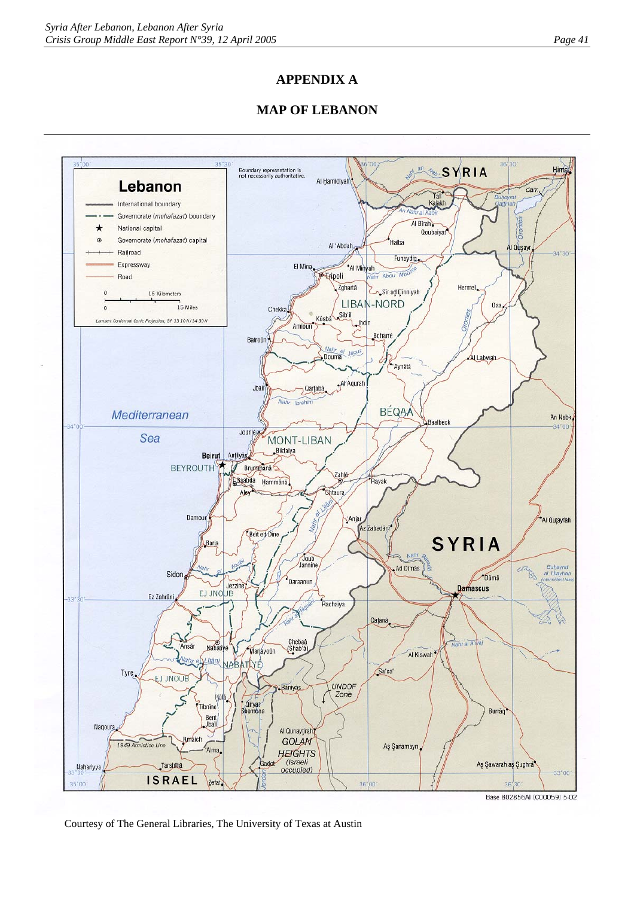# APPENDIX A

## MAP OF LEBANON

Courtesy of The General Libraries, The University of Texas at Austin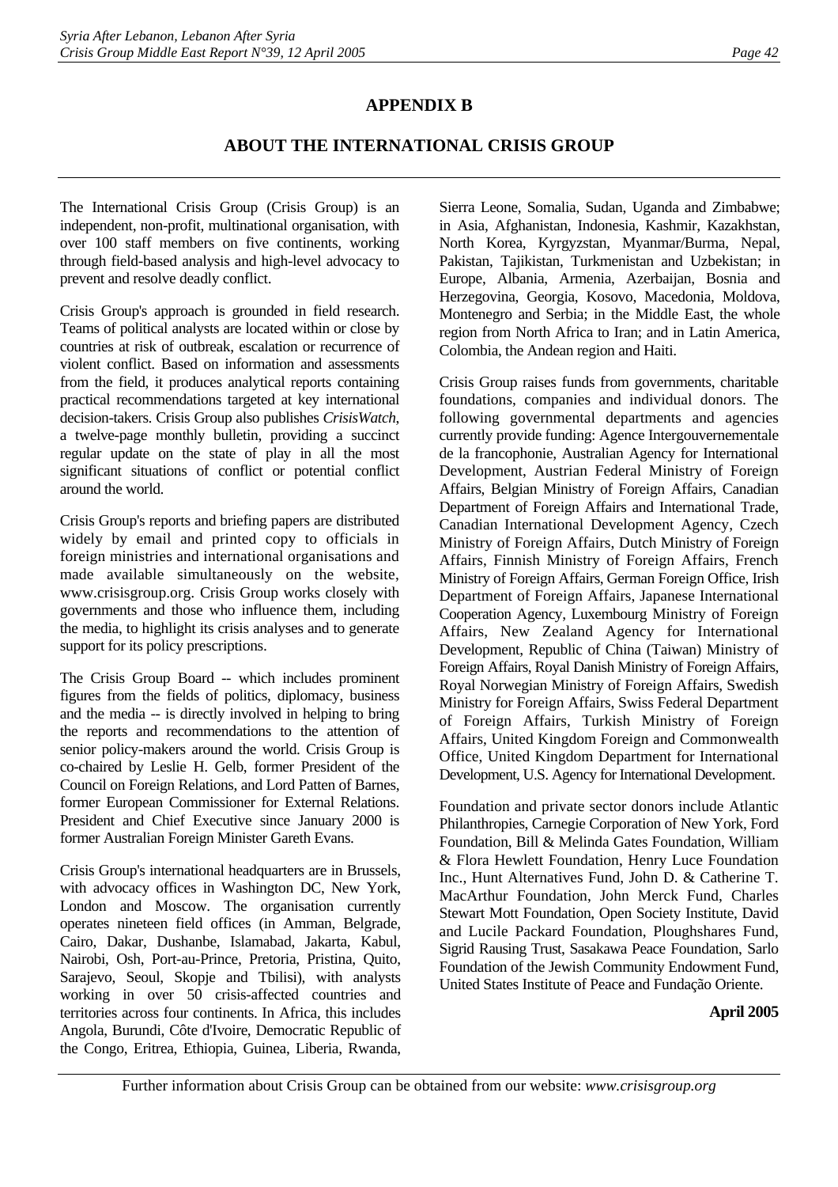## APPENDIX B

## ABOUT THE INTERNATIONAL CRISIS GROUP

The International Crisis Group (Crisis Group) is an independent, non-profit, multinational organisation, with over 100 staff members on five continents, working through field-based analysis and high-level advocacy to prevent and resolve deadly conflict.

Crisis Group's approach is grounded in field research. Teams of political analysts are located within or close by countries at risk of outbreak, escalation or recurrence of violent conflict. Based on information and assessments from the field, it produces analytical reports containing practical recommendations targeted at key international decision-takers. Crisis Group also publishes *CrisisWatch*, a twelve-page monthly bulletin, providing a succinct regular update on the state of play in all the most significant situations of conflict or potential conflict around the world.

Crisis Group's reports and briefing papers are distributed widely by email and printed copy to officials in foreign ministries and international organisations and made available simultaneously on the website, www.crisisgroup.org. Crisis Group works closely with governments and those who influence them, including the media, to highlight its crisis analyses and to generate support for its policy prescriptions.

The Crisis Group Board -- which includes prominent figures from the fields of politics, diplomacy, business and the media -- is directly involved in helping to bring the reports and recommendations to the attention of senior policy-makers around the world. Crisis Group is co-chaired by Leslie H. Gelb, former President of the Council on Foreign Relations, and Lord Patten of Barnes, former European Commissioner for External Relations. President and Chief Executive since January 2000 is former Australian Foreign Minister Gareth Evans.

Crisis Group's international headquarters are in Brussels, with advocacy offices in Washington DC, New York, London and Moscow. The organisation currently operates nineteen field offices (in Amman, Belgrade, Cairo, Dakar, Dushanbe, Islamabad, Jakarta, Kabul, Nairobi, Osh, Port-au-Prince, Pretoria, Pristina, Quito, Sarajevo, Seoul, Skopje and Tbilisi), with analysts working in over 50 crisis-affected countries and territories across four continents. In Africa, this includes Angola, Burundi, Côte d'Ivoire, Democratic Republic of the Congo, Eritrea, Ethiopia, Guinea, Liberia, Rwanda, Sierra Leone, Somalia, Sudan, Uganda and Zimbabwe; in Asia, Afghanistan, Indonesia, Kashmir, Kazakhstan, North Korea, Kyrgyzstan, Myanmar/Burma, Nepal, Pakistan, Tajikistan, Turkmenistan and Uzbekistan; in Europe, Albania, Armenia, Azerbaijan, Bosnia and Herzegovina, Georgia, Kosovo, Macedonia, Moldova, Montenegro and Serbia; in the Middle East, the whole region from North Africa to Iran; and in Latin America, Colombia, the Andean region and Haiti.

Crisis Group raises funds from governments, charitable foundations, companies and individual donors. The following governmental departments and agencies currently provide funding: Agence Intergouvernementale de la francophonie, Australian Agency for International Development, Austrian Federal Ministry of Foreign Affairs, Belgian Ministry of Foreign Affairs, Canadian Department of Foreign Affairs and International Trade, Canadian International Development Agency, Czech Ministry of Foreign Affairs, Dutch Ministry of Foreign Affairs, Finnish Ministry of Foreign Affairs, French Ministry of Foreign Affairs, German Foreign Office, Irish Department of Foreign Affairs, Japanese International Cooperation Agency, Luxembourg Ministry of Foreign Affairs, New Zealand Agency for International Development, Republic of China (Taiwan) Ministry of Foreign Affairs, Royal Danish Ministry of Foreign Affairs, Royal Norwegian Ministry of Foreign Affairs, Swedish Ministry for Foreign Affairs, Swiss Federal Department of Foreign Affairs, Turkish Ministry of Foreign Affairs, United Kingdom Foreign and Commonwealth Office, United Kingdom Department for International Development, U.S. Agency for International Development.

Foundation and private sector donors include Atlantic Philanthropies, Carnegie Corporation of New York, Ford Foundation, Bill & Melinda Gates Foundation, William & Flora Hewlett Foundation, Henry Luce Foundation Inc., Hunt Alternatives Fund, John D. & Catherine T. MacArthur Foundation, John Merck Fund, Charles Stewart Mott Foundation, Open Society Institute, David and Lucile Packard Foundation, Ploughshares Fund, Sigrid Rausing Trust, Sasakawa Peace Foundation, Sarlo Foundation of the Jewish Community Endowment Fund, United States Institute of Peace and Fundação Oriente.

**April 2005**

Further information about Crisis Group can be obtained from our website: *www.crisisgroup.org*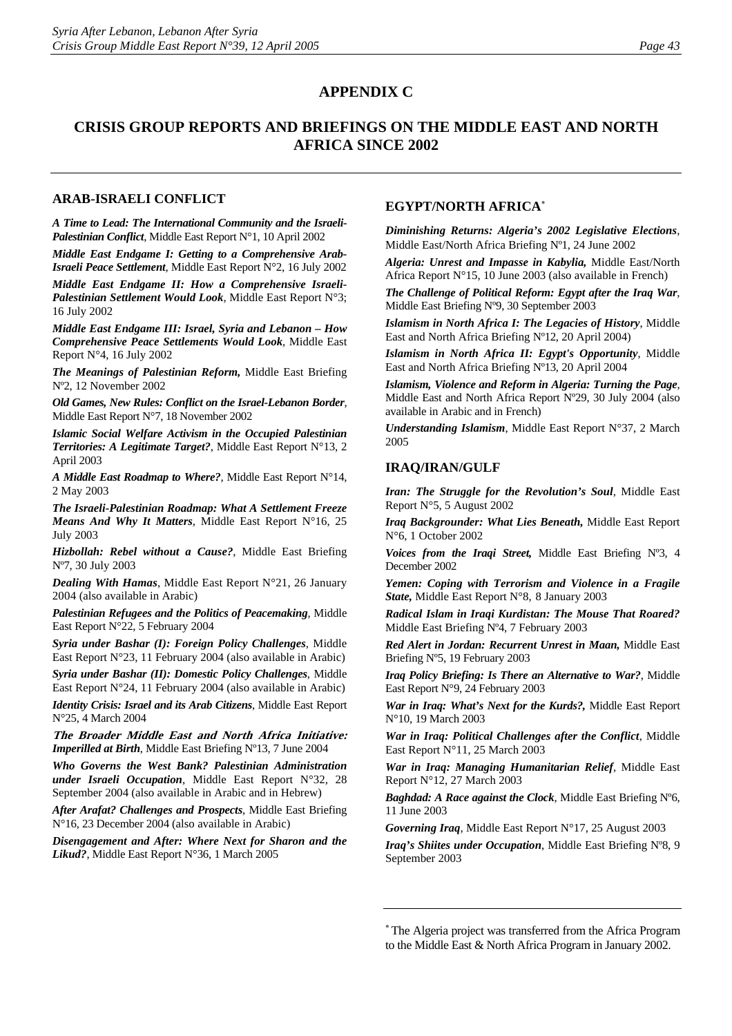# APPENDIX C

## CRISIS GROUP REPORTS AND BRIEFINGS ON THE MIDDLE EAST AND NORTH AFRICA SINCE 2002

### ARAB-ISRAELI CONFLICT

***A Time to Lead: The International Community and the Israeli-Palestinian Conflict***, Middle East Report N°1, 10 April 2002

***Middle East Endgame I: Getting to a Comprehensive Arab-Israeli Peace Settlement***, Middle East Report N°2, 16 July 2002

***Middle East Endgame II: How a Comprehensive Israeli-Palestinian Settlement Would Look***, Middle East Report N°3; 16 July 2002

***Middle East Endgame III: Israel, Syria and Lebanon – How Comprehensive Peace Settlements Would Look***, Middle East Report N°4, 16 July 2002

***The Meanings of Palestinian Reform,*** Middle East Briefing Nº2, 12 November 2002

***Old Games, New Rules: Conflict on the Israel-Lebanon Border***, Middle East Report N°7, 18 November 2002

***Islamic Social Welfare Activism in the Occupied Palestinian Territories: A Legitimate Target?***, Middle East Report N°13, 2 April 2003

***A Middle East Roadmap to Where?***, Middle East Report N°14, 2 May 2003

***The Israeli-Palestinian Roadmap: What A Settlement Freeze Means And Why It Matters***, Middle East Report N°16, 25 July 2003

***Hizbollah: Rebel without a Cause?***, Middle East Briefing Nº7, 30 July 2003

***Dealing With Hamas***, Middle East Report N°21, 26 January 2004 (also available in Arabic)

***Palestinian Refugees and the Politics of Peacemaking***, Middle East Report N°22, 5 February 2004

***Syria under Bashar (I): Foreign Policy Challenges***, Middle East Report N°23, 11 February 2004 (also available in Arabic)

***Syria under Bashar (II): Domestic Policy Challenges***, Middle East Report N°24, 11 February 2004 (also available in Arabic)

***Identity Crisis: Israel and its Arab Citizens***, Middle East Report N°25, 4 March 2004

***The Broader Middle East and North Africa Initiative: Imperilled at Birth***, Middle East Briefing Nº13, 7 June 2004

***Who Governs the West Bank? Palestinian Administration under Israeli Occupation***, Middle East Report N°32, 28 September 2004 (also available in Arabic and in Hebrew)

***After Arafat? Challenges and Prospects***, Middle East Briefing N°16, 23 December 2004 (also available in Arabic)

***Disengagement and After: Where Next for Sharon and the Likud?***, Middle East Report N°36, 1 March 2005

### EGYPT/NORTH AFRICA*

***Diminishing Returns: Algeria's 2002 Legislative Elections***, Middle East/North Africa Briefing Nº1, 24 June 2002

***Algeria: Unrest and Impasse in Kabylia,*** Middle East/North Africa Report N°15, 10 June 2003 (also available in French)

***The Challenge of Political Reform: Egypt after the Iraq War***, Middle East Briefing Nº9, 30 September 2003

***Islamism in North Africa I: The Legacies of History***, Middle East and North Africa Briefing Nº12, 20 April 2004)

***Islamism in North Africa II: Egypt's Opportunity***, Middle East and North Africa Briefing Nº13, 20 April 2004

***Islamism, Violence and Reform in Algeria: Turning the Page***, Middle East and North Africa Report Nº29, 30 July 2004 (also available in Arabic and in French)

***Understanding Islamism***, Middle East Report N°37, 2 March 2005

### IRAQ/IRAN/GULF

***Iran: The Struggle for the Revolution's Soul***, Middle East Report N°5, 5 August 2002

***Iraq Backgrounder: What Lies Beneath,*** Middle East Report N°6, 1 October 2002

***Voices from the Iraqi Street,*** Middle East Briefing Nº3, 4 December 2002

***Yemen: Coping with Terrorism and Violence in a Fragile State,*** Middle East Report N°8, 8 January 2003

***Radical Islam in Iraqi Kurdistan: The Mouse That Roared?*** Middle East Briefing Nº4, 7 February 2003

***Red Alert in Jordan: Recurrent Unrest in Maan,*** Middle East Briefing Nº5, 19 February 2003

***Iraq Policy Briefing: Is There an Alternative to War?***, Middle East Report N°9, 24 February 2003

***War in Iraq: What's Next for the Kurds?,*** Middle East Report N°10, 19 March 2003

***War in Iraq: Political Challenges after the Conflict***, Middle East Report N°11, 25 March 2003

***War in Iraq: Managing Humanitarian Relief***, Middle East Report N°12, 27 March 2003

***Baghdad: A Race against the Clock***, Middle East Briefing Nº6, 11 June 2003

***Governing Iraq***, Middle East Report N°17, 25 August 2003

***Iraq's Shiites under Occupation***, Middle East Briefing Nº8, 9 September 2003

---

* The Algeria project was transferred from the Africa Program to the Middle East & North Africa Program in January 2002.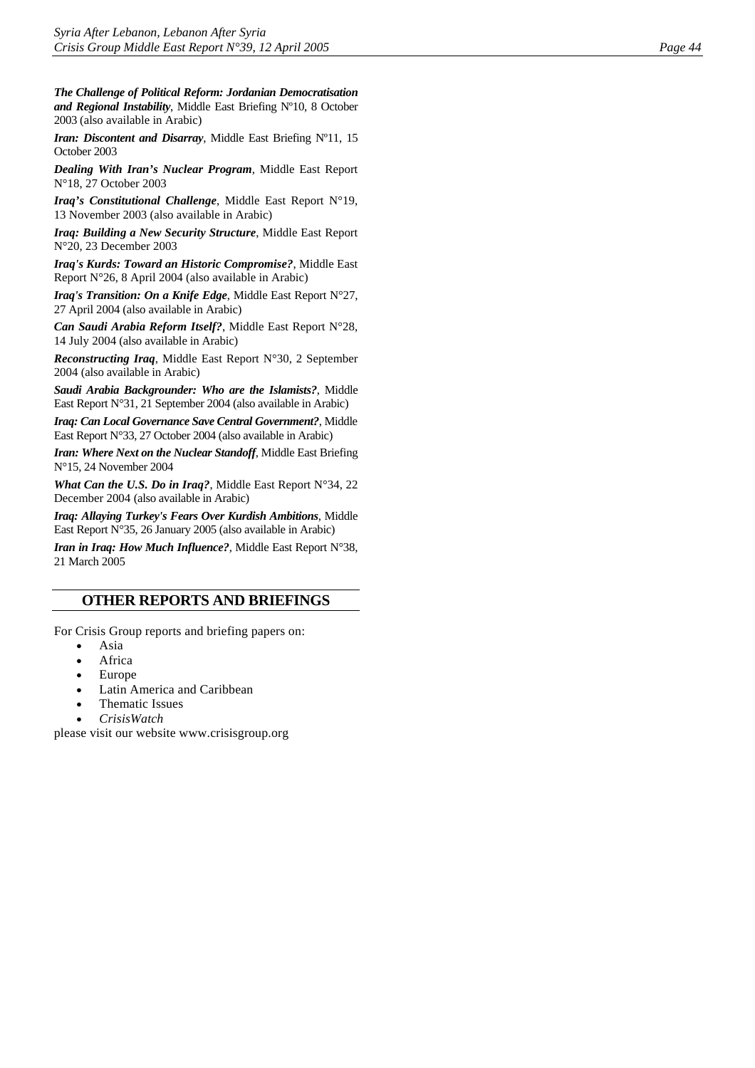***The Challenge of Political Reform: Jordanian Democratisation and Regional Instability***, Middle East Briefing Nº10, 8 October 2003 (also available in Arabic)

***Iran: Discontent and Disarray***, Middle East Briefing Nº11, 15 October 2003

***Dealing With Iran's Nuclear Program***, Middle East Report N°18, 27 October 2003

***Iraq's Constitutional Challenge***, Middle East Report N°19, 13 November 2003 (also available in Arabic)

***Iraq: Building a New Security Structure***, Middle East Report N°20, 23 December 2003

***Iraq's Kurds: Toward an Historic Compromise?***, Middle East Report N°26, 8 April 2004 (also available in Arabic)

***Iraq's Transition: On a Knife Edge***, Middle East Report N°27, 27 April 2004 (also available in Arabic)

***Can Saudi Arabia Reform Itself?***, Middle East Report N°28, 14 July 2004 (also available in Arabic)

***Reconstructing Iraq***, Middle East Report N°30, 2 September 2004 (also available in Arabic)

***Saudi Arabia Backgrounder: Who are the Islamists?***, Middle East Report N°31, 21 September 2004 (also available in Arabic)

***Iraq: Can Local Governance Save Central Government?***, Middle East Report N°33, 27 October 2004 (also available in Arabic)

***Iran: Where Next on the Nuclear Standoff***, Middle East Briefing N°15, 24 November 2004

***What Can the U.S. Do in Iraq?***, Middle East Report N°34, 22 December 2004 (also available in Arabic)

***Iraq: Allaying Turkey's Fears Over Kurdish Ambitions***, Middle East Report N°35, 26 January 2005 (also available in Arabic)

***Iran in Iraq: How Much Influence?***, Middle East Report N°38, 21 March 2005

## OTHER REPORTS AND BRIEFINGS

For Crisis Group reports and briefing papers on:

- Asia
- Africa
- Europe
- Latin America and Caribbean
- Thematic Issues
- *CrisisWatch*

please visit our website www.crisisgroup.org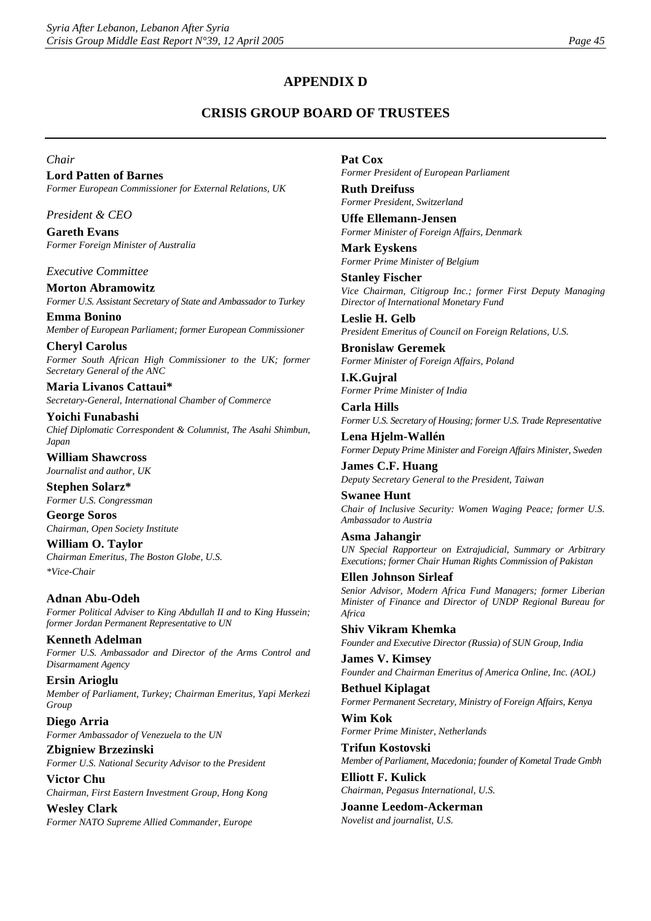# APPENDIX D

## CRISIS GROUP BOARD OF TRUSTEES

*Chair*

**Lord Patten of Barnes**
*Former European Commissioner for External Relations, UK*

*President & CEO*

**Gareth Evans**
*Former Foreign Minister of Australia*

*Executive Committee*

**Morton Abramowitz**
*Former U.S. Assistant Secretary of State and Ambassador to Turkey*

**Emma Bonino**
*Member of European Parliament; former European Commissioner*

**Cheryl Carolus**
*Former South African High Commissioner to the UK; former Secretary General of the ANC*

**Maria Livanos Cattaui***
*Secretary-General, International Chamber of Commerce*

**Yoichi Funabashi**
*Chief Diplomatic Correspondent & Columnist, The Asahi Shimbun, Japan*

**William Shawcross**
*Journalist and author, UK*

**Stephen Solarz***
*Former U.S. Congressman*

**George Soros**
*Chairman, Open Society Institute*

**William O. Taylor**
*Chairman Emeritus, The Boston Globe, U.S.*

*\*Vice-Chair*

**Adnan Abu-Odeh**
*Former Political Adviser to King Abdullah II and to King Hussein; former Jordan Permanent Representative to UN*

**Kenneth Adelman**
*Former U.S. Ambassador and Director of the Arms Control and Disarmament Agency*

**Ersin Arioglu**
*Member of Parliament, Turkey; Chairman Emeritus, Yapi Merkezi Group*

**Diego Arria**
*Former Ambassador of Venezuela to the UN*

**Zbigniew Brzezinski**
*Former U.S. National Security Advisor to the President*

**Victor Chu**
*Chairman, First Eastern Investment Group, Hong Kong*

**Wesley Clark**
*Former NATO Supreme Allied Commander, Europe*

**Pat Cox**
*Former President of European Parliament*

**Ruth Dreifuss**
*Former President, Switzerland*

**Uffe Ellemann-Jensen**
*Former Minister of Foreign Affairs, Denmark*

**Mark Eyskens**
*Former Prime Minister of Belgium*

**Stanley Fischer**
*Vice Chairman, Citigroup Inc.; former First Deputy Managing Director of International Monetary Fund*

**Leslie H. Gelb**
*President Emeritus of Council on Foreign Relations, U.S.*

**Bronislaw Geremek**
*Former Minister of Foreign Affairs, Poland*

**I.K.Gujral**
*Former Prime Minister of India*

**Carla Hills**
*Former U.S. Secretary of Housing; former U.S. Trade Representative*

**Lena Hjelm-Wallén**
*Former Deputy Prime Minister and Foreign Affairs Minister, Sweden*

**James C.F. Huang**
*Deputy Secretary General to the President, Taiwan*

**Swanee Hunt**
*Chair of Inclusive Security: Women Waging Peace; former U.S. Ambassador to Austria*

**Asma Jahangir**
*UN Special Rapporteur on Extrajudicial, Summary or Arbitrary Executions; former Chair Human Rights Commission of Pakistan*

**Ellen Johnson Sirleaf**
*Senior Advisor, Modern Africa Fund Managers; former Liberian Minister of Finance and Director of UNDP Regional Bureau for Africa*

**Shiv Vikram Khemka**
*Founder and Executive Director (Russia) of SUN Group, India*

**James V. Kimsey**
*Founder and Chairman Emeritus of America Online, Inc. (AOL)*

**Bethuel Kiplagat**
*Former Permanent Secretary, Ministry of Foreign Affairs, Kenya*

**Wim Kok**
*Former Prime Minister, Netherlands*

**Trifun Kostovski**
*Member of Parliament, Macedonia; founder of Kometal Trade Gmbh*

**Elliott F. Kulick**
*Chairman, Pegasus International, U.S.*

**Joanne Leedom-Ackerman**
*Novelist and journalist, U.S.*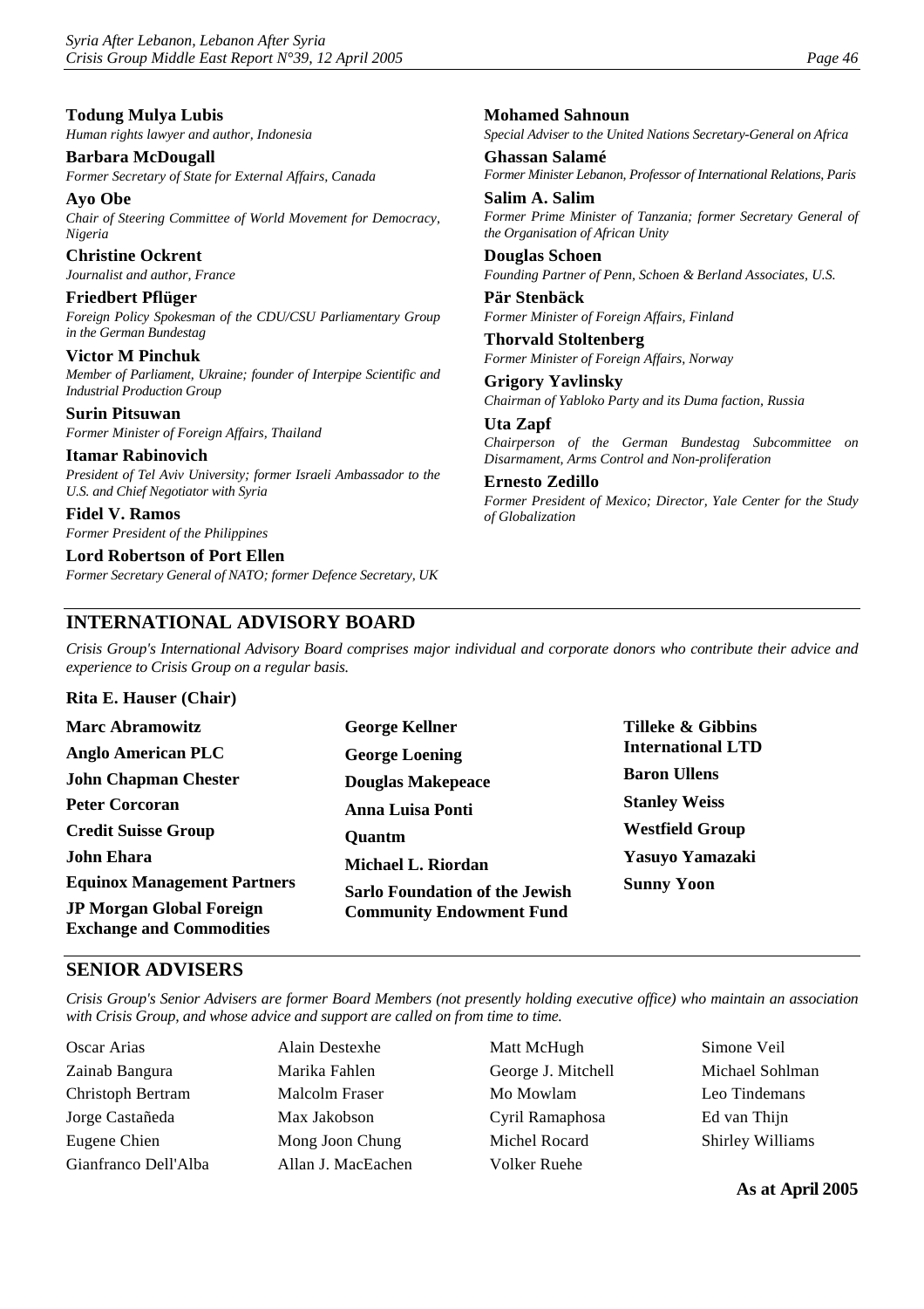**Todung Mulya Lubis**
*Human rights lawyer and author, Indonesia*

**Barbara McDougall**
*Former Secretary of State for External Affairs, Canada*

**Ayo Obe**
*Chair of Steering Committee of World Movement for Democracy, Nigeria*

**Christine Ockrent**
*Journalist and author, France*

**Friedbert Pflüger**
*Foreign Policy Spokesman of the CDU/CSU Parliamentary Group in the German Bundestag*

**Victor M Pinchuk**
*Member of Parliament, Ukraine; founder of Interpipe Scientific and Industrial Production Group*

**Surin Pitsuwan**
*Former Minister of Foreign Affairs, Thailand*

**Itamar Rabinovich**
*President of Tel Aviv University; former Israeli Ambassador to the U.S. and Chief Negotiator with Syria*

**Fidel V. Ramos**
*Former President of the Philippines*

**Lord Robertson of Port Ellen**
*Former Secretary General of NATO; former Defence Secretary, UK*

**Mohamed Sahnoun**
*Special Adviser to the United Nations Secretary-General on Africa*

**Ghassan Salamé**
*Former Minister Lebanon, Professor of International Relations, Paris*

**Salim A. Salim**
*Former Prime Minister of Tanzania; former Secretary General of the Organisation of African Unity*

**Douglas Schoen**
*Founding Partner of Penn, Schoen & Berland Associates, U.S.*

**Pär Stenbäck**
*Former Minister of Foreign Affairs, Finland*

**Thorvald Stoltenberg**
*Former Minister of Foreign Affairs, Norway*

**Grigory Yavlinsky**
*Chairman of Yabloko Party and its Duma faction, Russia*

**Uta Zapf**
*Chairperson of the German Bundestag Subcommittee on Disarmament, Arms Control and Non-proliferation*

**Ernesto Zedillo**
*Former President of Mexico; Director, Yale Center for the Study of Globalization*

## INTERNATIONAL ADVISORY BOARD

*Crisis Group's International Advisory Board comprises major individual and corporate donors who contribute their advice and experience to Crisis Group on a regular basis.*

**Rita E. Hauser (Chair)**

**Marc Abramowitz**
**Anglo American PLC**
**John Chapman Chester**
**Peter Corcoran**
**Credit Suisse Group**
**John Ehara**
**Equinox Management Partners**
**JP Morgan Global Foreign Exchange and Commodities**
**George Kellner**
**George Loening**
**Douglas Makepeace**
**Anna Luisa Ponti**
**Quantm**
**Michael L. Riordan**
**Sarlo Foundation of the Jewish Community Endowment Fund**
**Tilleke & Gibbins International LTD**
**Baron Ullens**
**Stanley Weiss**
**Westfield Group**
**Yasuyo Yamazaki**
**Sunny Yoon**

## SENIOR ADVISERS

*Crisis Group's Senior Advisers are former Board Members (not presently holding executive office) who maintain an association with Crisis Group, and whose advice and support are called on from time to time.*

Oscar Arias
Zainab Bangura
Christoph Bertram
Jorge Castañeda
Eugene Chien
Gianfranco Dell'Alba
Alain Destexhe
Marika Fahlen
Malcolm Fraser
Max Jakobson
Mong Joon Chung
Allan J. MacEachen
Matt McHugh
George J. Mitchell
Mo Mowlam
Cyril Ramaphosa
Michel Rocard
Volker Ruehe
Simone Veil
Michael Sohlman
Leo Tindemans
Ed van Thijn
Shirley Williams

**As at April 2005**